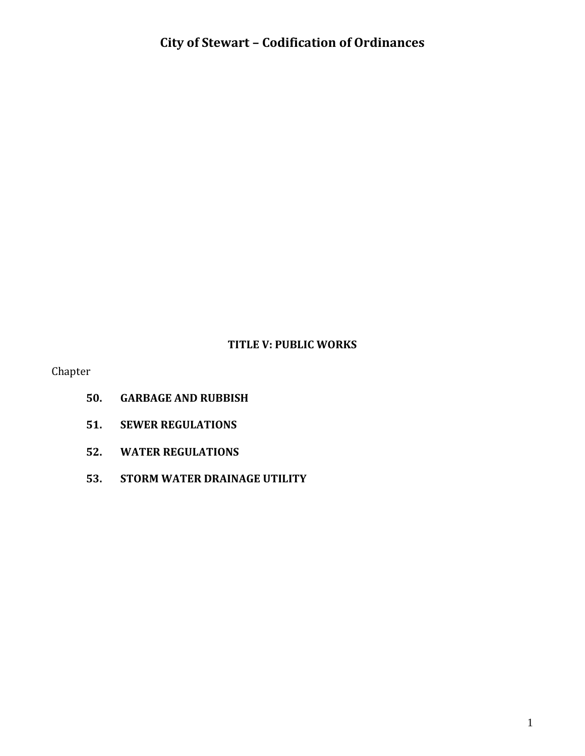# City of Stewart – Codification of Ordinances

## TITLE V: PUBLIC WORKS

Chapter

**50. GARBAGE AND RUBBISH**

**51. SEWER REGULATIONS**

**52. WATER REGULATIONS**

**53. STORM WATER DRAINAGE UTILITY**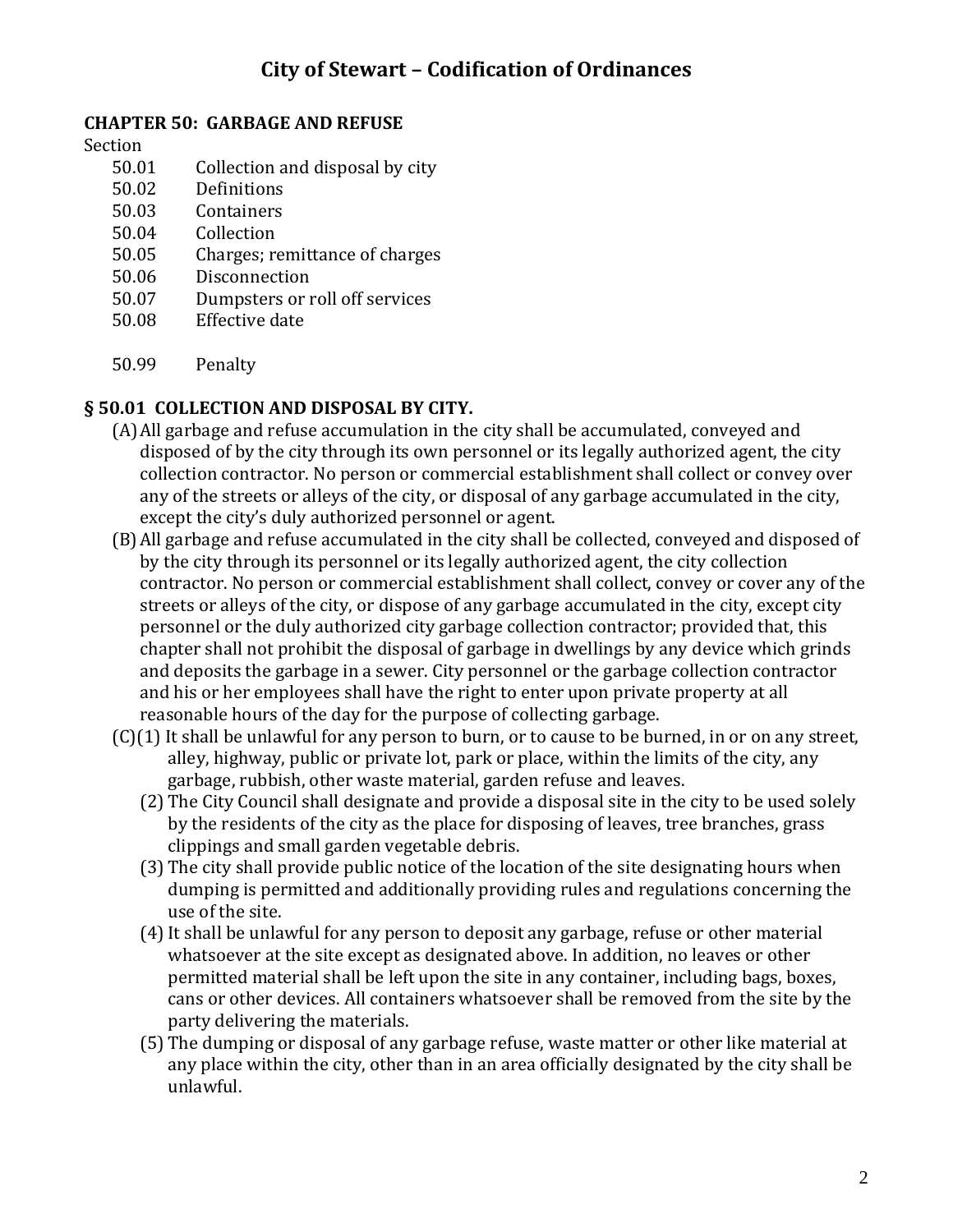# City of Stewart – Codification of Ordinances

## CHAPTER 50: GARBAGE AND REFUSE

Section

| | |
|---|---|
| 50.01 | Collection and disposal by city |
| 50.02 | Definitions |
| 50.03 | Containers |
| 50.04 | Collection |
| 50.05 | Charges; remittance of charges |
| 50.06 | Disconnection |
| 50.07 | Dumpsters or roll off services |
| 50.08 | Effective date |
| | |
| 50.99 | Penalty |

### § 50.01 COLLECTION AND DISPOSAL BY CITY.

(A) All garbage and refuse accumulation in the city shall be accumulated, conveyed and disposed of by the city through its own personnel or its legally authorized agent, the city collection contractor. No person or commercial establishment shall collect or convey over any of the streets or alleys of the city, or disposal of any garbage accumulated in the city, except the city's duly authorized personnel or agent.

(B) All garbage and refuse accumulated in the city shall be collected, conveyed and disposed of by the city through its personnel or its legally authorized agent, the city collection contractor. No person or commercial establishment shall collect, convey or cover any of the streets or alleys of the city, or dispose of any garbage accumulated in the city, except city personnel or the duly authorized city garbage collection contractor; provided that, this chapter shall not prohibit the disposal of garbage in dwellings by any device which grinds and deposits the garbage in a sewer. City personnel or the garbage collection contractor and his or her employees shall have the right to enter upon private property at all reasonable hours of the day for the purpose of collecting garbage.

(C)(1) It shall be unlawful for any person to burn, or to cause to be burned, in or on any street, alley, highway, public or private lot, park or place, within the limits of the city, any garbage, rubbish, other waste material, garden refuse and leaves.

(2) The City Council shall designate and provide a disposal site in the city to be used solely by the residents of the city as the place for disposing of leaves, tree branches, grass clippings and small garden vegetable debris.

(3) The city shall provide public notice of the location of the site designating hours when dumping is permitted and additionally providing rules and regulations concerning the use of the site.

(4) It shall be unlawful for any person to deposit any garbage, refuse or other material whatsoever at the site except as designated above. In addition, no leaves or other permitted material shall be left upon the site in any container, including bags, boxes, cans or other devices. All containers whatsoever shall be removed from the site by the party delivering the materials.

(5) The dumping or disposal of any garbage refuse, waste matter or other like material at any place within the city, other than in an area officially designated by the city shall be unlawful.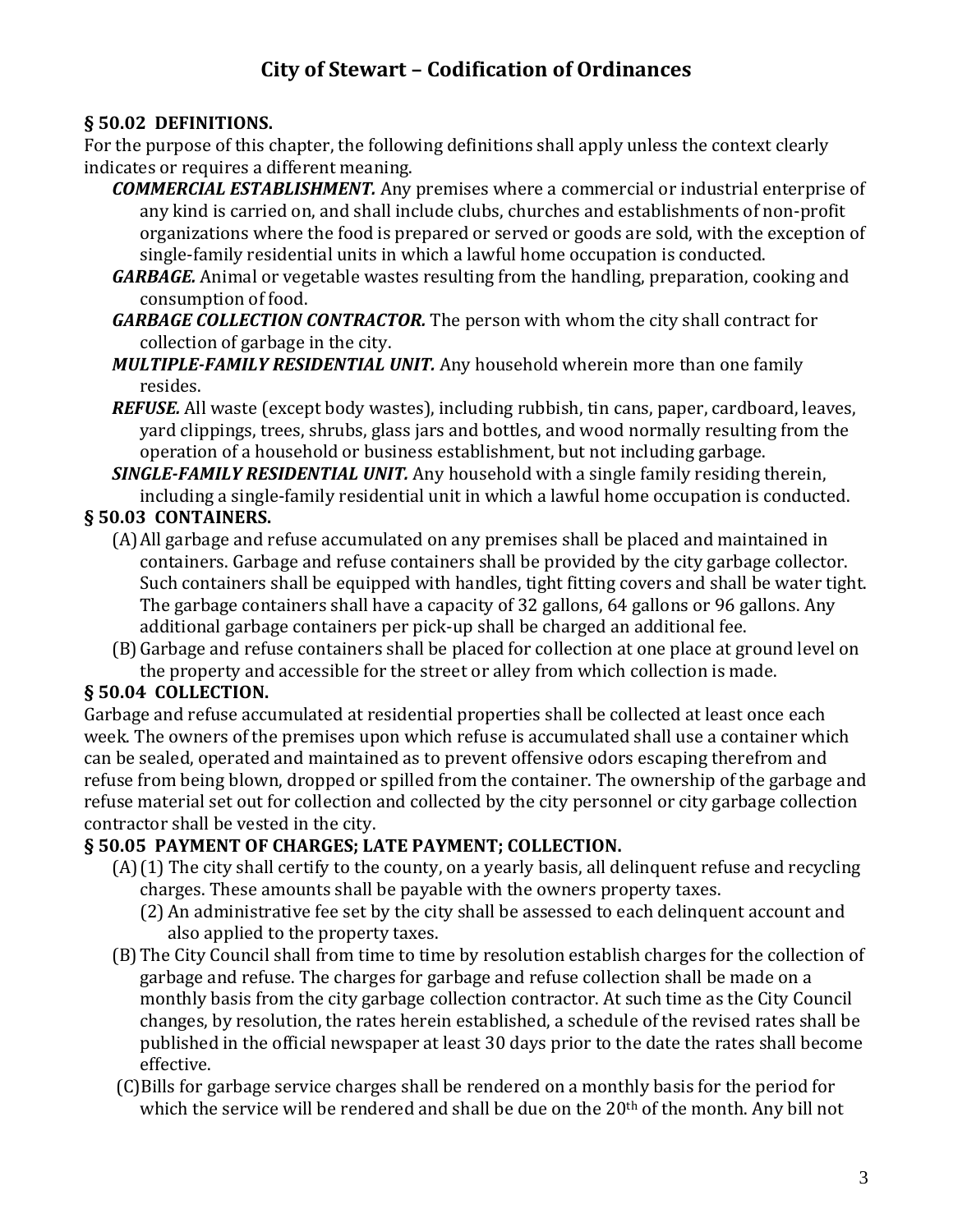## § 50.02 DEFINITIONS.

For the purpose of this chapter, the following definitions shall apply unless the context clearly indicates or requires a different meaning.

***COMMERCIAL ESTABLISHMENT.*** Any premises where a commercial or industrial enterprise of any kind is carried on, and shall include clubs, churches and establishments of non-profit organizations where the food is prepared or served or goods are sold, with the exception of single-family residential units in which a lawful home occupation is conducted.

***GARBAGE.*** Animal or vegetable wastes resulting from the handling, preparation, cooking and consumption of food.

***GARBAGE COLLECTION CONTRACTOR.*** The person with whom the city shall contract for collection of garbage in the city.

***MULTIPLE-FAMILY RESIDENTIAL UNIT.*** Any household wherein more than one family resides.

***REFUSE.*** All waste (except body wastes), including rubbish, tin cans, paper, cardboard, leaves, yard clippings, trees, shrubs, glass jars and bottles, and wood normally resulting from the operation of a household or business establishment, but not including garbage.

***SINGLE-FAMILY RESIDENTIAL UNIT.*** Any household with a single family residing therein, including a single-family residential unit in which a lawful home occupation is conducted.

## § 50.03 CONTAINERS.

(A) All garbage and refuse accumulated on any premises shall be placed and maintained in containers. Garbage and refuse containers shall be provided by the city garbage collector. Such containers shall be equipped with handles, tight fitting covers and shall be water tight. The garbage containers shall have a capacity of 32 gallons, 64 gallons or 96 gallons. Any additional garbage containers per pick-up shall be charged an additional fee.

(B) Garbage and refuse containers shall be placed for collection at one place at ground level on the property and accessible for the street or alley from which collection is made.

## § 50.04 COLLECTION.

Garbage and refuse accumulated at residential properties shall be collected at least once each week. The owners of the premises upon which refuse is accumulated shall use a container which can be sealed, operated and maintained as to prevent offensive odors escaping therefrom and refuse from being blown, dropped or spilled from the container. The ownership of the garbage and refuse material set out for collection and collected by the city personnel or city garbage collection contractor shall be vested in the city.

## § 50.05 PAYMENT OF CHARGES; LATE PAYMENT; COLLECTION.

(A) (1) The city shall certify to the county, on a yearly basis, all delinquent refuse and recycling charges. These amounts shall be payable with the owners property taxes.

(2) An administrative fee set by the city shall be assessed to each delinquent account and also applied to the property taxes.

(B) The City Council shall from time to time by resolution establish charges for the collection of garbage and refuse. The charges for garbage and refuse collection shall be made on a monthly basis from the city garbage collection contractor. At such time as the City Council changes, by resolution, the rates herein established, a schedule of the revised rates shall be published in the official newspaper at least 30 days prior to the date the rates shall become effective.

(C) Bills for garbage service charges shall be rendered on a monthly basis for the period for which the service will be rendered and shall be due on the 20th of the month. Any bill not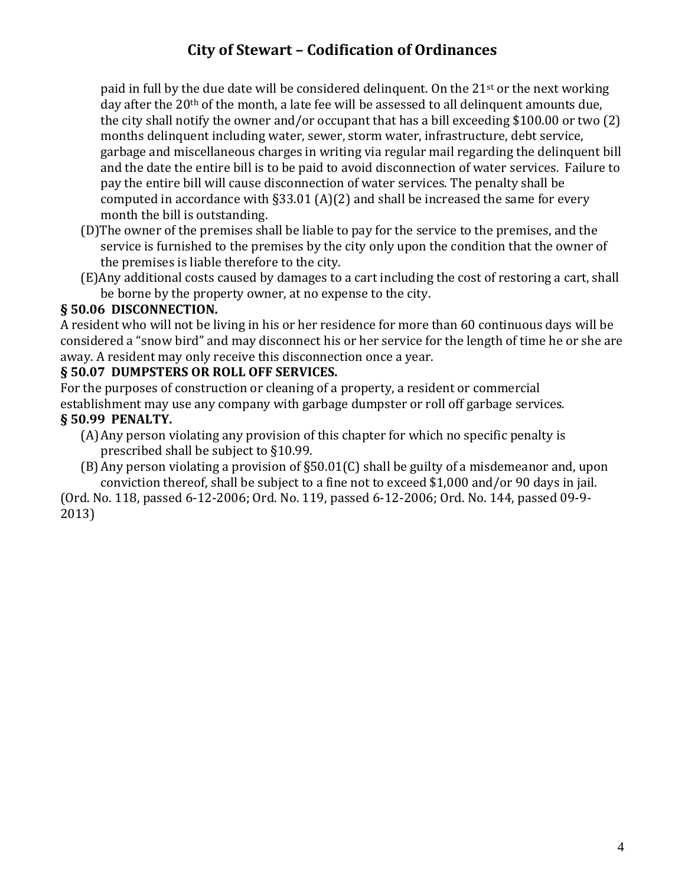paid in full by the due date will be considered delinquent. On the 21st or the next working day after the 20th of the month, a late fee will be assessed to all delinquent amounts due, the city shall notify the owner and/or occupant that has a bill exceeding $100.00 or two (2) months delinquent including water, sewer, storm water, infrastructure, debt service, garbage and miscellaneous charges in writing via regular mail regarding the delinquent bill and the date the entire bill is to be paid to avoid disconnection of water services. Failure to pay the entire bill will cause disconnection of water services. The penalty shall be computed in accordance with §33.01 (A)(2) and shall be increased the same for every month the bill is outstanding.

(D) The owner of the premises shall be liable to pay for the service to the premises, and the service is furnished to the premises by the city only upon the condition that the owner of the premises is liable therefore to the city.

(E) Any additional costs caused by damages to a cart including the cost of restoring a cart, shall be borne by the property owner, at no expense to the city.

**§ 50.06 DISCONNECTION.**

A resident who will not be living in his or her residence for more than 60 continuous days will be considered a "snow bird" and may disconnect his or her service for the length of time he or she are away. A resident may only receive this disconnection once a year.

**§ 50.07 DUMPSTERS OR ROLL OFF SERVICES.**

For the purposes of construction or cleaning of a property, a resident or commercial establishment may use any company with garbage dumpster or roll off garbage services.

**§ 50.99 PENALTY.**

(A) Any person violating any provision of this chapter for which no specific penalty is prescribed shall be subject to §10.99.

(B) Any person violating a provision of §50.01(C) shall be guilty of a misdemeanor and, upon conviction thereof, shall be subject to a fine not to exceed $1,000 and/or 90 days in jail.

(Ord. No. 118, passed 6-12-2006; Ord. No. 119, passed 6-12-2006; Ord. No. 144, passed 09-9-2013)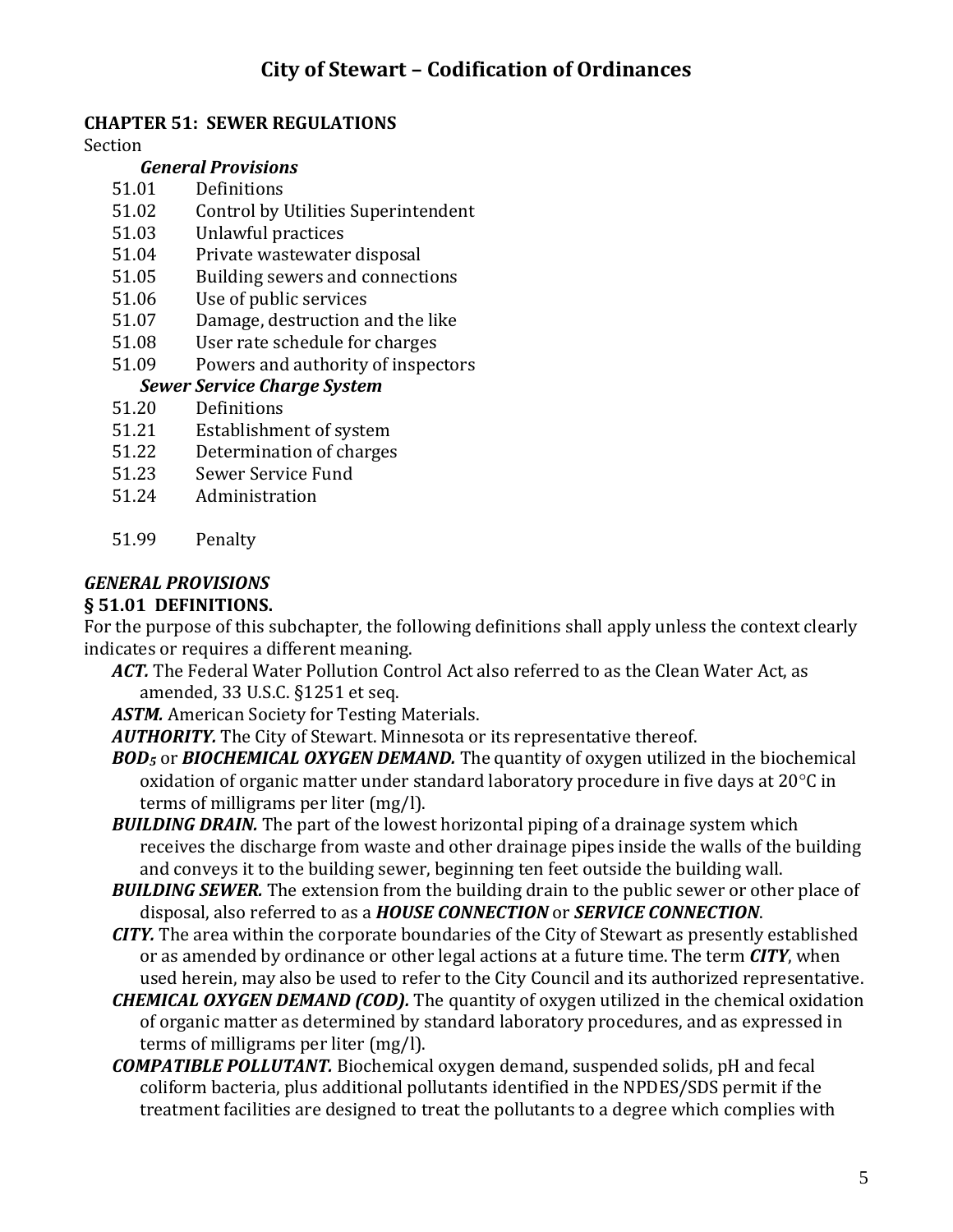# City of Stewart – Codification of Ordinances

## CHAPTER 51: SEWER REGULATIONS

Section

***General Provisions***

- 51.01 Definitions
- 51.02 Control by Utilities Superintendent
- 51.03 Unlawful practices
- 51.04 Private wastewater disposal
- 51.05 Building sewers and connections
- 51.06 Use of public services
- 51.07 Damage, destruction and the like
- 51.08 User rate schedule for charges
- 51.09 Powers and authority of inspectors

***Sewer Service Charge System***

- 51.20 Definitions
- 51.21 Establishment of system
- 51.22 Determination of charges
- 51.23 Sewer Service Fund
- 51.24 Administration

- 51.99 Penalty

### *GENERAL PROVISIONS*

### § 51.01 DEFINITIONS.

For the purpose of this subchapter, the following definitions shall apply unless the context clearly indicates or requires a different meaning.

***ACT.*** The Federal Water Pollution Control Act also referred to as the Clean Water Act, as amended, 33 U.S.C. §1251 et seq.

***ASTM.*** American Society for Testing Materials.

***AUTHORITY.*** The City of Stewart. Minnesota or its representative thereof.

***$BOD_5$*** or ***BIOCHEMICAL OXYGEN DEMAND.*** The quantity of oxygen utilized in the biochemical oxidation of organic matter under standard laboratory procedure in five days at 20°C in terms of milligrams per liter (mg/l).

***BUILDING DRAIN.*** The part of the lowest horizontal piping of a drainage system which receives the discharge from waste and other drainage pipes inside the walls of the building and conveys it to the building sewer, beginning ten feet outside the building wall.

***BUILDING SEWER.*** The extension from the building drain to the public sewer or other place of disposal, also referred to as a ***HOUSE CONNECTION*** or ***SERVICE CONNECTION***.

***CITY.*** The area within the corporate boundaries of the City of Stewart as presently established or as amended by ordinance or other legal actions at a future time. The term ***CITY***, when used herein, may also be used to refer to the City Council and its authorized representative.

***CHEMICAL OXYGEN DEMAND (COD).*** The quantity of oxygen utilized in the chemical oxidation of organic matter as determined by standard laboratory procedures, and as expressed in terms of milligrams per liter (mg/l).

***COMPATIBLE POLLUTANT.*** Biochemical oxygen demand, suspended solids, pH and fecal coliform bacteria, plus additional pollutants identified in the NPDES/SDS permit if the treatment facilities are designed to treat the pollutants to a degree which complies with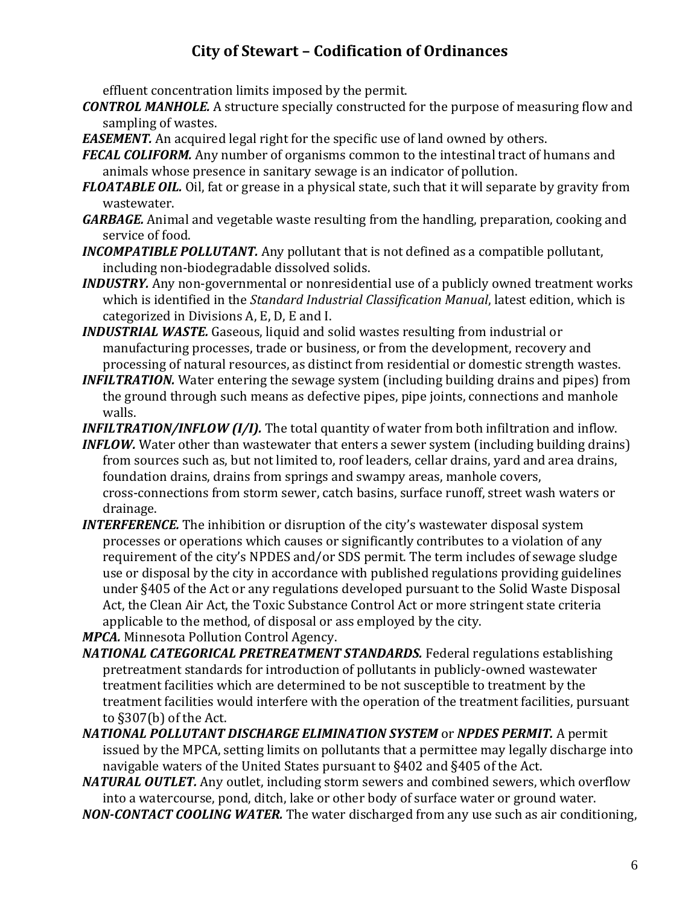effluent concentration limits imposed by the permit.

***CONTROL MANHOLE.*** A structure specially constructed for the purpose of measuring flow and sampling of wastes.

***EASEMENT.*** An acquired legal right for the specific use of land owned by others.

***FECAL COLIFORM.*** Any number of organisms common to the intestinal tract of humans and animals whose presence in sanitary sewage is an indicator of pollution.

***FLOATABLE OIL.*** Oil, fat or grease in a physical state, such that it will separate by gravity from wastewater.

***GARBAGE.*** Animal and vegetable waste resulting from the handling, preparation, cooking and service of food.

***INCOMPATIBLE POLLUTANT.*** Any pollutant that is not defined as a compatible pollutant, including non-biodegradable dissolved solids.

***INDUSTRY.*** Any non-governmental or nonresidential use of a publicly owned treatment works which is identified in the *Standard Industrial Classification Manual*, latest edition, which is categorized in Divisions A, E, D, E and I.

***INDUSTRIAL WASTE.*** Gaseous, liquid and solid wastes resulting from industrial or manufacturing processes, trade or business, or from the development, recovery and processing of natural resources, as distinct from residential or domestic strength wastes.

***INFILTRATION.*** Water entering the sewage system (including building drains and pipes) from the ground through such means as defective pipes, pipe joints, connections and manhole walls.

***INFILTRATION/INFLOW (I/I).*** The total quantity of water from both infiltration and inflow.

***INFLOW.*** Water other than wastewater that enters a sewer system (including building drains) from sources such as, but not limited to, roof leaders, cellar drains, yard and area drains, foundation drains, drains from springs and swampy areas, manhole covers, cross-connections from storm sewer, catch basins, surface runoff, street wash waters or drainage.

***INTERFERENCE.*** The inhibition or disruption of the city's wastewater disposal system processes or operations which causes or significantly contributes to a violation of any requirement of the city's NPDES and/or SDS permit. The term includes of sewage sludge use or disposal by the city in accordance with published regulations providing guidelines under §405 of the Act or any regulations developed pursuant to the Solid Waste Disposal Act, the Clean Air Act, the Toxic Substance Control Act or more stringent state criteria applicable to the method, of disposal or ass employed by the city.

***MPCA.*** Minnesota Pollution Control Agency.

***NATIONAL CATEGORICAL PRETREATMENT STANDARDS.*** Federal regulations establishing pretreatment standards for introduction of pollutants in publicly-owned wastewater treatment facilities which are determined to be not susceptible to treatment by the treatment facilities would interfere with the operation of the treatment facilities, pursuant to §307(b) of the Act.

***NATIONAL POLLUTANT DISCHARGE ELIMINATION SYSTEM*** or ***NPDES PERMIT.*** A permit issued by the MPCA, setting limits on pollutants that a permittee may legally discharge into navigable waters of the United States pursuant to §402 and §405 of the Act.

***NATURAL OUTLET.*** Any outlet, including storm sewers and combined sewers, which overflow into a watercourse, pond, ditch, lake or other body of surface water or ground water.

***NON-CONTACT COOLING WATER.*** The water discharged from any use such as air conditioning,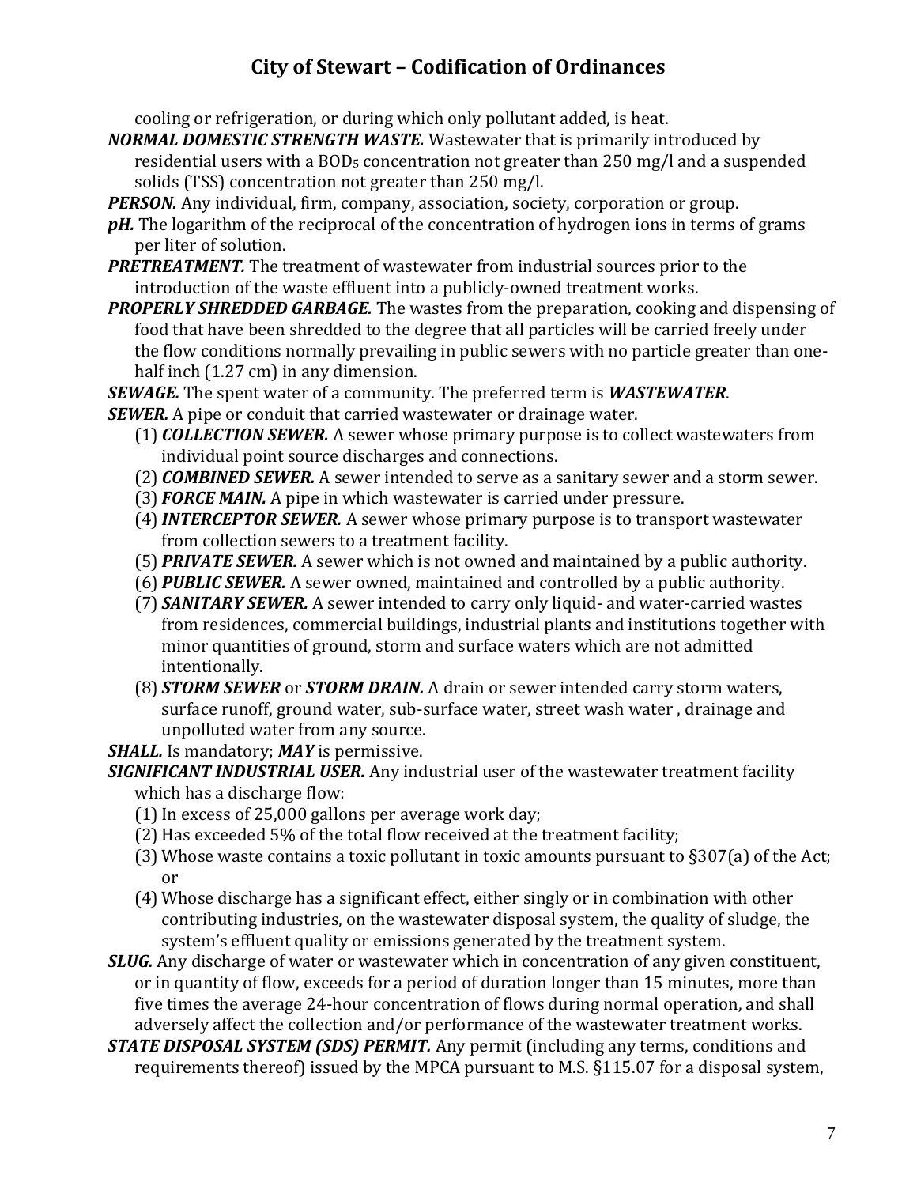cooling or refrigeration, or during which only pollutant added, is heat.

***NORMAL DOMESTIC STRENGTH WASTE.*** Wastewater that is primarily introduced by residential users with a $BOD_5$ concentration not greater than 250 mg/l and a suspended solids (TSS) concentration not greater than 250 mg/l.

***PERSON.*** Any individual, firm, company, association, society, corporation or group.

***pH.*** The logarithm of the reciprocal of the concentration of hydrogen ions in terms of grams per liter of solution.

***PRETREATMENT.*** The treatment of wastewater from industrial sources prior to the introduction of the waste effluent into a publicly-owned treatment works.

***PROPERLY SHREDDED GARBAGE.*** The wastes from the preparation, cooking and dispensing of food that have been shredded to the degree that all particles will be carried freely under the flow conditions normally prevailing in public sewers with no particle greater than one-half inch (1.27 cm) in any dimension.

***SEWAGE.*** The spent water of a community. The preferred term is ***WASTEWATER***.

***SEWER.*** A pipe or conduit that carried wastewater or drainage water.

(1) ***COLLECTION SEWER.*** A sewer whose primary purpose is to collect wastewaters from individual point source discharges and connections.

(2) ***COMBINED SEWER.*** A sewer intended to serve as a sanitary sewer and a storm sewer.

(3) ***FORCE MAIN.*** A pipe in which wastewater is carried under pressure.

(4) ***INTERCEPTOR SEWER.*** A sewer whose primary purpose is to transport wastewater from collection sewers to a treatment facility.

(5) ***PRIVATE SEWER.*** A sewer which is not owned and maintained by a public authority.

(6) ***PUBLIC SEWER.*** A sewer owned, maintained and controlled by a public authority.

(7) ***SANITARY SEWER.*** A sewer intended to carry only liquid- and water-carried wastes from residences, commercial buildings, industrial plants and institutions together with minor quantities of ground, storm and surface waters which are not admitted intentionally.

(8) ***STORM SEWER*** or ***STORM DRAIN.*** A drain or sewer intended carry storm waters, surface runoff, ground water, sub-surface water, street wash water , drainage and unpolluted water from any source.

***SHALL.*** Is mandatory; ***MAY*** is permissive.

***SIGNIFICANT INDUSTRIAL USER.*** Any industrial user of the wastewater treatment facility which has a discharge flow:

(1) In excess of 25,000 gallons per average work day;

(2) Has exceeded 5% of the total flow received at the treatment facility;

(3) Whose waste contains a toxic pollutant in toxic amounts pursuant to §307(a) of the Act; or

(4) Whose discharge has a significant effect, either singly or in combination with other contributing industries, on the wastewater disposal system, the quality of sludge, the system's effluent quality or emissions generated by the treatment system.

***SLUG.*** Any discharge of water or wastewater which in concentration of any given constituent, or in quantity of flow, exceeds for a period of duration longer than 15 minutes, more than five times the average 24-hour concentration of flows during normal operation, and shall adversely affect the collection and/or performance of the wastewater treatment works.

***STATE DISPOSAL SYSTEM (SDS) PERMIT.*** Any permit (including any terms, conditions and requirements thereof) issued by the MPCA pursuant to M.S. §115.07 for a disposal system,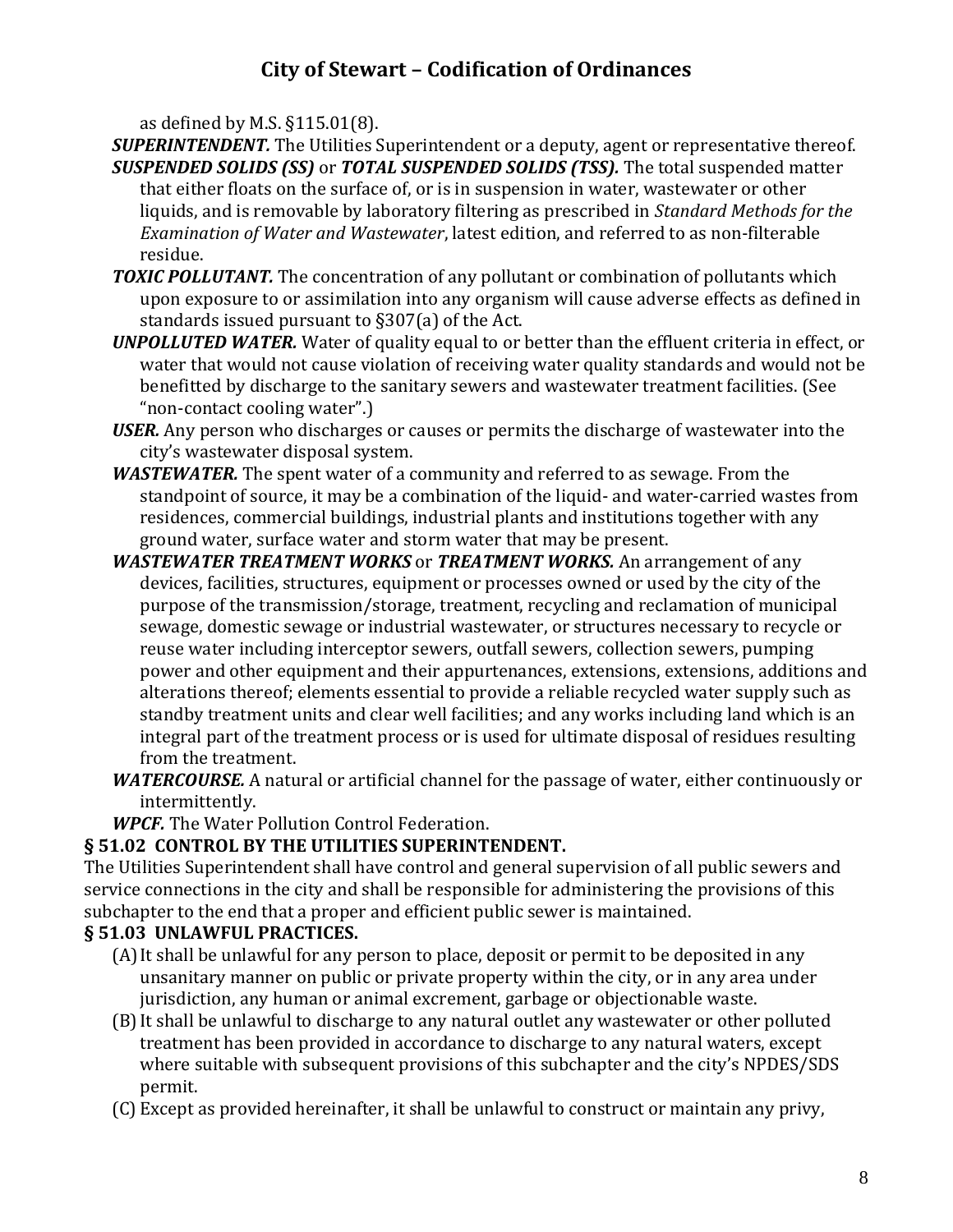as defined by M.S. §115.01(8).

***SUPERINTENDENT.*** The Utilities Superintendent or a deputy, agent or representative thereof.

***SUSPENDED SOLIDS (SS)*** or ***TOTAL SUSPENDED SOLIDS (TSS).*** The total suspended matter that either floats on the surface of, or is in suspension in water, wastewater or other liquids, and is removable by laboratory filtering as prescribed in *Standard Methods for the Examination of Water and Wastewater*, latest edition, and referred to as non-filterable residue.

***TOXIC POLLUTANT.*** The concentration of any pollutant or combination of pollutants which upon exposure to or assimilation into any organism will cause adverse effects as defined in standards issued pursuant to §307(a) of the Act.

***UNPOLLUTED WATER.*** Water of quality equal to or better than the effluent criteria in effect, or water that would not cause violation of receiving water quality standards and would not be benefitted by discharge to the sanitary sewers and wastewater treatment facilities. (See "non-contact cooling water".)

***USER.*** Any person who discharges or causes or permits the discharge of wastewater into the city's wastewater disposal system.

***WASTEWATER.*** The spent water of a community and referred to as sewage. From the standpoint of source, it may be a combination of the liquid- and water-carried wastes from residences, commercial buildings, industrial plants and institutions together with any ground water, surface water and storm water that may be present.

***WASTEWATER TREATMENT WORKS*** or ***TREATMENT WORKS.*** An arrangement of any devices, facilities, structures, equipment or processes owned or used by the city of the purpose of the transmission/storage, treatment, recycling and reclamation of municipal sewage, domestic sewage or industrial wastewater, or structures necessary to recycle or reuse water including interceptor sewers, outfall sewers, collection sewers, pumping power and other equipment and their appurtenances, extensions, extensions, additions and alterations thereof; elements essential to provide a reliable recycled water supply such as standby treatment units and clear well facilities; and any works including land which is an integral part of the treatment process or is used for ultimate disposal of residues resulting from the treatment.

***WATERCOURSE.*** A natural or artificial channel for the passage of water, either continuously or intermittently.

***WPCF.*** The Water Pollution Control Federation.

**§ 51.02 CONTROL BY THE UTILITIES SUPERINTENDENT.**

The Utilities Superintendent shall have control and general supervision of all public sewers and service connections in the city and shall be responsible for administering the provisions of this subchapter to the end that a proper and efficient public sewer is maintained.

**§ 51.03 UNLAWFUL PRACTICES.**

(A) It shall be unlawful for any person to place, deposit or permit to be deposited in any unsanitary manner on public or private property within the city, or in any area under jurisdiction, any human or animal excrement, garbage or objectionable waste.

(B) It shall be unlawful to discharge to any natural outlet any wastewater or other polluted treatment has been provided in accordance to discharge to any natural waters, except where suitable with subsequent provisions of this subchapter and the city's NPDES/SDS permit.

(C) Except as provided hereinafter, it shall be unlawful to construct or maintain any privy,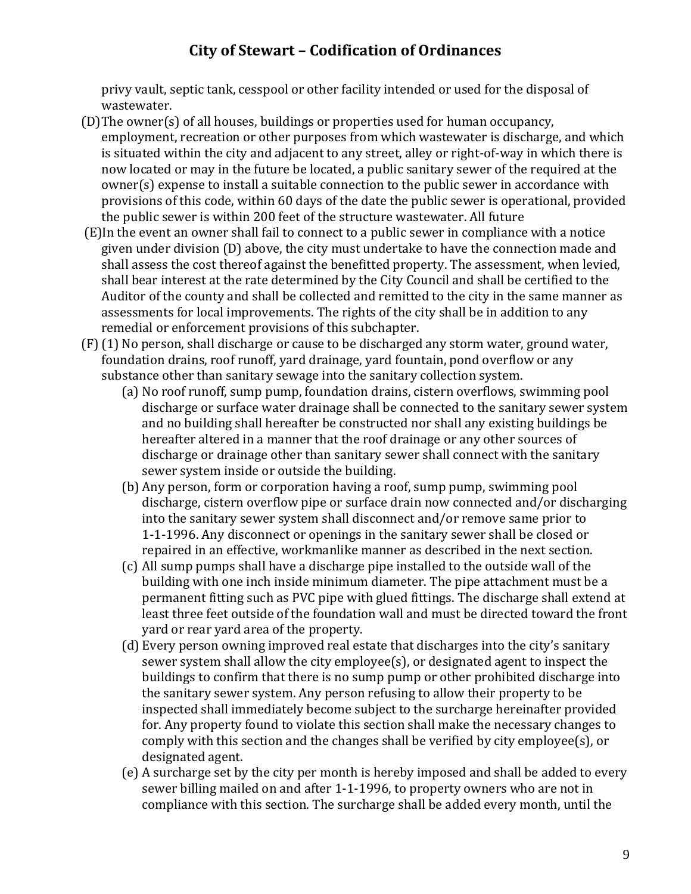privy vault, septic tank, cesspool or other facility intended or used for the disposal of wastewater.

(D) The owner(s) of all houses, buildings or properties used for human occupancy, employment, recreation or other purposes from which wastewater is discharge, and which is situated within the city and adjacent to any street, alley or right-of-way in which there is now located or may in the future be located, a public sanitary sewer of the required at the owner(s) expense to install a suitable connection to the public sewer in accordance with provisions of this code, within 60 days of the date the public sewer is operational, provided the public sewer is within 200 feet of the structure wastewater. All future

(E) In the event an owner shall fail to connect to a public sewer in compliance with a notice given under division (D) above, the city must undertake to have the connection made and shall assess the cost thereof against the benefitted property. The assessment, when levied, shall bear interest at the rate determined by the City Council and shall be certified to the Auditor of the county and shall be collected and remitted to the city in the same manner as assessments for local improvements. The rights of the city shall be in addition to any remedial or enforcement provisions of this subchapter.

(F) (1) No person, shall discharge or cause to be discharged any storm water, ground water, foundation drains, roof runoff, yard drainage, yard fountain, pond overflow or any substance other than sanitary sewage into the sanitary collection system.

- (a) No roof runoff, sump pump, foundation drains, cistern overflows, swimming pool discharge or surface water drainage shall be connected to the sanitary sewer system and no building shall hereafter be constructed nor shall any existing buildings be hereafter altered in a manner that the roof drainage or any other sources of discharge or drainage other than sanitary sewer shall connect with the sanitary sewer system inside or outside the building.
- (b) Any person, form or corporation having a roof, sump pump, swimming pool discharge, cistern overflow pipe or surface drain now connected and/or discharging into the sanitary sewer system shall disconnect and/or remove same prior to 1-1-1996. Any disconnect or openings in the sanitary sewer shall be closed or repaired in an effective, workmanlike manner as described in the next section.
- (c) All sump pumps shall have a discharge pipe installed to the outside wall of the building with one inch inside minimum diameter. The pipe attachment must be a permanent fitting such as PVC pipe with glued fittings. The discharge shall extend at least three feet outside of the foundation wall and must be directed toward the front yard or rear yard area of the property.
- (d) Every person owning improved real estate that discharges into the city's sanitary sewer system shall allow the city employee(s), or designated agent to inspect the buildings to confirm that there is no sump pump or other prohibited discharge into the sanitary sewer system. Any person refusing to allow their property to be inspected shall immediately become subject to the surcharge hereinafter provided for. Any property found to violate this section shall make the necessary changes to comply with this section and the changes shall be verified by city employee(s), or designated agent.
- (e) A surcharge set by the city per month is hereby imposed and shall be added to every sewer billing mailed on and after 1-1-1996, to property owners who are not in compliance with this section. The surcharge shall be added every month, until the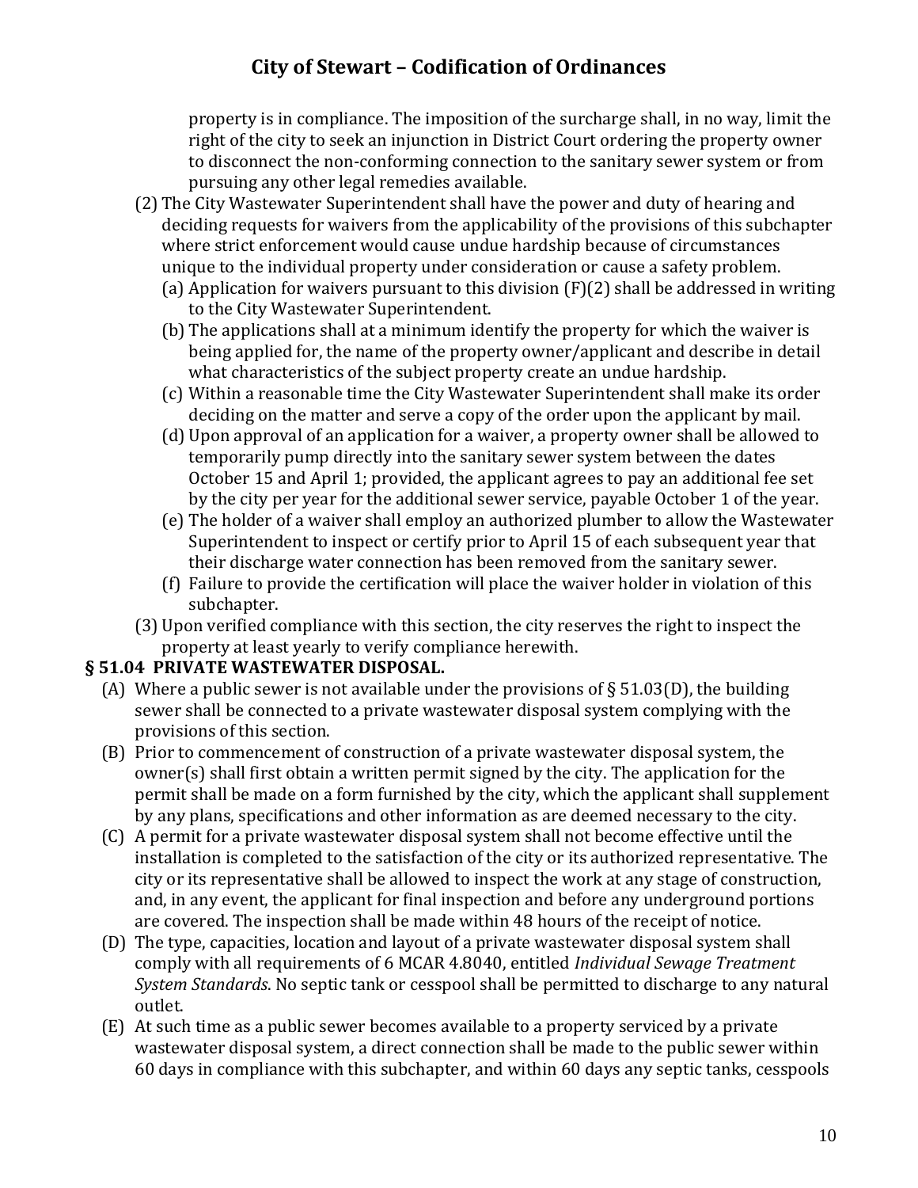property is in compliance. The imposition of the surcharge shall, in no way, limit the right of the city to seek an injunction in District Court ordering the property owner to disconnect the non-conforming connection to the sanitary sewer system or from pursuing any other legal remedies available.

(2) The City Wastewater Superintendent shall have the power and duty of hearing and deciding requests for waivers from the applicability of the provisions of this subchapter where strict enforcement would cause undue hardship because of circumstances unique to the individual property under consideration or cause a safety problem.

(a) Application for waivers pursuant to this division (F)(2) shall be addressed in writing to the City Wastewater Superintendent.

(b) The applications shall at a minimum identify the property for which the waiver is being applied for, the name of the property owner/applicant and describe in detail what characteristics of the subject property create an undue hardship.

(c) Within a reasonable time the City Wastewater Superintendent shall make its order deciding on the matter and serve a copy of the order upon the applicant by mail.

(d) Upon approval of an application for a waiver, a property owner shall be allowed to temporarily pump directly into the sanitary sewer system between the dates October 15 and April 1; provided, the applicant agrees to pay an additional fee set by the city per year for the additional sewer service, payable October 1 of the year.

(e) The holder of a waiver shall employ an authorized plumber to allow the Wastewater Superintendent to inspect or certify prior to April 15 of each subsequent year that their discharge water connection has been removed from the sanitary sewer.

(f) Failure to provide the certification will place the waiver holder in violation of this subchapter.

(3) Upon verified compliance with this section, the city reserves the right to inspect the property at least yearly to verify compliance herewith.

**§ 51.04 PRIVATE WASTEWATER DISPOSAL.**

(A) Where a public sewer is not available under the provisions of § 51.03(D), the building sewer shall be connected to a private wastewater disposal system complying with the provisions of this section.

(B) Prior to commencement of construction of a private wastewater disposal system, the owner(s) shall first obtain a written permit signed by the city. The application for the permit shall be made on a form furnished by the city, which the applicant shall supplement by any plans, specifications and other information as are deemed necessary to the city.

(C) A permit for a private wastewater disposal system shall not become effective until the installation is completed to the satisfaction of the city or its authorized representative. The city or its representative shall be allowed to inspect the work at any stage of construction, and, in any event, the applicant for final inspection and before any underground portions are covered. The inspection shall be made within 48 hours of the receipt of notice.

(D) The type, capacities, location and layout of a private wastewater disposal system shall comply with all requirements of 6 MCAR 4.8040, entitled *Individual Sewage Treatment System Standards*. No septic tank or cesspool shall be permitted to discharge to any natural outlet.

(E) At such time as a public sewer becomes available to a property serviced by a private wastewater disposal system, a direct connection shall be made to the public sewer within 60 days in compliance with this subchapter, and within 60 days any septic tanks, cesspools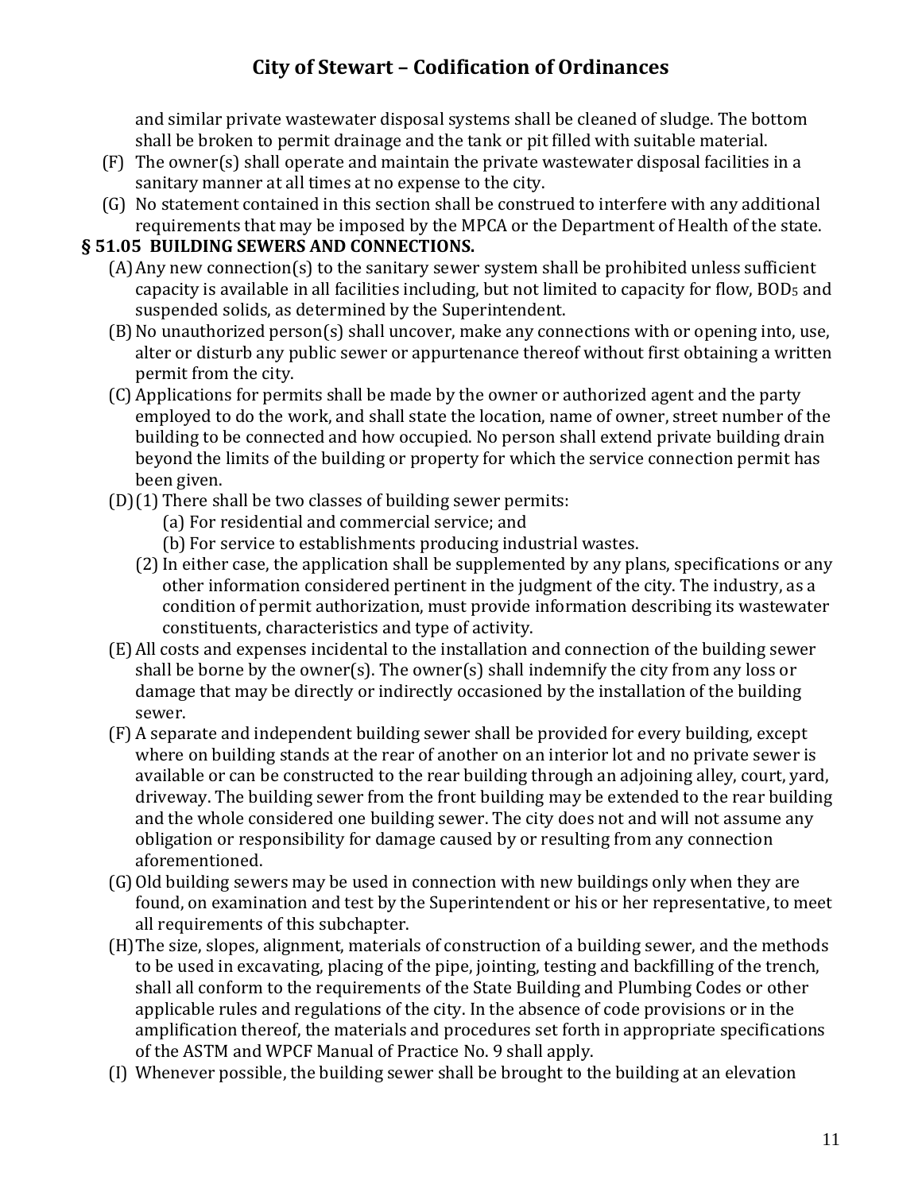and similar private wastewater disposal systems shall be cleaned of sludge. The bottom shall be broken to permit drainage and the tank or pit filled with suitable material.

(F) The owner(s) shall operate and maintain the private wastewater disposal facilities in a sanitary manner at all times at no expense to the city.

(G) No statement contained in this section shall be construed to interfere with any additional requirements that may be imposed by the MPCA or the Department of Health of the state.

### § 51.05 BUILDING SEWERS AND CONNECTIONS.

(A) Any new connection(s) to the sanitary sewer system shall be prohibited unless sufficient capacity is available in all facilities including, but not limited to capacity for flow, $BOD_5$ and suspended solids, as determined by the Superintendent.

(B) No unauthorized person(s) shall uncover, make any connections with or opening into, use, alter or disturb any public sewer or appurtenance thereof without first obtaining a written permit from the city.

(C) Applications for permits shall be made by the owner or authorized agent and the party employed to do the work, and shall state the location, name of owner, street number of the building to be connected and how occupied. No person shall extend private building drain beyond the limits of the building or property for which the service connection permit has been given.

(D) (1) There shall be two classes of building sewer permits:

(a) For residential and commercial service; and

(b) For service to establishments producing industrial wastes.

(2) In either case, the application shall be supplemented by any plans, specifications or any other information considered pertinent in the judgment of the city. The industry, as a condition of permit authorization, must provide information describing its wastewater constituents, characteristics and type of activity.

(E) All costs and expenses incidental to the installation and connection of the building sewer shall be borne by the owner(s). The owner(s) shall indemnify the city from any loss or damage that may be directly or indirectly occasioned by the installation of the building sewer.

(F) A separate and independent building sewer shall be provided for every building, except where on building stands at the rear of another on an interior lot and no private sewer is available or can be constructed to the rear building through an adjoining alley, court, yard, driveway. The building sewer from the front building may be extended to the rear building and the whole considered one building sewer. The city does not and will not assume any obligation or responsibility for damage caused by or resulting from any connection aforementioned.

(G) Old building sewers may be used in connection with new buildings only when they are found, on examination and test by the Superintendent or his or her representative, to meet all requirements of this subchapter.

(H) The size, slopes, alignment, materials of construction of a building sewer, and the methods to be used in excavating, placing of the pipe, jointing, testing and backfilling of the trench, shall all conform to the requirements of the State Building and Plumbing Codes or other applicable rules and regulations of the city. In the absence of code provisions or in the amplification thereof, the materials and procedures set forth in appropriate specifications of the ASTM and WPCF Manual of Practice No. 9 shall apply.

(I) Whenever possible, the building sewer shall be brought to the building at an elevation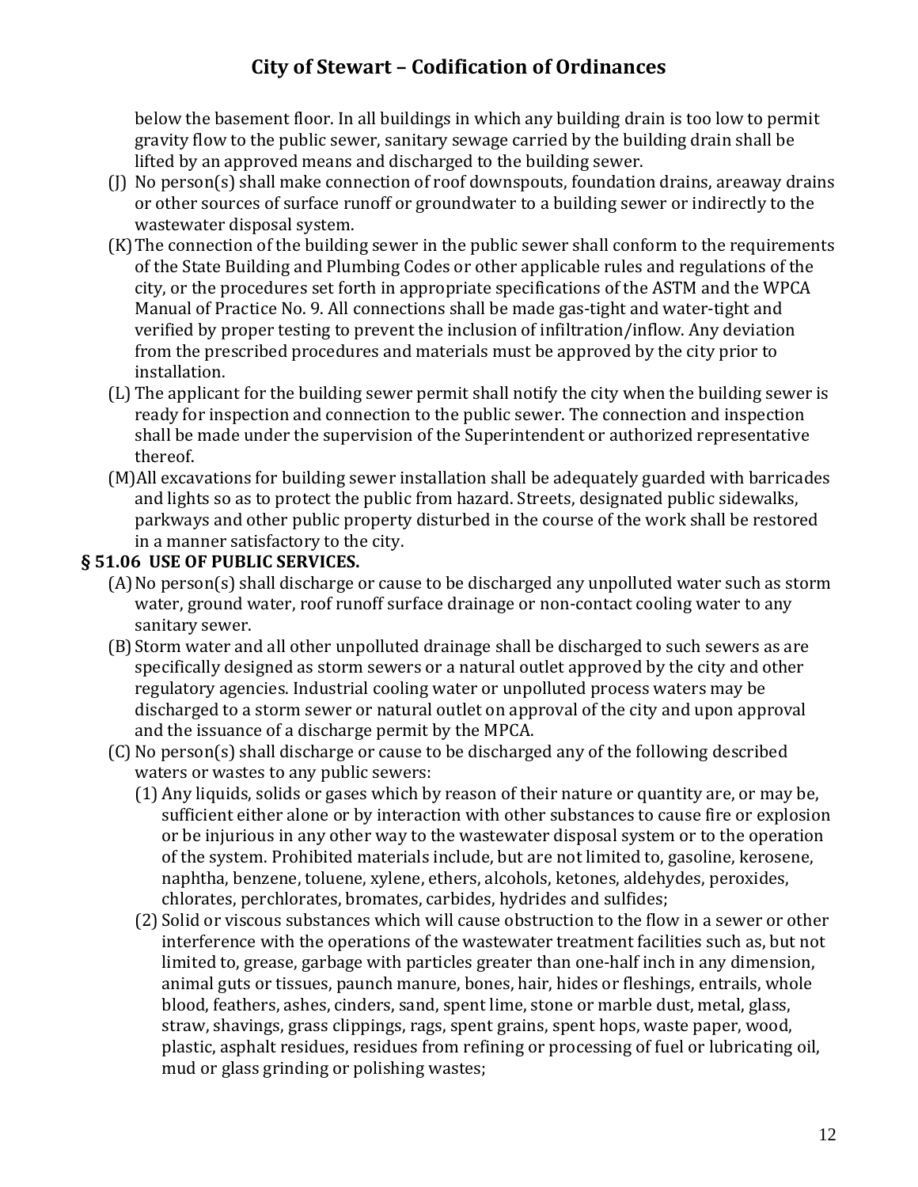below the basement floor. In all buildings in which any building drain is too low to permit gravity flow to the public sewer, sanitary sewage carried by the building drain shall be lifted by an approved means and discharged to the building sewer.

(J) No person(s) shall make connection of roof downspouts, foundation drains, areaway drains or other sources of surface runoff or groundwater to a building sewer or indirectly to the wastewater disposal system.

(K) The connection of the building sewer in the public sewer shall conform to the requirements of the State Building and Plumbing Codes or other applicable rules and regulations of the city, or the procedures set forth in appropriate specifications of the ASTM and the WPCA Manual of Practice No. 9. All connections shall be made gas-tight and water-tight and verified by proper testing to prevent the inclusion of infiltration/inflow. Any deviation from the prescribed procedures and materials must be approved by the city prior to installation.

(L) The applicant for the building sewer permit shall notify the city when the building sewer is ready for inspection and connection to the public sewer. The connection and inspection shall be made under the supervision of the Superintendent or authorized representative thereof.

(M) All excavations for building sewer installation shall be adequately guarded with barricades and lights so as to protect the public from hazard. Streets, designated public sidewalks, parkways and other public property disturbed in the course of the work shall be restored in a manner satisfactory to the city.

**§ 51.06 USE OF PUBLIC SERVICES.**

(A) No person(s) shall discharge or cause to be discharged any unpolluted water such as storm water, ground water, roof runoff surface drainage or non-contact cooling water to any sanitary sewer.

(B) Storm water and all other unpolluted drainage shall be discharged to such sewers as are specifically designed as storm sewers or a natural outlet approved by the city and other regulatory agencies. Industrial cooling water or unpolluted process waters may be discharged to a storm sewer or natural outlet on approval of the city and upon approval and the issuance of a discharge permit by the MPCA.

(C) No person(s) shall discharge or cause to be discharged any of the following described waters or wastes to any public sewers:

(1) Any liquids, solids or gases which by reason of their nature or quantity are, or may be, sufficient either alone or by interaction with other substances to cause fire or explosion or be injurious in any other way to the wastewater disposal system or to the operation of the system. Prohibited materials include, but are not limited to, gasoline, kerosene, naphtha, benzene, toluene, xylene, ethers, alcohols, ketones, aldehydes, peroxides, chlorates, perchlorates, bromates, carbides, hydrides and sulfides;

(2) Solid or viscous substances which will cause obstruction to the flow in a sewer or other interference with the operations of the wastewater treatment facilities such as, but not limited to, grease, garbage with particles greater than one-half inch in any dimension, animal guts or tissues, paunch manure, bones, hair, hides or fleshings, entrails, whole blood, feathers, ashes, cinders, sand, spent lime, stone or marble dust, metal, glass, straw, shavings, grass clippings, rags, spent grains, spent hops, waste paper, wood, plastic, asphalt residues, residues from refining or processing of fuel or lubricating oil, mud or glass grinding or polishing wastes;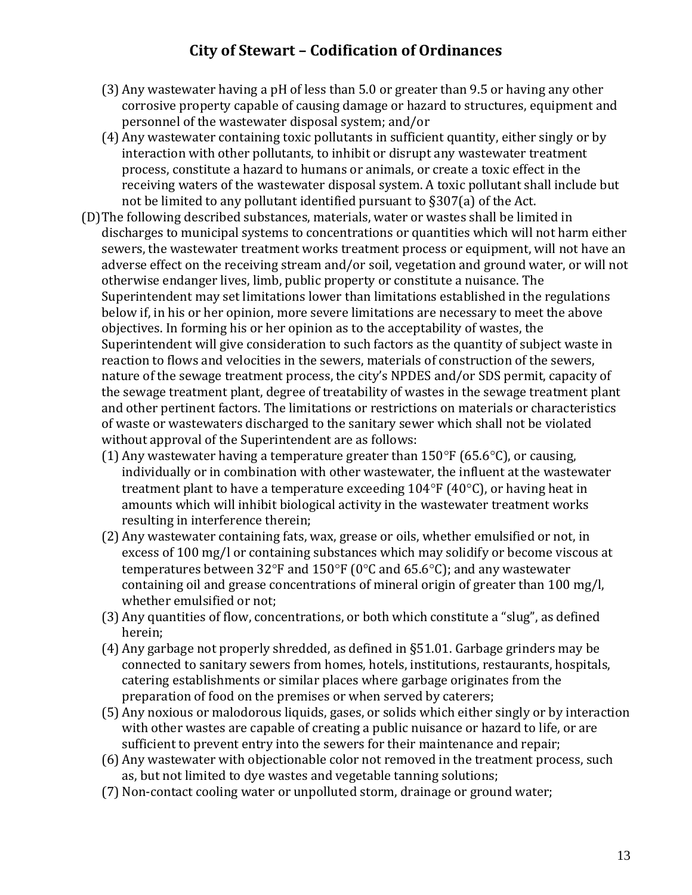(3) Any wastewater having a pH of less than 5.0 or greater than 9.5 or having any other corrosive property capable of causing damage or hazard to structures, equipment and personnel of the wastewater disposal system; and/or

(4) Any wastewater containing toxic pollutants in sufficient quantity, either singly or by interaction with other pollutants, to inhibit or disrupt any wastewater treatment process, constitute a hazard to humans or animals, or create a toxic effect in the receiving waters of the wastewater disposal system. A toxic pollutant shall include but not be limited to any pollutant identified pursuant to §307(a) of the Act.

(D) The following described substances, materials, water or wastes shall be limited in discharges to municipal systems to concentrations or quantities which will not harm either sewers, the wastewater treatment works treatment process or equipment, will not have an adverse effect on the receiving stream and/or soil, vegetation and ground water, or will not otherwise endanger lives, limb, public property or constitute a nuisance. The Superintendent may set limitations lower than limitations established in the regulations below if, in his or her opinion, more severe limitations are necessary to meet the above objectives. In forming his or her opinion as to the acceptability of wastes, the Superintendent will give consideration to such factors as the quantity of subject waste in reaction to flows and velocities in the sewers, materials of construction of the sewers, nature of the sewage treatment process, the city's NPDES and/or SDS permit, capacity of the sewage treatment plant, degree of treatability of wastes in the sewage treatment plant and other pertinent factors. The limitations or restrictions on materials or characteristics of waste or wastewaters discharged to the sanitary sewer which shall not be violated without approval of the Superintendent are as follows:

(1) Any wastewater having a temperature greater than 150°F (65.6°C), or causing, individually or in combination with other wastewater, the influent at the wastewater treatment plant to have a temperature exceeding 104°F (40°C), or having heat in amounts which will inhibit biological activity in the wastewater treatment works resulting in interference therein;

(2) Any wastewater containing fats, wax, grease or oils, whether emulsified or not, in excess of 100 mg/l or containing substances which may solidify or become viscous at temperatures between 32°F and 150°F (0°C and 65.6°C); and any wastewater containing oil and grease concentrations of mineral origin of greater than 100 mg/l, whether emulsified or not;

(3) Any quantities of flow, concentrations, or both which constitute a "slug", as defined herein;

(4) Any garbage not properly shredded, as defined in §51.01. Garbage grinders may be connected to sanitary sewers from homes, hotels, institutions, restaurants, hospitals, catering establishments or similar places where garbage originates from the preparation of food on the premises or when served by caterers;

(5) Any noxious or malodorous liquids, gases, or solids which either singly or by interaction with other wastes are capable of creating a public nuisance or hazard to life, or are sufficient to prevent entry into the sewers for their maintenance and repair;

(6) Any wastewater with objectionable color not removed in the treatment process, such as, but not limited to dye wastes and vegetable tanning solutions;

(7) Non-contact cooling water or unpolluted storm, drainage or ground water;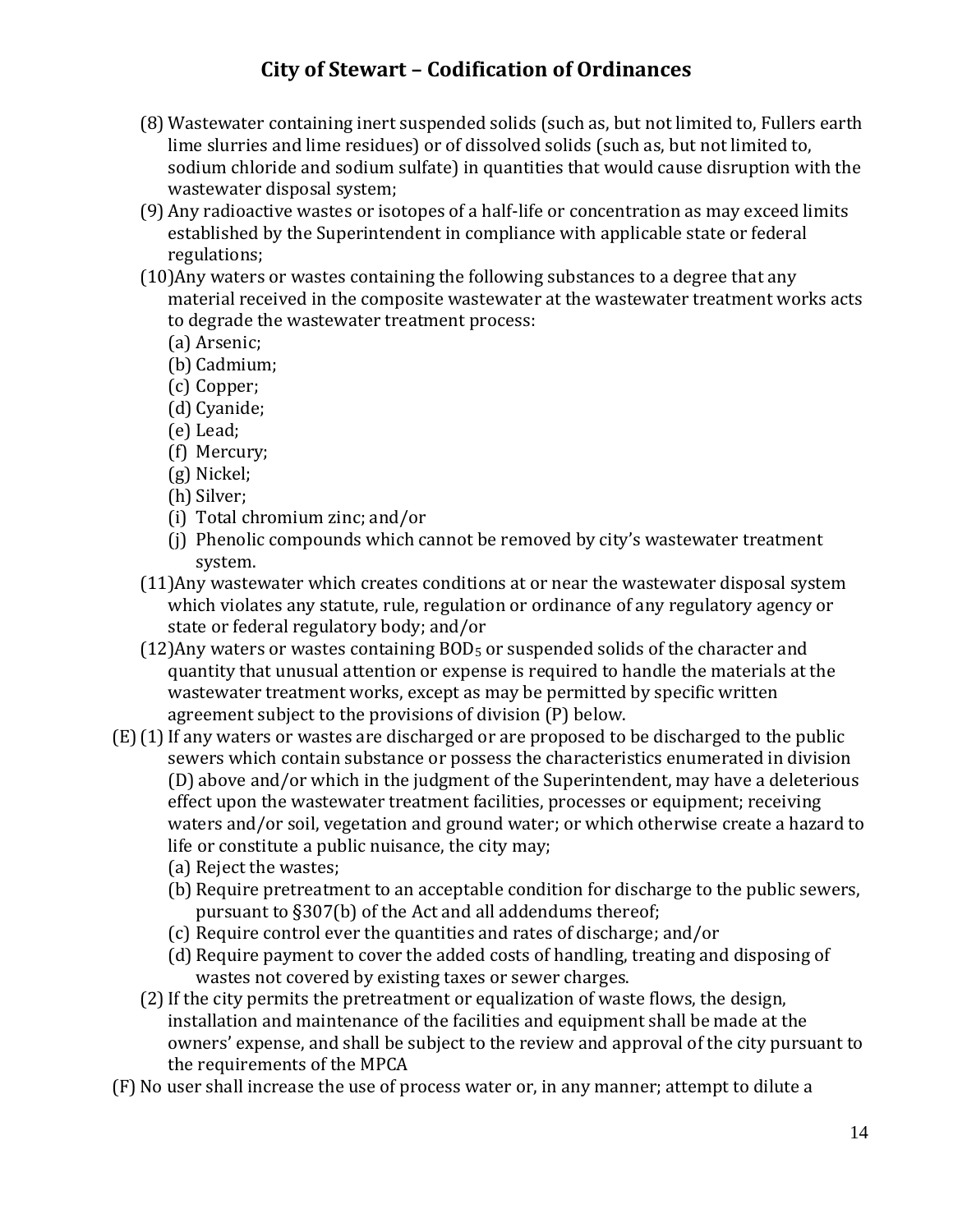(8) Wastewater containing inert suspended solids (such as, but not limited to, Fullers earth lime slurries and lime residues) or of dissolved solids (such as, but not limited to, sodium chloride and sodium sulfate) in quantities that would cause disruption with the wastewater disposal system;

(9) Any radioactive wastes or isotopes of a half-life or concentration as may exceed limits established by the Superintendent in compliance with applicable state or federal regulations;

(10) Any waters or wastes containing the following substances to a degree that any material received in the composite wastewater at the wastewater treatment works acts to degrade the wastewater treatment process:

(a) Arsenic;

(b) Cadmium;

(c) Copper;

(d) Cyanide;

(e) Lead;

(f) Mercury;

(g) Nickel;

(h) Silver;

(i) Total chromium zinc; and/or

(j) Phenolic compounds which cannot be removed by city's wastewater treatment system.

(11) Any wastewater which creates conditions at or near the wastewater disposal system which violates any statute, rule, regulation or ordinance of any regulatory agency or state or federal regulatory body; and/or

(12) Any waters or wastes containing $BOD_5$ or suspended solids of the character and quantity that unusual attention or expense is required to handle the materials at the wastewater treatment works, except as may be permitted by specific written agreement subject to the provisions of division (P) below.

(E) (1) If any waters or wastes are discharged or are proposed to be discharged to the public sewers which contain substance or possess the characteristics enumerated in division (D) above and/or which in the judgment of the Superintendent, may have a deleterious effect upon the wastewater treatment facilities, processes or equipment; receiving waters and/or soil, vegetation and ground water; or which otherwise create a hazard to life or constitute a public nuisance, the city may;

(a) Reject the wastes;

(b) Require pretreatment to an acceptable condition for discharge to the public sewers, pursuant to §307(b) of the Act and all addendums thereof;

(c) Require control ever the quantities and rates of discharge; and/or

(d) Require payment to cover the added costs of handling, treating and disposing of wastes not covered by existing taxes or sewer charges.

(2) If the city permits the pretreatment or equalization of waste flows, the design, installation and maintenance of the facilities and equipment shall be made at the owners' expense, and shall be subject to the review and approval of the city pursuant to the requirements of the MPCA

(F) No user shall increase the use of process water or, in any manner; attempt to dilute a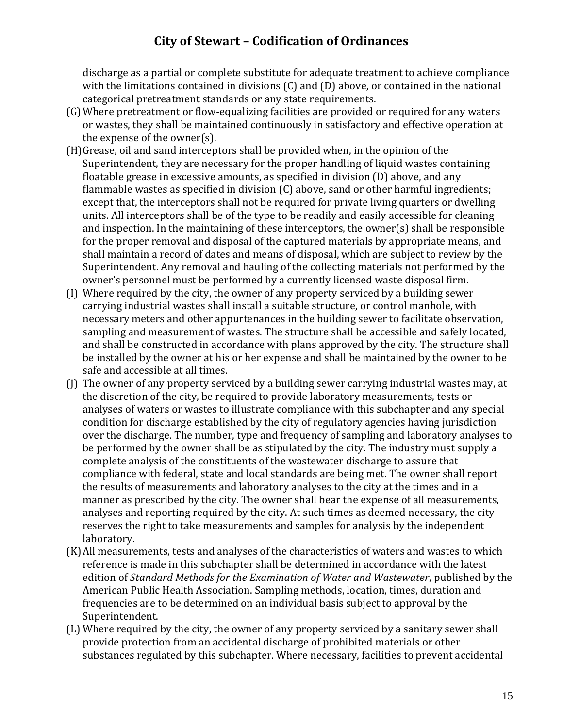discharge as a partial or complete substitute for adequate treatment to achieve compliance with the limitations contained in divisions (C) and (D) above, or contained in the national categorical pretreatment standards or any state requirements.

(G) Where pretreatment or flow-equalizing facilities are provided or required for any waters or wastes, they shall be maintained continuously in satisfactory and effective operation at the expense of the owner(s).

(H) Grease, oil and sand interceptors shall be provided when, in the opinion of the Superintendent, they are necessary for the proper handling of liquid wastes containing floatable grease in excessive amounts, as specified in division (D) above, and any flammable wastes as specified in division (C) above, sand or other harmful ingredients; except that, the interceptors shall not be required for private living quarters or dwelling units. All interceptors shall be of the type to be readily and easily accessible for cleaning and inspection. In the maintaining of these interceptors, the owner(s) shall be responsible for the proper removal and disposal of the captured materials by appropriate means, and shall maintain a record of dates and means of disposal, which are subject to review by the Superintendent. Any removal and hauling of the collecting materials not performed by the owner's personnel must be performed by a currently licensed waste disposal firm.

(I) Where required by the city, the owner of any property serviced by a building sewer carrying industrial wastes shall install a suitable structure, or control manhole, with necessary meters and other appurtenances in the building sewer to facilitate observation, sampling and measurement of wastes. The structure shall be accessible and safely located, and shall be constructed in accordance with plans approved by the city. The structure shall be installed by the owner at his or her expense and shall be maintained by the owner to be safe and accessible at all times.

(J) The owner of any property serviced by a building sewer carrying industrial wastes may, at the discretion of the city, be required to provide laboratory measurements, tests or analyses of waters or wastes to illustrate compliance with this subchapter and any special condition for discharge established by the city of regulatory agencies having jurisdiction over the discharge. The number, type and frequency of sampling and laboratory analyses to be performed by the owner shall be as stipulated by the city. The industry must supply a complete analysis of the constituents of the wastewater discharge to assure that compliance with federal, state and local standards are being met. The owner shall report the results of measurements and laboratory analyses to the city at the times and in a manner as prescribed by the city. The owner shall bear the expense of all measurements, analyses and reporting required by the city. At such times as deemed necessary, the city reserves the right to take measurements and samples for analysis by the independent laboratory.

(K) All measurements, tests and analyses of the characteristics of waters and wastes to which reference is made in this subchapter shall be determined in accordance with the latest edition of *Standard Methods for the Examination of Water and Wastewater*, published by the American Public Health Association. Sampling methods, location, times, duration and frequencies are to be determined on an individual basis subject to approval by the Superintendent.

(L) Where required by the city, the owner of any property serviced by a sanitary sewer shall provide protection from an accidental discharge of prohibited materials or other substances regulated by this subchapter. Where necessary, facilities to prevent accidental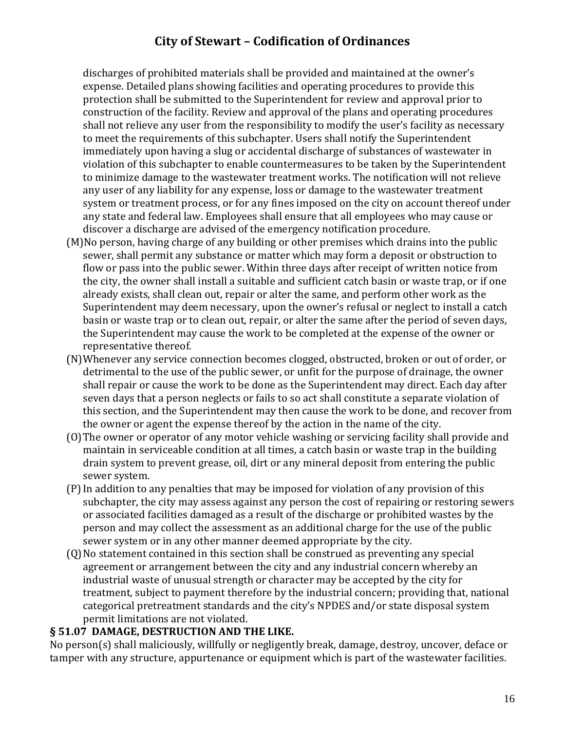discharges of prohibited materials shall be provided and maintained at the owner's expense. Detailed plans showing facilities and operating procedures to provide this protection shall be submitted to the Superintendent for review and approval prior to construction of the facility. Review and approval of the plans and operating procedures shall not relieve any user from the responsibility to modify the user's facility as necessary to meet the requirements of this subchapter. Users shall notify the Superintendent immediately upon having a slug or accidental discharge of substances of wastewater in violation of this subchapter to enable countermeasures to be taken by the Superintendent to minimize damage to the wastewater treatment works. The notification will not relieve any user of any liability for any expense, loss or damage to the wastewater treatment system or treatment process, or for any fines imposed on the city on account thereof under any state and federal law. Employees shall ensure that all employees who may cause or discover a discharge are advised of the emergency notification procedure.

(M) No person, having charge of any building or other premises which drains into the public sewer, shall permit any substance or matter which may form a deposit or obstruction to flow or pass into the public sewer. Within three days after receipt of written notice from the city, the owner shall install a suitable and sufficient catch basin or waste trap, or if one already exists, shall clean out, repair or alter the same, and perform other work as the Superintendent may deem necessary, upon the owner's refusal or neglect to install a catch basin or waste trap or to clean out, repair, or alter the same after the period of seven days, the Superintendent may cause the work to be completed at the expense of the owner or representative thereof.

(N) Whenever any service connection becomes clogged, obstructed, broken or out of order, or detrimental to the use of the public sewer, or unfit for the purpose of drainage, the owner shall repair or cause the work to be done as the Superintendent may direct. Each day after seven days that a person neglects or fails to so act shall constitute a separate violation of this section, and the Superintendent may then cause the work to be done, and recover from the owner or agent the expense thereof by the action in the name of the city.

(O) The owner or operator of any motor vehicle washing or servicing facility shall provide and maintain in serviceable condition at all times, a catch basin or waste trap in the building drain system to prevent grease, oil, dirt or any mineral deposit from entering the public sewer system.

(P) In addition to any penalties that may be imposed for violation of any provision of this subchapter, the city may assess against any person the cost of repairing or restoring sewers or associated facilities damaged as a result of the discharge or prohibited wastes by the person and may collect the assessment as an additional charge for the use of the public sewer system or in any other manner deemed appropriate by the city.

(Q) No statement contained in this section shall be construed as preventing any special agreement or arrangement between the city and any industrial concern whereby an industrial waste of unusual strength or character may be accepted by the city for treatment, subject to payment therefore by the industrial concern; providing that, national categorical pretreatment standards and the city's NPDES and/or state disposal system permit limitations are not violated.

### § 51.07 DAMAGE, DESTRUCTION AND THE LIKE.

No person(s) shall maliciously, willfully or negligently break, damage, destroy, uncover, deface or tamper with any structure, appurtenance or equipment which is part of the wastewater facilities.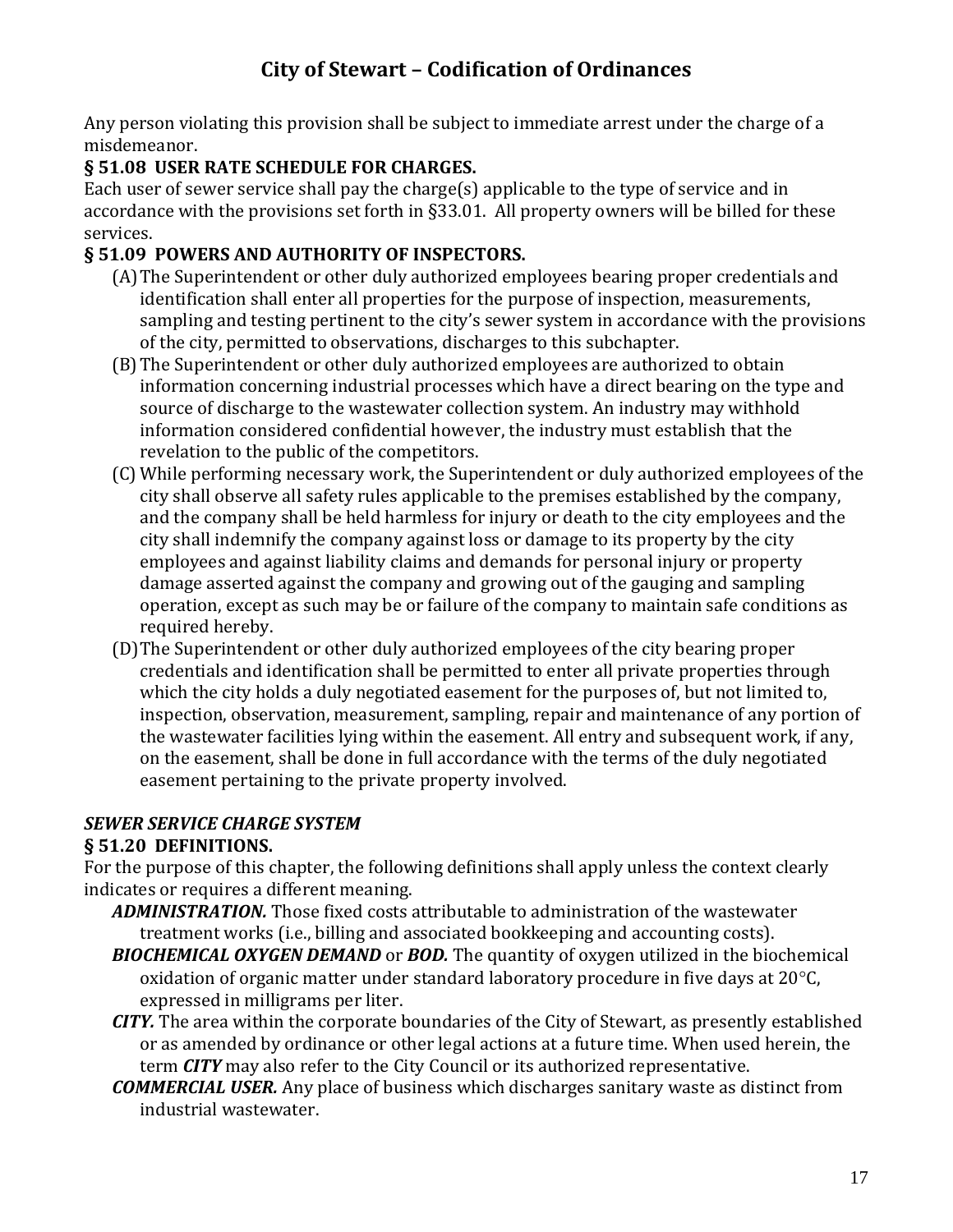Any person violating this provision shall be subject to immediate arrest under the charge of a misdemeanor.

### § 51.08 USER RATE SCHEDULE FOR CHARGES.

Each user of sewer service shall pay the charge(s) applicable to the type of service and in accordance with the provisions set forth in §33.01. All property owners will be billed for these services.

### § 51.09 POWERS AND AUTHORITY OF INSPECTORS.

(A) The Superintendent or other duly authorized employees bearing proper credentials and identification shall enter all properties for the purpose of inspection, measurements, sampling and testing pertinent to the city's sewer system in accordance with the provisions of the city, permitted to observations, discharges to this subchapter.

(B) The Superintendent or other duly authorized employees are authorized to obtain information concerning industrial processes which have a direct bearing on the type and source of discharge to the wastewater collection system. An industry may withhold information considered confidential however, the industry must establish that the revelation to the public of the competitors.

(C) While performing necessary work, the Superintendent or duly authorized employees of the city shall observe all safety rules applicable to the premises established by the company, and the company shall be held harmless for injury or death to the city employees and the city shall indemnify the company against loss or damage to its property by the city employees and against liability claims and demands for personal injury or property damage asserted against the company and growing out of the gauging and sampling operation, except as such may be or failure of the company to maintain safe conditions as required hereby.

(D) The Superintendent or other duly authorized employees of the city bearing proper credentials and identification shall be permitted to enter all private properties through which the city holds a duly negotiated easement for the purposes of, but not limited to, inspection, observation, measurement, sampling, repair and maintenance of any portion of the wastewater facilities lying within the easement. All entry and subsequent work, if any, on the easement, shall be done in full accordance with the terms of the duly negotiated easement pertaining to the private property involved.

### *SEWER SERVICE CHARGE SYSTEM*

### § 51.20 DEFINITIONS.

For the purpose of this chapter, the following definitions shall apply unless the context clearly indicates or requires a different meaning.

***ADMINISTRATION.*** Those fixed costs attributable to administration of the wastewater treatment works (i.e., billing and associated bookkeeping and accounting costs).

***BIOCHEMICAL OXYGEN DEMAND*** or ***BOD.*** The quantity of oxygen utilized in the biochemical oxidation of organic matter under standard laboratory procedure in five days at 20°C, expressed in milligrams per liter.

***CITY.*** The area within the corporate boundaries of the City of Stewart, as presently established or as amended by ordinance or other legal actions at a future time. When used herein, the term ***CITY*** may also refer to the City Council or its authorized representative.

***COMMERCIAL USER.*** Any place of business which discharges sanitary waste as distinct from industrial wastewater.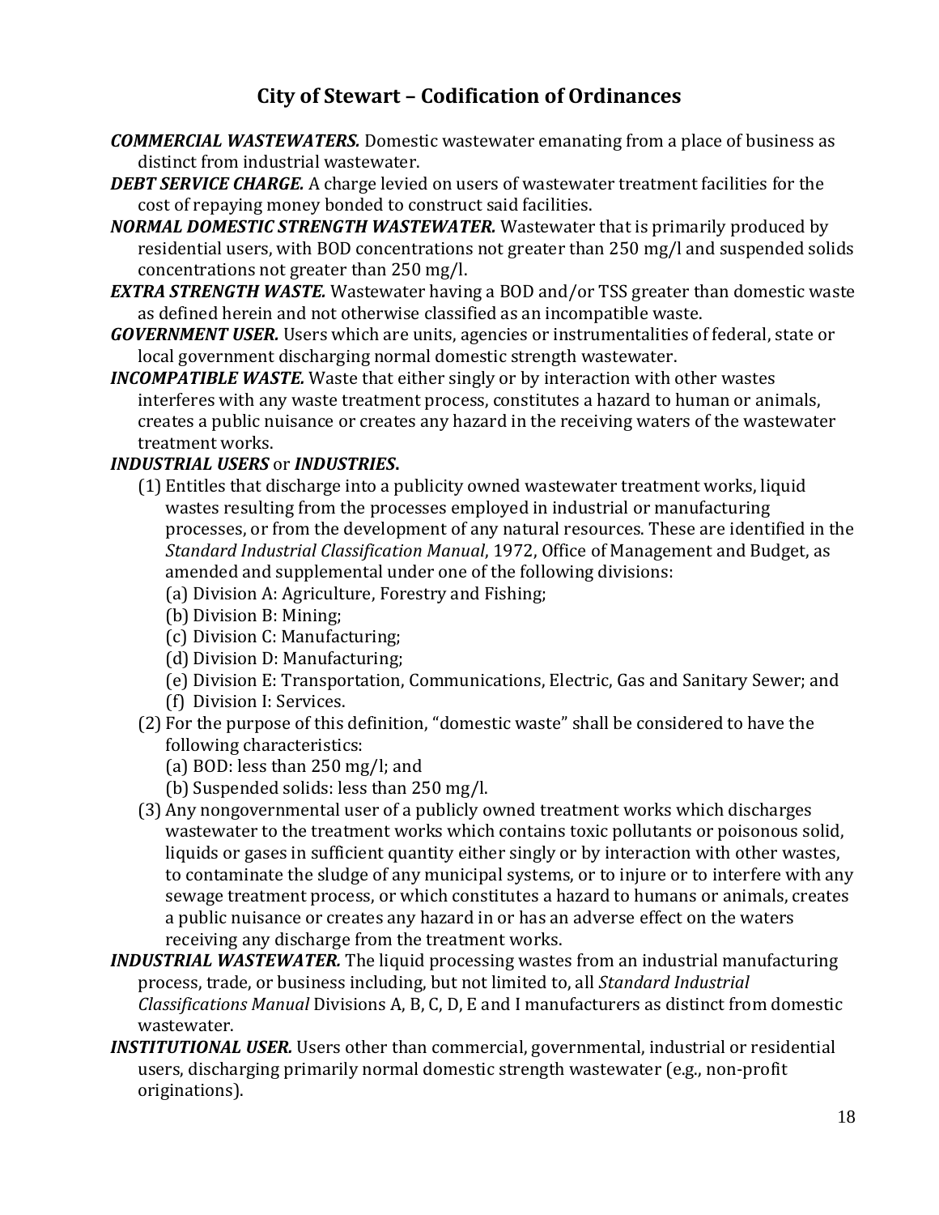**City of Stewart – Codification of Ordinances**

***COMMERCIAL WASTEWATERS.*** Domestic wastewater emanating from a place of business as distinct from industrial wastewater.

***DEBT SERVICE CHARGE.*** A charge levied on users of wastewater treatment facilities for the cost of repaying money bonded to construct said facilities.

***NORMAL DOMESTIC STRENGTH WASTEWATER.*** Wastewater that is primarily produced by residential users, with BOD concentrations not greater than 250 mg/l and suspended solids concentrations not greater than 250 mg/l.

***EXTRA STRENGTH WASTE.*** Wastewater having a BOD and/or TSS greater than domestic waste as defined herein and not otherwise classified as an incompatible waste.

***GOVERNMENT USER.*** Users which are units, agencies or instrumentalities of federal, state or local government discharging normal domestic strength wastewater.

***INCOMPATIBLE WASTE.*** Waste that either singly or by interaction with other wastes interferes with any waste treatment process, constitutes a hazard to human or animals, creates a public nuisance or creates any hazard in the receiving waters of the wastewater treatment works.

***INDUSTRIAL USERS*** or ***INDUSTRIES*.**

(1) Entitles that discharge into a publicity owned wastewater treatment works, liquid wastes resulting from the processes employed in industrial or manufacturing processes, or from the development of any natural resources. These are identified in the *Standard Industrial Classification Manual*, 1972, Office of Management and Budget, as amended and supplemental under one of the following divisions:

(a) Division A: Agriculture, Forestry and Fishing;

(b) Division B: Mining;

(c) Division C: Manufacturing;

(d) Division D: Manufacturing;

(e) Division E: Transportation, Communications, Electric, Gas and Sanitary Sewer; and

(f) Division I: Services.

(2) For the purpose of this definition, "domestic waste" shall be considered to have the following characteristics:

(a) BOD: less than 250 mg/l; and

(b) Suspended solids: less than 250 mg/l.

(3) Any nongovernmental user of a publicly owned treatment works which discharges wastewater to the treatment works which contains toxic pollutants or poisonous solid, liquids or gases in sufficient quantity either singly or by interaction with other wastes, to contaminate the sludge of any municipal systems, or to injure or to interfere with any sewage treatment process, or which constitutes a hazard to humans or animals, creates a public nuisance or creates any hazard in or has an adverse effect on the waters receiving any discharge from the treatment works.

***INDUSTRIAL WASTEWATER.*** The liquid processing wastes from an industrial manufacturing process, trade, or business including, but not limited to, all *Standard Industrial Classifications Manual* Divisions A, B, C, D, E and I manufacturers as distinct from domestic wastewater.

***INSTITUTIONAL USER.*** Users other than commercial, governmental, industrial or residential users, discharging primarily normal domestic strength wastewater (e.g., non-profit originations).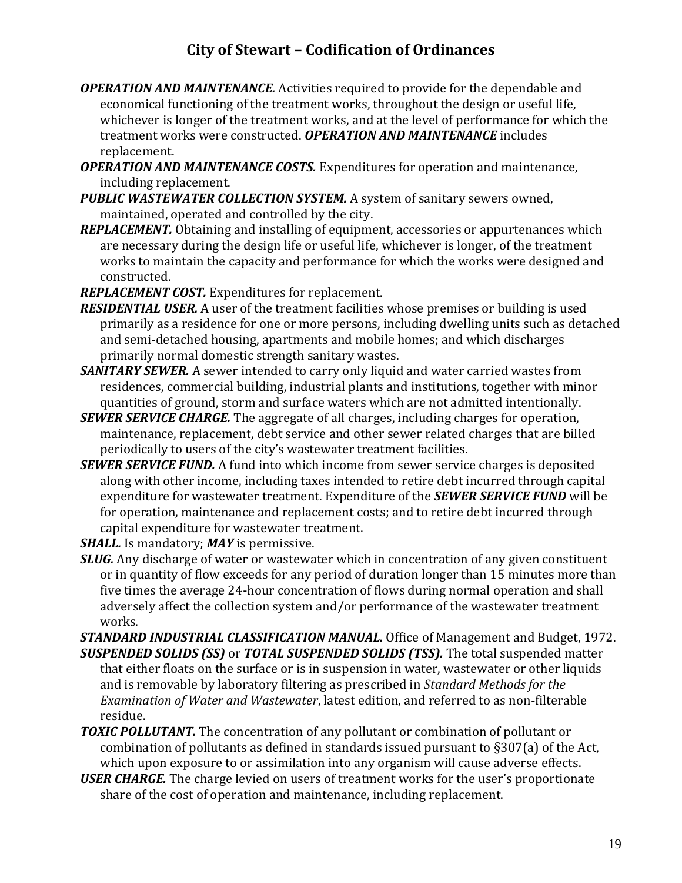***OPERATION AND MAINTENANCE.*** Activities required to provide for the dependable and economical functioning of the treatment works, throughout the design or useful life, whichever is longer of the treatment works, and at the level of performance for which the treatment works were constructed. ***OPERATION AND MAINTENANCE*** includes replacement.

***OPERATION AND MAINTENANCE COSTS.*** Expenditures for operation and maintenance, including replacement.

***PUBLIC WASTEWATER COLLECTION SYSTEM.*** A system of sanitary sewers owned, maintained, operated and controlled by the city.

***REPLACEMENT.*** Obtaining and installing of equipment, accessories or appurtenances which are necessary during the design life or useful life, whichever is longer, of the treatment works to maintain the capacity and performance for which the works were designed and constructed.

***REPLACEMENT COST.*** Expenditures for replacement.

***RESIDENTIAL USER.*** A user of the treatment facilities whose premises or building is used primarily as a residence for one or more persons, including dwelling units such as detached and semi-detached housing, apartments and mobile homes; and which discharges primarily normal domestic strength sanitary wastes.

***SANITARY SEWER.*** A sewer intended to carry only liquid and water carried wastes from residences, commercial building, industrial plants and institutions, together with minor quantities of ground, storm and surface waters which are not admitted intentionally.

***SEWER SERVICE CHARGE.*** The aggregate of all charges, including charges for operation, maintenance, replacement, debt service and other sewer related charges that are billed periodically to users of the city's wastewater treatment facilities.

***SEWER SERVICE FUND.*** A fund into which income from sewer service charges is deposited along with other income, including taxes intended to retire debt incurred through capital expenditure for wastewater treatment. Expenditure of the ***SEWER SERVICE FUND*** will be for operation, maintenance and replacement costs; and to retire debt incurred through capital expenditure for wastewater treatment.

***SHALL.*** Is mandatory; ***MAY*** is permissive.

***SLUG.*** Any discharge of water or wastewater which in concentration of any given constituent or in quantity of flow exceeds for any period of duration longer than 15 minutes more than five times the average 24-hour concentration of flows during normal operation and shall adversely affect the collection system and/or performance of the wastewater treatment works.

***STANDARD INDUSTRIAL CLASSIFICATION MANUAL.*** Office of Management and Budget, 1972.

***SUSPENDED SOLIDS (SS)*** or ***TOTAL SUSPENDED SOLIDS (TSS).*** The total suspended matter that either floats on the surface or is in suspension in water, wastewater or other liquids and is removable by laboratory filtering as prescribed in *Standard Methods for the Examination of Water and Wastewater*, latest edition, and referred to as non-filterable residue.

***TOXIC POLLUTANT.*** The concentration of any pollutant or combination of pollutant or combination of pollutants as defined in standards issued pursuant to §307(a) of the Act, which upon exposure to or assimilation into any organism will cause adverse effects.

***USER CHARGE.*** The charge levied on users of treatment works for the user's proportionate share of the cost of operation and maintenance, including replacement.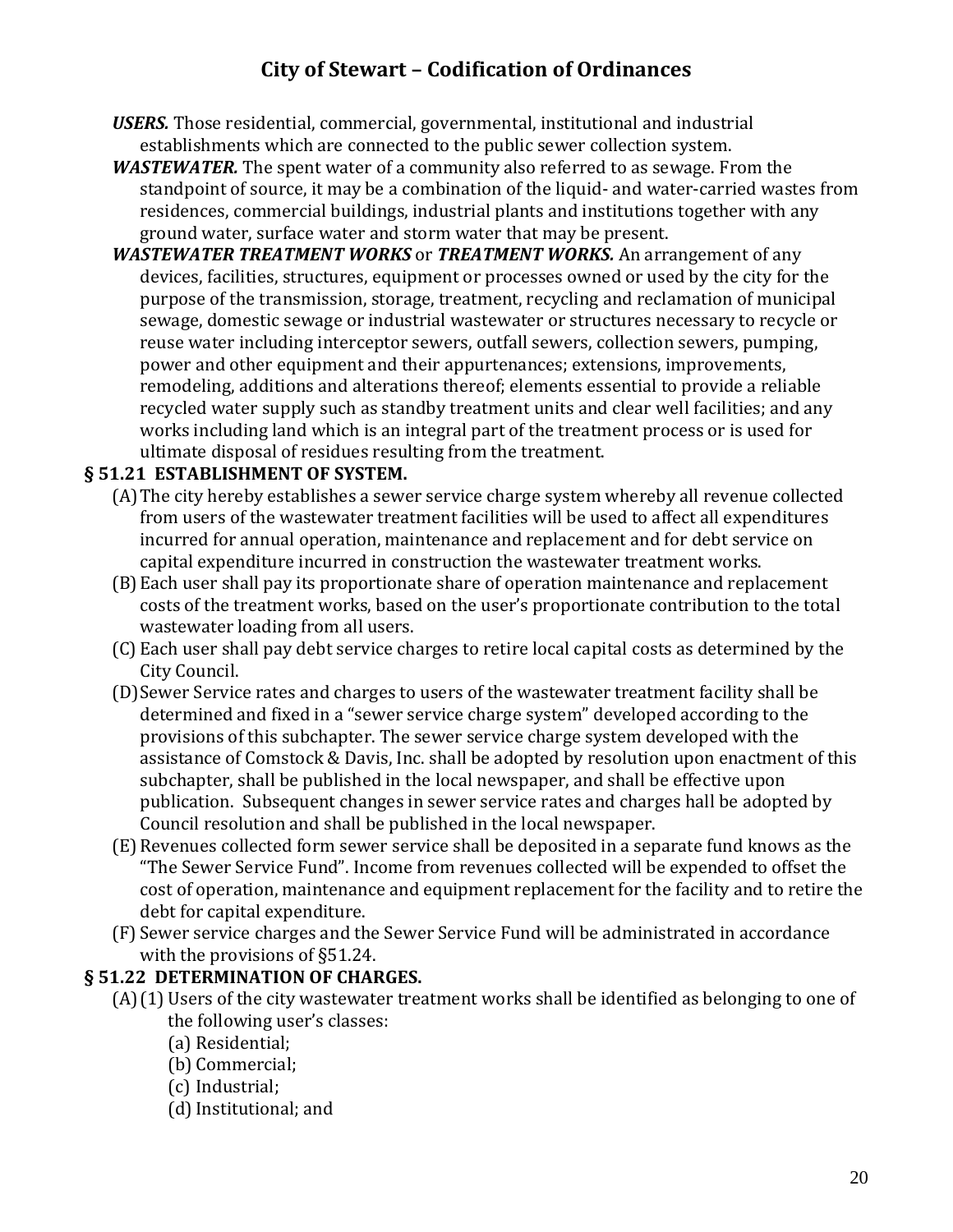***USERS.*** Those residential, commercial, governmental, institutional and industrial establishments which are connected to the public sewer collection system.

***WASTEWATER.*** The spent water of a community also referred to as sewage. From the standpoint of source, it may be a combination of the liquid- and water-carried wastes from residences, commercial buildings, industrial plants and institutions together with any ground water, surface water and storm water that may be present.

***WASTEWATER TREATMENT WORKS*** or ***TREATMENT WORKS.*** An arrangement of any devices, facilities, structures, equipment or processes owned or used by the city for the purpose of the transmission, storage, treatment, recycling and reclamation of municipal sewage, domestic sewage or industrial wastewater or structures necessary to recycle or reuse water including interceptor sewers, outfall sewers, collection sewers, pumping, power and other equipment and their appurtenances; extensions, improvements, remodeling, additions and alterations thereof; elements essential to provide a reliable recycled water supply such as standby treatment units and clear well facilities; and any works including land which is an integral part of the treatment process or is used for ultimate disposal of residues resulting from the treatment.

**§ 51.21 ESTABLISHMENT OF SYSTEM.**

(A) The city hereby establishes a sewer service charge system whereby all revenue collected from users of the wastewater treatment facilities will be used to affect all expenditures incurred for annual operation, maintenance and replacement and for debt service on capital expenditure incurred in construction the wastewater treatment works.

(B) Each user shall pay its proportionate share of operation maintenance and replacement costs of the treatment works, based on the user's proportionate contribution to the total wastewater loading from all users.

(C) Each user shall pay debt service charges to retire local capital costs as determined by the City Council.

(D) Sewer Service rates and charges to users of the wastewater treatment facility shall be determined and fixed in a "sewer service charge system" developed according to the provisions of this subchapter. The sewer service charge system developed with the assistance of Comstock & Davis, Inc. shall be adopted by resolution upon enactment of this subchapter, shall be published in the local newspaper, and shall be effective upon publication. Subsequent changes in sewer service rates and charges hall be adopted by Council resolution and shall be published in the local newspaper.

(E) Revenues collected form sewer service shall be deposited in a separate fund knows as the "The Sewer Service Fund". Income from revenues collected will be expended to offset the cost of operation, maintenance and equipment replacement for the facility and to retire the debt for capital expenditure.

(F) Sewer service charges and the Sewer Service Fund will be administrated in accordance with the provisions of §51.24.

**§ 51.22 DETERMINATION OF CHARGES.**

(A) (1) Users of the city wastewater treatment works shall be identified as belonging to one of the following user's classes:

(a) Residential;

(b) Commercial;

(c) Industrial;

(d) Institutional; and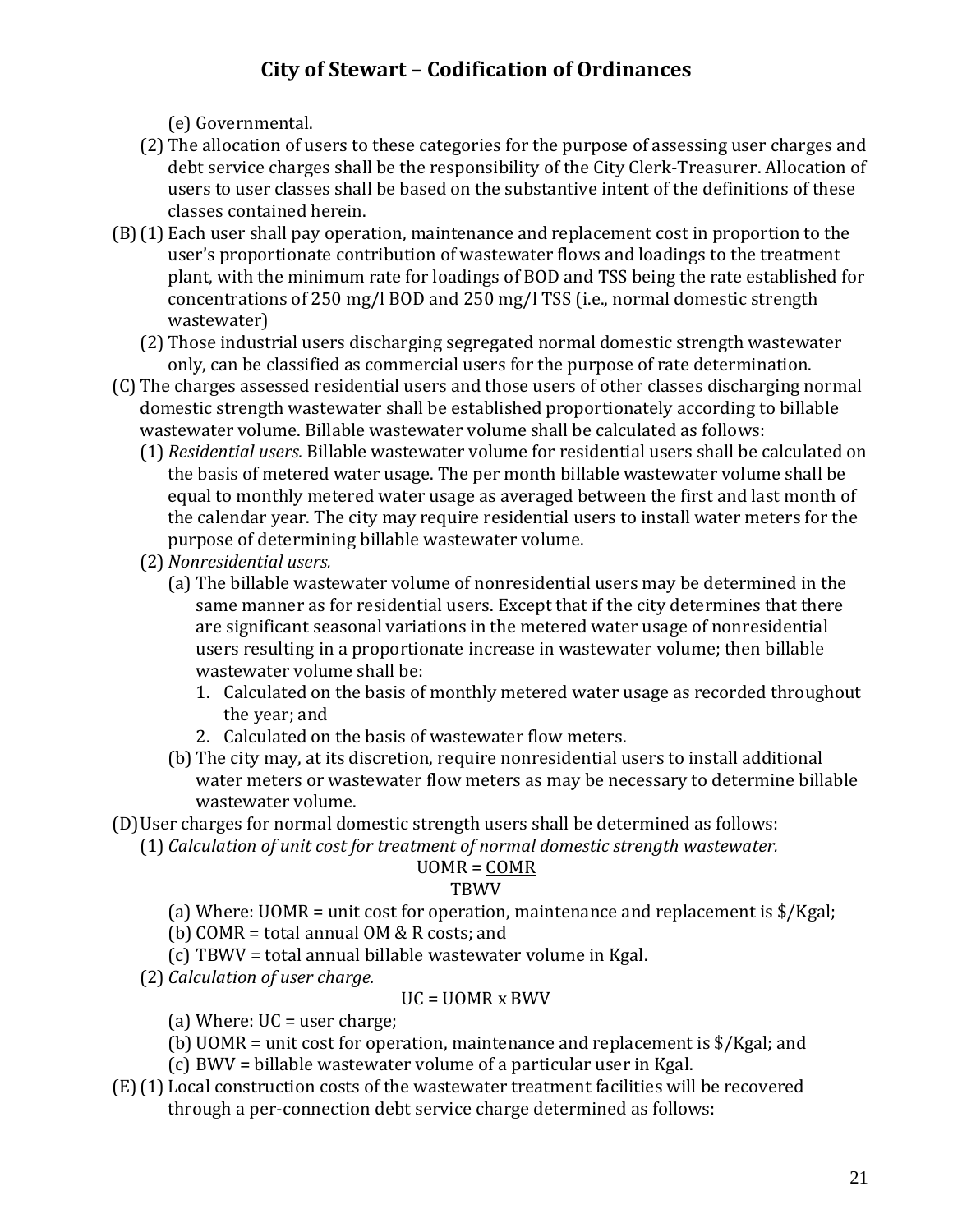(e) Governmental.

(2) The allocation of users to these categories for the purpose of assessing user charges and debt service charges shall be the responsibility of the City Clerk-Treasurer. Allocation of users to user classes shall be based on the substantive intent of the definitions of these classes contained herein.

(B) (1) Each user shall pay operation, maintenance and replacement cost in proportion to the user's proportionate contribution of wastewater flows and loadings to the treatment plant, with the minimum rate for loadings of BOD and TSS being the rate established for concentrations of 250 mg/l BOD and 250 mg/l TSS (i.e., normal domestic strength wastewater)

(2) Those industrial users discharging segregated normal domestic strength wastewater only, can be classified as commercial users for the purpose of rate determination.

(C) The charges assessed residential users and those users of other classes discharging normal domestic strength wastewater shall be established proportionately according to billable wastewater volume. Billable wastewater volume shall be calculated as follows:

(1) *Residential users.* Billable wastewater volume for residential users shall be calculated on the basis of metered water usage. The per month billable wastewater volume shall be equal to monthly metered water usage as averaged between the first and last month of the calendar year. The city may require residential users to install water meters for the purpose of determining billable wastewater volume.

(2) *Nonresidential users.*

(a) The billable wastewater volume of nonresidential users may be determined in the same manner as for residential users. Except that if the city determines that there are significant seasonal variations in the metered water usage of nonresidential users resulting in a proportionate increase in wastewater volume; then billable wastewater volume shall be:

1. Calculated on the basis of monthly metered water usage as recorded throughout the year; and
2. Calculated on the basis of wastewater flow meters.

(b) The city may, at its discretion, require nonresidential users to install additional water meters or wastewater flow meters as may be necessary to determine billable wastewater volume.

(D) User charges for normal domestic strength users shall be determined as follows:

(1) *Calculation of unit cost for treatment of normal domestic strength wastewater.*

$$UOMR = \frac{COMR}{TBWV}$$

(a) Where: UOMR = unit cost for operation, maintenance and replacement is $/Kgal;

(b) COMR = total annual OM & R costs; and

(c) TBWV = total annual billable wastewater volume in Kgal.

(2) *Calculation of user charge.*

$$UC = UOMR \times BWV$$

(a) Where: UC = user charge;

(b) UOMR = unit cost for operation, maintenance and replacement is $/Kgal; and

(c) BWV = billable wastewater volume of a particular user in Kgal.

(E) (1) Local construction costs of the wastewater treatment facilities will be recovered through a per-connection debt service charge determined as follows: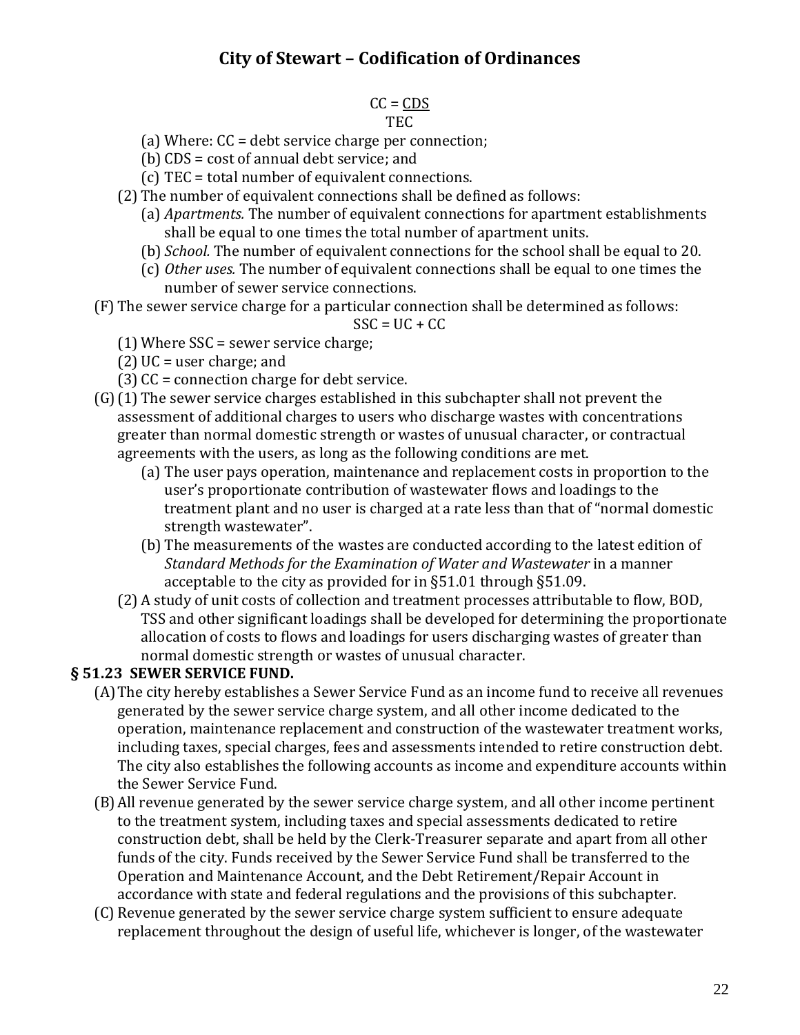$$CC = \frac{CDS}{TEC}$$

(a) Where: CC = debt service charge per connection;

(b) CDS = cost of annual debt service; and

(c) TEC = total number of equivalent connections.

(2) The number of equivalent connections shall be defined as follows:

(a) *Apartments.* The number of equivalent connections for apartment establishments shall be equal to one times the total number of apartment units.

(b) *School.* The number of equivalent connections for the school shall be equal to 20.

(c) *Other uses.* The number of equivalent connections shall be equal to one times the number of sewer service connections.

(F) The sewer service charge for a particular connection shall be determined as follows:

$$SSC = UC + CC$$

(1) Where SSC = sewer service charge;

(2) UC = user charge; and

(3) CC = connection charge for debt service.

(G) (1) The sewer service charges established in this subchapter shall not prevent the assessment of additional charges to users who discharge wastes with concentrations greater than normal domestic strength or wastes of unusual character, or contractual agreements with the users, as long as the following conditions are met.

(a) The user pays operation, maintenance and replacement costs in proportion to the user's proportionate contribution of wastewater flows and loadings to the treatment plant and no user is charged at a rate less than that of "normal domestic strength wastewater".

(b) The measurements of the wastes are conducted according to the latest edition of *Standard Methods for the Examination of Water and Wastewater* in a manner acceptable to the city as provided for in §51.01 through §51.09.

(2) A study of unit costs of collection and treatment processes attributable to flow, BOD, TSS and other significant loadings shall be developed for determining the proportionate allocation of costs to flows and loadings for users discharging wastes of greater than normal domestic strength or wastes of unusual character.

## § 51.23 SEWER SERVICE FUND.

(A) The city hereby establishes a Sewer Service Fund as an income fund to receive all revenues generated by the sewer service charge system, and all other income dedicated to the operation, maintenance replacement and construction of the wastewater treatment works, including taxes, special charges, fees and assessments intended to retire construction debt. The city also establishes the following accounts as income and expenditure accounts within the Sewer Service Fund.

(B) All revenue generated by the sewer service charge system, and all other income pertinent to the treatment system, including taxes and special assessments dedicated to retire construction debt, shall be held by the Clerk-Treasurer separate and apart from all other funds of the city. Funds received by the Sewer Service Fund shall be transferred to the Operation and Maintenance Account, and the Debt Retirement/Repair Account in accordance with state and federal regulations and the provisions of this subchapter.

(C) Revenue generated by the sewer service charge system sufficient to ensure adequate replacement throughout the design of useful life, whichever is longer, of the wastewater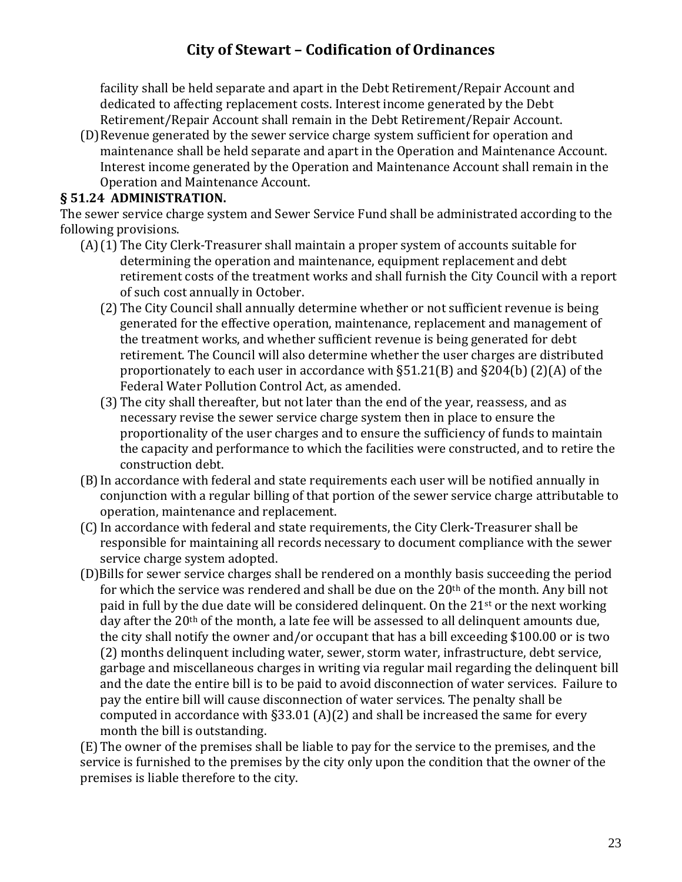facility shall be held separate and apart in the Debt Retirement/Repair Account and dedicated to affecting replacement costs. Interest income generated by the Debt Retirement/Repair Account shall remain in the Debt Retirement/Repair Account.

(D) Revenue generated by the sewer service charge system sufficient for operation and maintenance shall be held separate and apart in the Operation and Maintenance Account. Interest income generated by the Operation and Maintenance Account shall remain in the Operation and Maintenance Account.

**§ 51.24 ADMINISTRATION.**

The sewer service charge system and Sewer Service Fund shall be administrated according to the following provisions.

(A) (1) The City Clerk-Treasurer shall maintain a proper system of accounts suitable for determining the operation and maintenance, equipment replacement and debt retirement costs of the treatment works and shall furnish the City Council with a report of such cost annually in October.

(2) The City Council shall annually determine whether or not sufficient revenue is being generated for the effective operation, maintenance, replacement and management of the treatment works, and whether sufficient revenue is being generated for debt retirement. The Council will also determine whether the user charges are distributed proportionately to each user in accordance with §51.21(B) and §204(b) (2)(A) of the Federal Water Pollution Control Act, as amended.

(3) The city shall thereafter, but not later than the end of the year, reassess, and as necessary revise the sewer service charge system then in place to ensure the proportionality of the user charges and to ensure the sufficiency of funds to maintain the capacity and performance to which the facilities were constructed, and to retire the construction debt.

(B) In accordance with federal and state requirements each user will be notified annually in conjunction with a regular billing of that portion of the sewer service charge attributable to operation, maintenance and replacement.

(C) In accordance with federal and state requirements, the City Clerk-Treasurer shall be responsible for maintaining all records necessary to document compliance with the sewer service charge system adopted.

(D) Bills for sewer service charges shall be rendered on a monthly basis succeeding the period for which the service was rendered and shall be due on the 20th of the month. Any bill not paid in full by the due date will be considered delinquent. On the 21st or the next working day after the 20th of the month, a late fee will be assessed to all delinquent amounts due, the city shall notify the owner and/or occupant that has a bill exceeding $100.00 or is two (2) months delinquent including water, sewer, storm water, infrastructure, debt service, garbage and miscellaneous charges in writing via regular mail regarding the delinquent bill and the date the entire bill is to be paid to avoid disconnection of water services. Failure to pay the entire bill will cause disconnection of water services. The penalty shall be computed in accordance with §33.01 (A)(2) and shall be increased the same for every month the bill is outstanding.

(E) The owner of the premises shall be liable to pay for the service to the premises, and the service is furnished to the premises by the city only upon the condition that the owner of the premises is liable therefore to the city.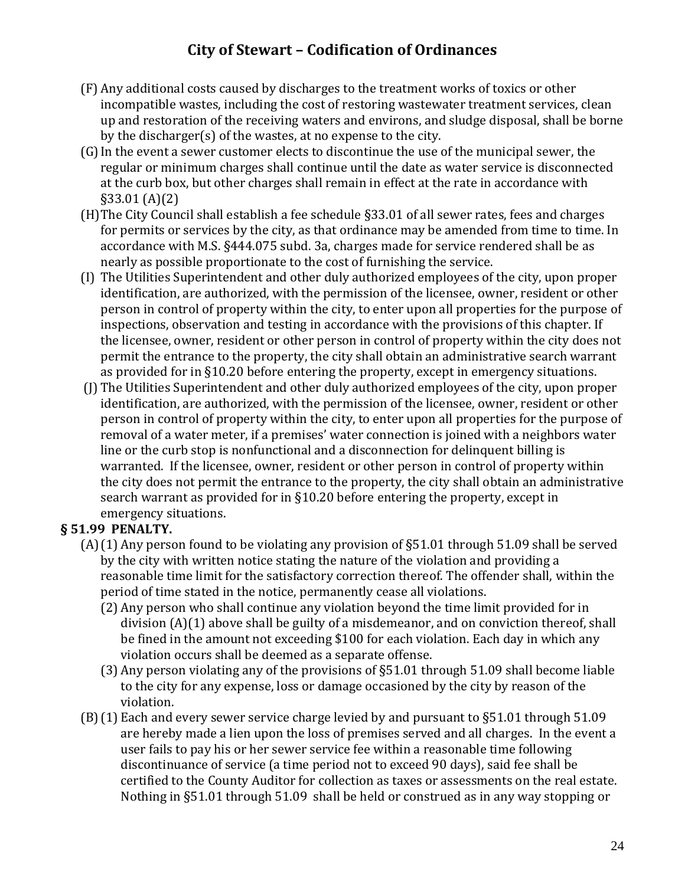(F) Any additional costs caused by discharges to the treatment works of toxics or other incompatible wastes, including the cost of restoring wastewater treatment services, clean up and restoration of the receiving waters and environs, and sludge disposal, shall be borne by the discharger(s) of the wastes, at no expense to the city.

(G) In the event a sewer customer elects to discontinue the use of the municipal sewer, the regular or minimum charges shall continue until the date as water service is disconnected at the curb box, but other charges shall remain in effect at the rate in accordance with §33.01 (A)(2)

(H) The City Council shall establish a fee schedule §33.01 of all sewer rates, fees and charges for permits or services by the city, as that ordinance may be amended from time to time. In accordance with M.S. §444.075 subd. 3a, charges made for service rendered shall be as nearly as possible proportionate to the cost of furnishing the service.

(I) The Utilities Superintendent and other duly authorized employees of the city, upon proper identification, are authorized, with the permission of the licensee, owner, resident or other person in control of property within the city, to enter upon all properties for the purpose of inspections, observation and testing in accordance with the provisions of this chapter. If the licensee, owner, resident or other person in control of property within the city does not permit the entrance to the property, the city shall obtain an administrative search warrant as provided for in §10.20 before entering the property, except in emergency situations.

(J) The Utilities Superintendent and other duly authorized employees of the city, upon proper identification, are authorized, with the permission of the licensee, owner, resident or other person in control of property within the city, to enter upon all properties for the purpose of removal of a water meter, if a premises' water connection is joined with a neighbors water line or the curb stop is nonfunctional and a disconnection for delinquent billing is warranted. If the licensee, owner, resident or other person in control of property within the city does not permit the entrance to the property, the city shall obtain an administrative search warrant as provided for in §10.20 before entering the property, except in emergency situations.

### § 51.99 PENALTY.

(A)(1) Any person found to be violating any provision of §51.01 through 51.09 shall be served by the city with written notice stating the nature of the violation and providing a reasonable time limit for the satisfactory correction thereof. The offender shall, within the period of time stated in the notice, permanently cease all violations.

(2) Any person who shall continue any violation beyond the time limit provided for in division (A)(1) above shall be guilty of a misdemeanor, and on conviction thereof, shall be fined in the amount not exceeding $100 for each violation. Each day in which any violation occurs shall be deemed as a separate offense.

(3) Any person violating any of the provisions of §51.01 through 51.09 shall become liable to the city for any expense, loss or damage occasioned by the city by reason of the violation.

(B)(1) Each and every sewer service charge levied by and pursuant to §51.01 through 51.09 are hereby made a lien upon the loss of premises served and all charges. In the event a user fails to pay his or her sewer service fee within a reasonable time following discontinuance of service (a time period not to exceed 90 days), said fee shall be certified to the County Auditor for collection as taxes or assessments on the real estate. Nothing in §51.01 through 51.09 shall be held or construed as in any way stopping or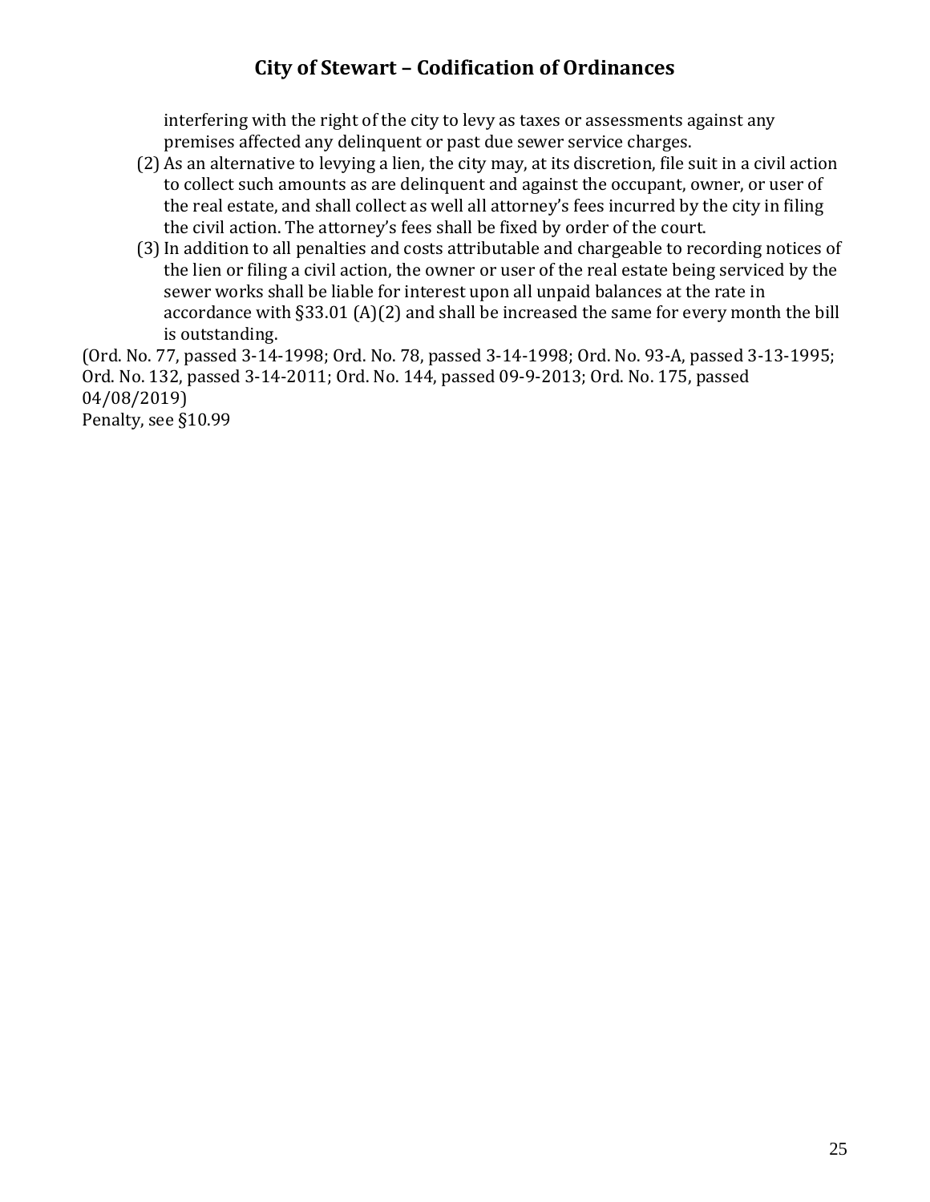interfering with the right of the city to levy as taxes or assessments against any premises affected any delinquent or past due sewer service charges.

(2) As an alternative to levying a lien, the city may, at its discretion, file suit in a civil action to collect such amounts as are delinquent and against the occupant, owner, or user of the real estate, and shall collect as well all attorney's fees incurred by the city in filing the civil action. The attorney's fees shall be fixed by order of the court.

(3) In addition to all penalties and costs attributable and chargeable to recording notices of the lien or filing a civil action, the owner or user of the real estate being serviced by the sewer works shall be liable for interest upon all unpaid balances at the rate in accordance with §33.01 (A)(2) and shall be increased the same for every month the bill is outstanding.

(Ord. No. 77, passed 3-14-1998; Ord. No. 78, passed 3-14-1998; Ord. No. 93-A, passed 3-13-1995; Ord. No. 132, passed 3-14-2011; Ord. No. 144, passed 09-9-2013; Ord. No. 175, passed 04/08/2019)

Penalty, see §10.99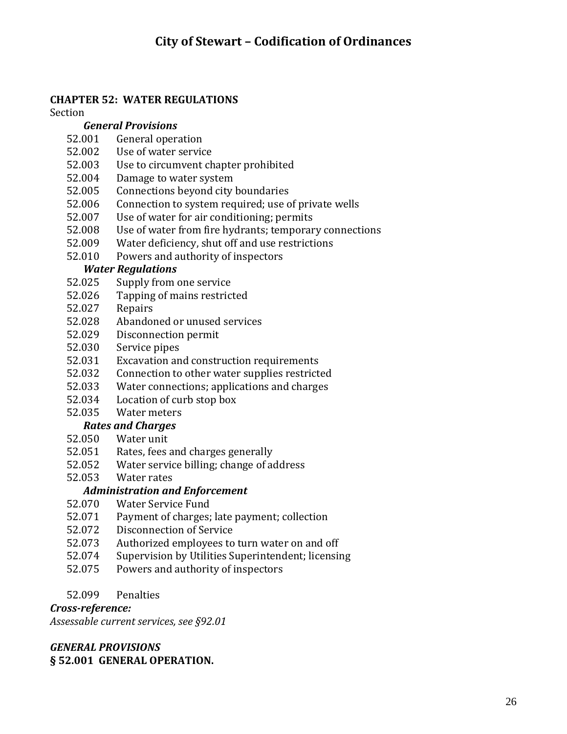## CHAPTER 52: WATER REGULATIONS

Section

***General Provisions***

52.001 General operation
52.002 Use of water service
52.003 Use to circumvent chapter prohibited
52.004 Damage to water system
52.005 Connections beyond city boundaries
52.006 Connection to system required; use of private wells
52.007 Use of water for air conditioning; permits
52.008 Use of water from fire hydrants; temporary connections
52.009 Water deficiency, shut off and use restrictions
52.010 Powers and authority of inspectors

***Water Regulations***

52.025 Supply from one service
52.026 Tapping of mains restricted
52.027 Repairs
52.028 Abandoned or unused services
52.029 Disconnection permit
52.030 Service pipes
52.031 Excavation and construction requirements
52.032 Connection to other water supplies restricted
52.033 Water connections; applications and charges
52.034 Location of curb stop box
52.035 Water meters

***Rates and Charges***

52.050 Water unit
52.051 Rates, fees and charges generally
52.052 Water service billing; change of address
52.053 Water rates

***Administration and Enforcement***

52.070 Water Service Fund
52.071 Payment of charges; late payment; collection
52.072 Disconnection of Service
52.073 Authorized employees to turn water on and off
52.074 Supervision by Utilities Superintendent; licensing
52.075 Powers and authority of inspectors

52.099 Penalties

***Cross-reference:***

*Assessable current services, see §92.01*

***GENERAL PROVISIONS***

### § 52.001 GENERAL OPERATION.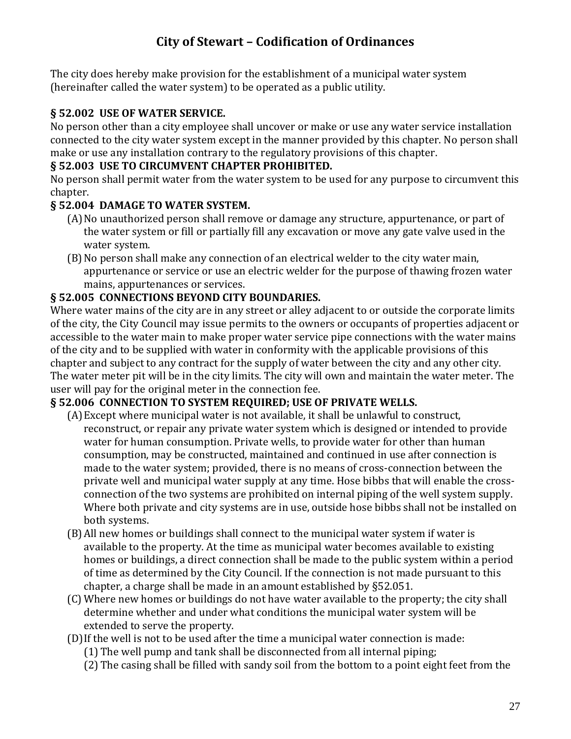The city does hereby make provision for the establishment of a municipal water system (hereinafter called the water system) to be operated as a public utility.

**§ 52.002 USE OF WATER SERVICE.**

No person other than a city employee shall uncover or make or use any water service installation connected to the city water system except in the manner provided by this chapter. No person shall make or use any installation contrary to the regulatory provisions of this chapter.

**§ 52.003 USE TO CIRCUMVENT CHAPTER PROHIBITED.**

No person shall permit water from the water system to be used for any purpose to circumvent this chapter.

**§ 52.004 DAMAGE TO WATER SYSTEM.**

(A) No unauthorized person shall remove or damage any structure, appurtenance, or part of the water system or fill or partially fill any excavation or move any gate valve used in the water system.

(B) No person shall make any connection of an electrical welder to the city water main, appurtenance or service or use an electric welder for the purpose of thawing frozen water mains, appurtenances or services.

**§ 52.005 CONNECTIONS BEYOND CITY BOUNDARIES.**

Where water mains of the city are in any street or alley adjacent to or outside the corporate limits of the city, the City Council may issue permits to the owners or occupants of properties adjacent or accessible to the water main to make proper water service pipe connections with the water mains of the city and to be supplied with water in conformity with the applicable provisions of this chapter and subject to any contract for the supply of water between the city and any other city. The water meter pit will be in the city limits. The city will own and maintain the water meter. The user will pay for the original meter in the connection fee.

**§ 52.006 CONNECTION TO SYSTEM REQUIRED; USE OF PRIVATE WELLS.**

(A) Except where municipal water is not available, it shall be unlawful to construct, reconstruct, or repair any private water system which is designed or intended to provide water for human consumption. Private wells, to provide water for other than human consumption, may be constructed, maintained and continued in use after connection is made to the water system; provided, there is no means of cross-connection between the private well and municipal water supply at any time. Hose bibbs that will enable the cross-connection of the two systems are prohibited on internal piping of the well system supply. Where both private and city systems are in use, outside hose bibbs shall not be installed on both systems.

(B) All new homes or buildings shall connect to the municipal water system if water is available to the property. At the time as municipal water becomes available to existing homes or buildings, a direct connection shall be made to the public system within a period of time as determined by the City Council. If the connection is not made pursuant to this chapter, a charge shall be made in an amount established by §52.051.

(C) Where new homes or buildings do not have water available to the property; the city shall determine whether and under what conditions the municipal water system will be extended to serve the property.

(D) If the well is not to be used after the time a municipal water connection is made:

(1) The well pump and tank shall be disconnected from all internal piping;

(2) The casing shall be filled with sandy soil from the bottom to a point eight feet from the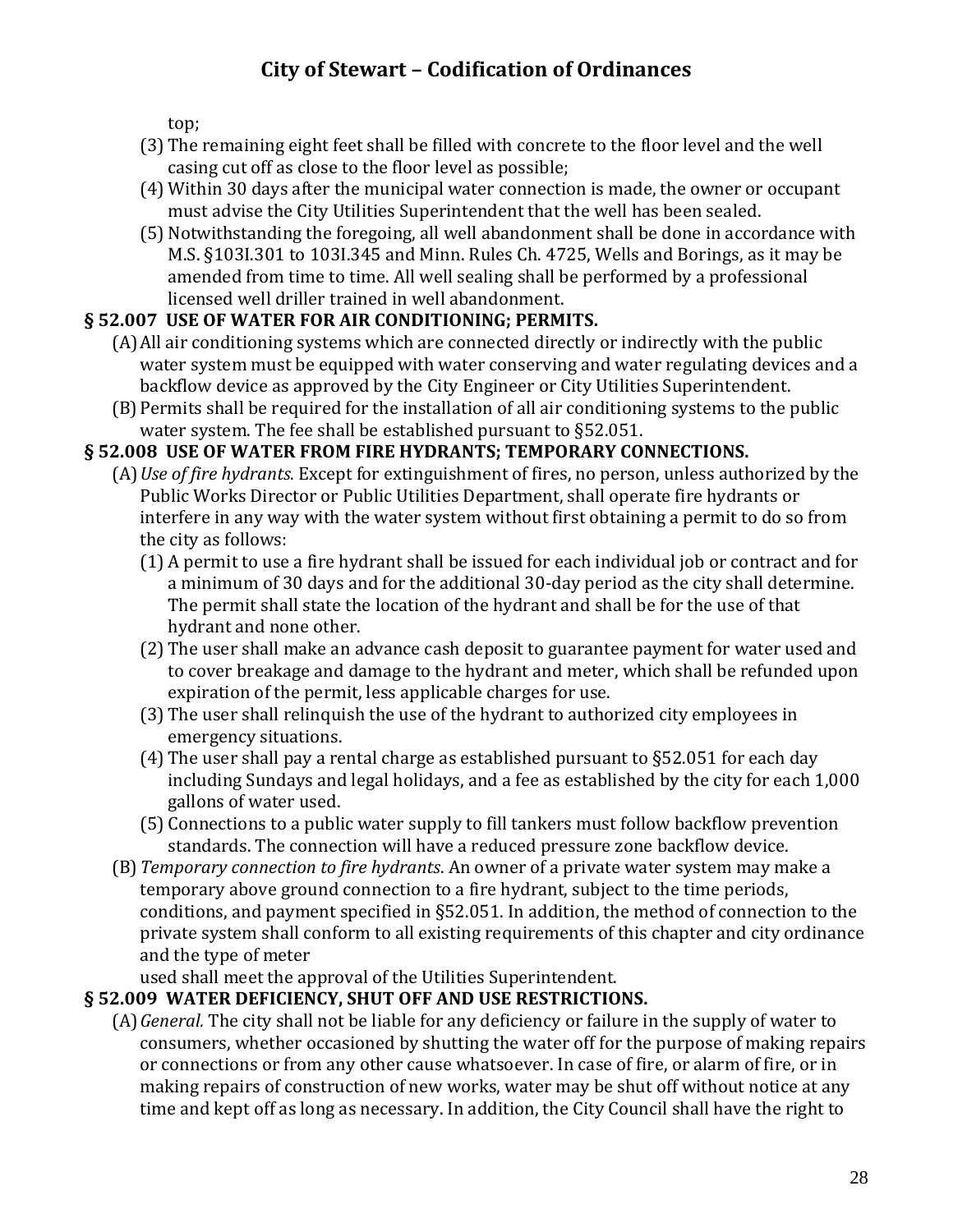top;

(3) The remaining eight feet shall be filled with concrete to the floor level and the well casing cut off as close to the floor level as possible;

(4) Within 30 days after the municipal water connection is made, the owner or occupant must advise the City Utilities Superintendent that the well has been sealed.

(5) Notwithstanding the foregoing, all well abandonment shall be done in accordance with M.S. §103I.301 to 103I.345 and Minn. Rules Ch. 4725, Wells and Borings, as it may be amended from time to time. All well sealing shall be performed by a professional licensed well driller trained in well abandonment.

**§ 52.007 USE OF WATER FOR AIR CONDITIONING; PERMITS.**

(A) All air conditioning systems which are connected directly or indirectly with the public water system must be equipped with water conserving and water regulating devices and a backflow device as approved by the City Engineer or City Utilities Superintendent.

(B) Permits shall be required for the installation of all air conditioning systems to the public water system. The fee shall be established pursuant to §52.051.

**§ 52.008 USE OF WATER FROM FIRE HYDRANTS; TEMPORARY CONNECTIONS.**

(A) *Use of fire hydrants*. Except for extinguishment of fires, no person, unless authorized by the Public Works Director or Public Utilities Department, shall operate fire hydrants or interfere in any way with the water system without first obtaining a permit to do so from the city as follows:

(1) A permit to use a fire hydrant shall be issued for each individual job or contract and for a minimum of 30 days and for the additional 30-day period as the city shall determine. The permit shall state the location of the hydrant and shall be for the use of that hydrant and none other.

(2) The user shall make an advance cash deposit to guarantee payment for water used and to cover breakage and damage to the hydrant and meter, which shall be refunded upon expiration of the permit, less applicable charges for use.

(3) The user shall relinquish the use of the hydrant to authorized city employees in emergency situations.

(4) The user shall pay a rental charge as established pursuant to §52.051 for each day including Sundays and legal holidays, and a fee as established by the city for each 1,000 gallons of water used.

(5) Connections to a public water supply to fill tankers must follow backflow prevention standards. The connection will have a reduced pressure zone backflow device.

(B) *Temporary connection to fire hydrants*. An owner of a private water system may make a temporary above ground connection to a fire hydrant, subject to the time periods, conditions, and payment specified in §52.051. In addition, the method of connection to the private system shall conform to all existing requirements of this chapter and city ordinance and the type of meter used shall meet the approval of the Utilities Superintendent.

**§ 52.009 WATER DEFICIENCY, SHUT OFF AND USE RESTRICTIONS.**

(A) *General.* The city shall not be liable for any deficiency or failure in the supply of water to consumers, whether occasioned by shutting the water off for the purpose of making repairs or connections or from any other cause whatsoever. In case of fire, or alarm of fire, or in making repairs of construction of new works, water may be shut off without notice at any time and kept off as long as necessary. In addition, the City Council shall have the right to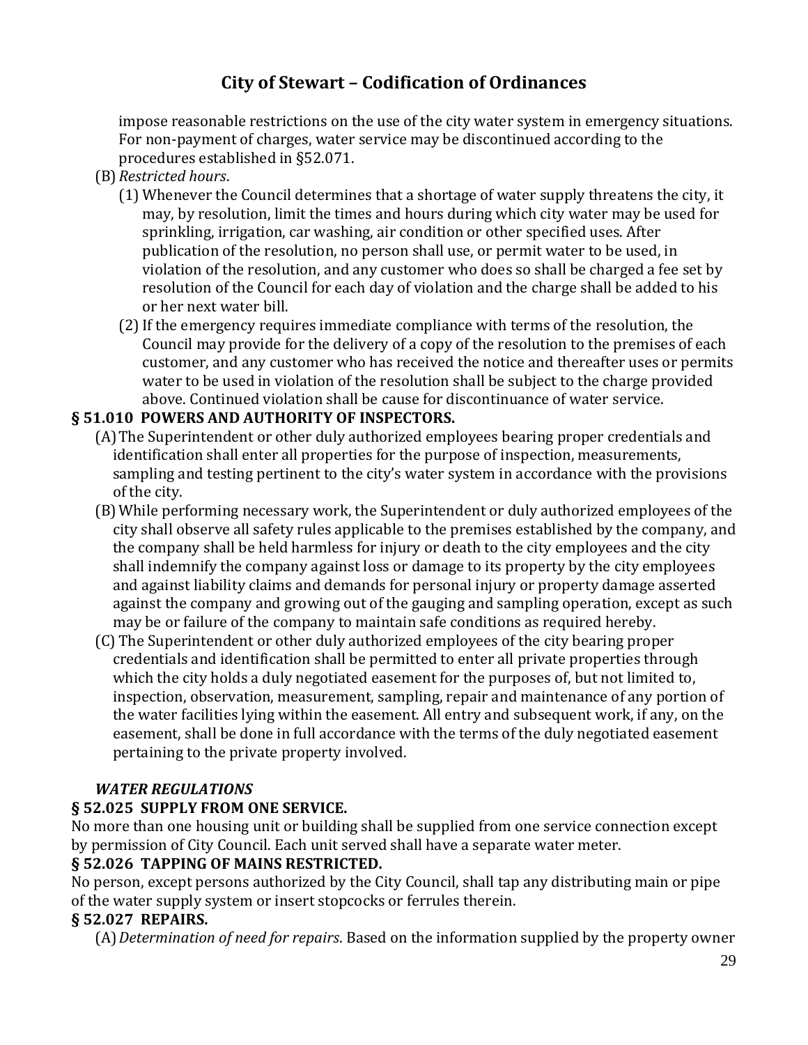impose reasonable restrictions on the use of the city water system in emergency situations. For non-payment of charges, water service may be discontinued according to the procedures established in §52.071.

(B) *Restricted hours*.

(1) Whenever the Council determines that a shortage of water supply threatens the city, it may, by resolution, limit the times and hours during which city water may be used for sprinkling, irrigation, car washing, air condition or other specified uses. After publication of the resolution, no person shall use, or permit water to be used, in violation of the resolution, and any customer who does so shall be charged a fee set by resolution of the Council for each day of violation and the charge shall be added to his or her next water bill.

(2) If the emergency requires immediate compliance with terms of the resolution, the Council may provide for the delivery of a copy of the resolution to the premises of each customer, and any customer who has received the notice and thereafter uses or permits water to be used in violation of the resolution shall be subject to the charge provided above. Continued violation shall be cause for discontinuance of water service.

**§ 51.010 POWERS AND AUTHORITY OF INSPECTORS.**

(A) The Superintendent or other duly authorized employees bearing proper credentials and identification shall enter all properties for the purpose of inspection, measurements, sampling and testing pertinent to the city's water system in accordance with the provisions of the city.

(B) While performing necessary work, the Superintendent or duly authorized employees of the city shall observe all safety rules applicable to the premises established by the company, and the company shall be held harmless for injury or death to the city employees and the city shall indemnify the company against loss or damage to its property by the city employees and against liability claims and demands for personal injury or property damage asserted against the company and growing out of the gauging and sampling operation, except as such may be or failure of the company to maintain safe conditions as required hereby.

(C) The Superintendent or other duly authorized employees of the city bearing proper credentials and identification shall be permitted to enter all private properties through which the city holds a duly negotiated easement for the purposes of, but not limited to, inspection, observation, measurement, sampling, repair and maintenance of any portion of the water facilities lying within the easement. All entry and subsequent work, if any, on the easement, shall be done in full accordance with the terms of the duly negotiated easement pertaining to the private property involved.

***WATER REGULATIONS***

**§ 52.025 SUPPLY FROM ONE SERVICE.**

No more than one housing unit or building shall be supplied from one service connection except by permission of City Council. Each unit served shall have a separate water meter.

**§ 52.026 TAPPING OF MAINS RESTRICTED.**

No person, except persons authorized by the City Council, shall tap any distributing main or pipe of the water supply system or insert stopcocks or ferrules therein.

**§ 52.027 REPAIRS.**

(A) *Determination of need for repairs.* Based on the information supplied by the property owner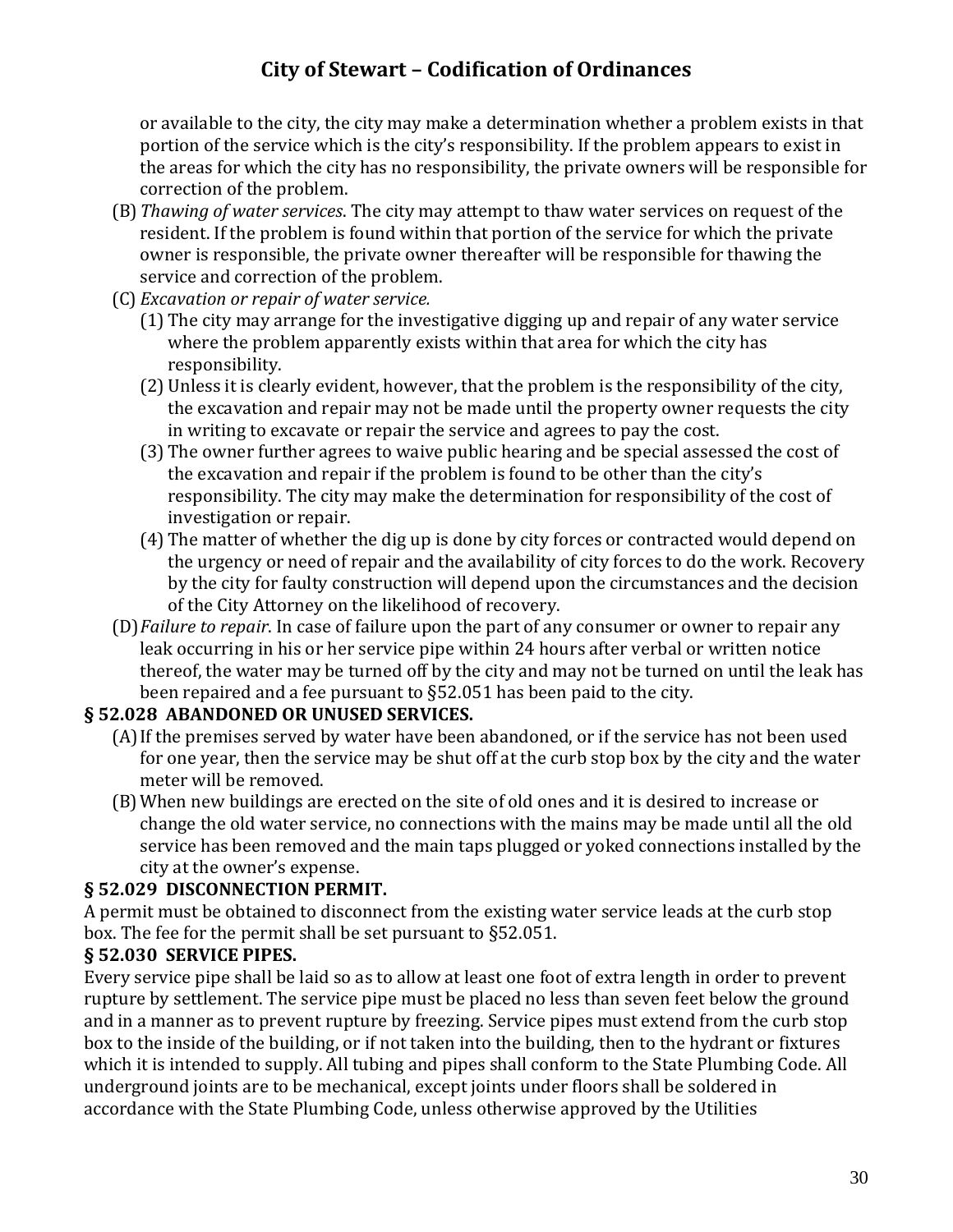or available to the city, the city may make a determination whether a problem exists in that portion of the service which is the city's responsibility. If the problem appears to exist in the areas for which the city has no responsibility, the private owners will be responsible for correction of the problem.

(B) *Thawing of water services*. The city may attempt to thaw water services on request of the resident. If the problem is found within that portion of the service for which the private owner is responsible, the private owner thereafter will be responsible for thawing the service and correction of the problem.

(C) *Excavation or repair of water service.*

(1) The city may arrange for the investigative digging up and repair of any water service where the problem apparently exists within that area for which the city has responsibility.

(2) Unless it is clearly evident, however, that the problem is the responsibility of the city, the excavation and repair may not be made until the property owner requests the city in writing to excavate or repair the service and agrees to pay the cost.

(3) The owner further agrees to waive public hearing and be special assessed the cost of the excavation and repair if the problem is found to be other than the city's responsibility. The city may make the determination for responsibility of the cost of investigation or repair.

(4) The matter of whether the dig up is done by city forces or contracted would depend on the urgency or need of repair and the availability of city forces to do the work. Recovery by the city for faulty construction will depend upon the circumstances and the decision of the City Attorney on the likelihood of recovery.

(D) *Failure to repair*. In case of failure upon the part of any consumer or owner to repair any leak occurring in his or her service pipe within 24 hours after verbal or written notice thereof, the water may be turned off by the city and may not be turned on until the leak has been repaired and a fee pursuant to §52.051 has been paid to the city.

**§ 52.028 ABANDONED OR UNUSED SERVICES.**

(A) If the premises served by water have been abandoned, or if the service has not been used for one year, then the service may be shut off at the curb stop box by the city and the water meter will be removed.

(B) When new buildings are erected on the site of old ones and it is desired to increase or change the old water service, no connections with the mains may be made until all the old service has been removed and the main taps plugged or yoked connections installed by the city at the owner's expense.

**§ 52.029 DISCONNECTION PERMIT.**

A permit must be obtained to disconnect from the existing water service leads at the curb stop box. The fee for the permit shall be set pursuant to §52.051.

**§ 52.030 SERVICE PIPES.**

Every service pipe shall be laid so as to allow at least one foot of extra length in order to prevent rupture by settlement. The service pipe must be placed no less than seven feet below the ground and in a manner as to prevent rupture by freezing. Service pipes must extend from the curb stop box to the inside of the building, or if not taken into the building, then to the hydrant or fixtures which it is intended to supply. All tubing and pipes shall conform to the State Plumbing Code. All underground joints are to be mechanical, except joints under floors shall be soldered in accordance with the State Plumbing Code, unless otherwise approved by the Utilities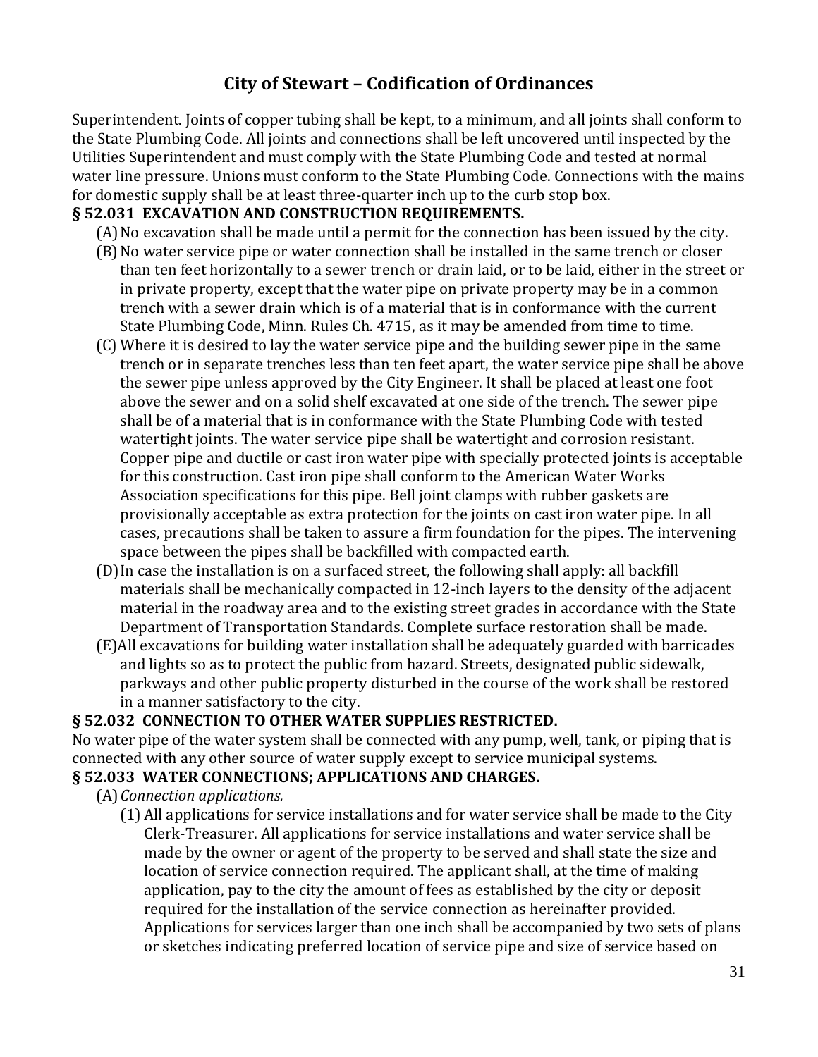Superintendent. Joints of copper tubing shall be kept, to a minimum, and all joints shall conform to the State Plumbing Code. All joints and connections shall be left uncovered until inspected by the Utilities Superintendent and must comply with the State Plumbing Code and tested at normal water line pressure. Unions must conform to the State Plumbing Code. Connections with the mains for domestic supply shall be at least three-quarter inch up to the curb stop box.

**§ 52.031 EXCAVATION AND CONSTRUCTION REQUIREMENTS.**

(A) No excavation shall be made until a permit for the connection has been issued by the city.

(B) No water service pipe or water connection shall be installed in the same trench or closer than ten feet horizontally to a sewer trench or drain laid, or to be laid, either in the street or in private property, except that the water pipe on private property may be in a common trench with a sewer drain which is of a material that is in conformance with the current State Plumbing Code, Minn. Rules Ch. 4715, as it may be amended from time to time.

(C) Where it is desired to lay the water service pipe and the building sewer pipe in the same trench or in separate trenches less than ten feet apart, the water service pipe shall be above the sewer pipe unless approved by the City Engineer. It shall be placed at least one foot above the sewer and on a solid shelf excavated at one side of the trench. The sewer pipe shall be of a material that is in conformance with the State Plumbing Code with tested watertight joints. The water service pipe shall be watertight and corrosion resistant. Copper pipe and ductile or cast iron water pipe with specially protected joints is acceptable for this construction. Cast iron pipe shall conform to the American Water Works Association specifications for this pipe. Bell joint clamps with rubber gaskets are provisionally acceptable as extra protection for the joints on cast iron water pipe. In all cases, precautions shall be taken to assure a firm foundation for the pipes. The intervening space between the pipes shall be backfilled with compacted earth.

(D) In case the installation is on a surfaced street, the following shall apply: all backfill materials shall be mechanically compacted in 12-inch layers to the density of the adjacent material in the roadway area and to the existing street grades in accordance with the State Department of Transportation Standards. Complete surface restoration shall be made.

(E) All excavations for building water installation shall be adequately guarded with barricades and lights so as to protect the public from hazard. Streets, designated public sidewalk, parkways and other public property disturbed in the course of the work shall be restored in a manner satisfactory to the city.

**§ 52.032 CONNECTION TO OTHER WATER SUPPLIES RESTRICTED.**

No water pipe of the water system shall be connected with any pump, well, tank, or piping that is connected with any other source of water supply except to service municipal systems.

**§ 52.033 WATER CONNECTIONS; APPLICATIONS AND CHARGES.**

(A) *Connection applications.*

(1) All applications for service installations and for water service shall be made to the City Clerk-Treasurer. All applications for service installations and water service shall be made by the owner or agent of the property to be served and shall state the size and location of service connection required. The applicant shall, at the time of making application, pay to the city the amount of fees as established by the city or deposit required for the installation of the service connection as hereinafter provided. Applications for services larger than one inch shall be accompanied by two sets of plans or sketches indicating preferred location of service pipe and size of service based on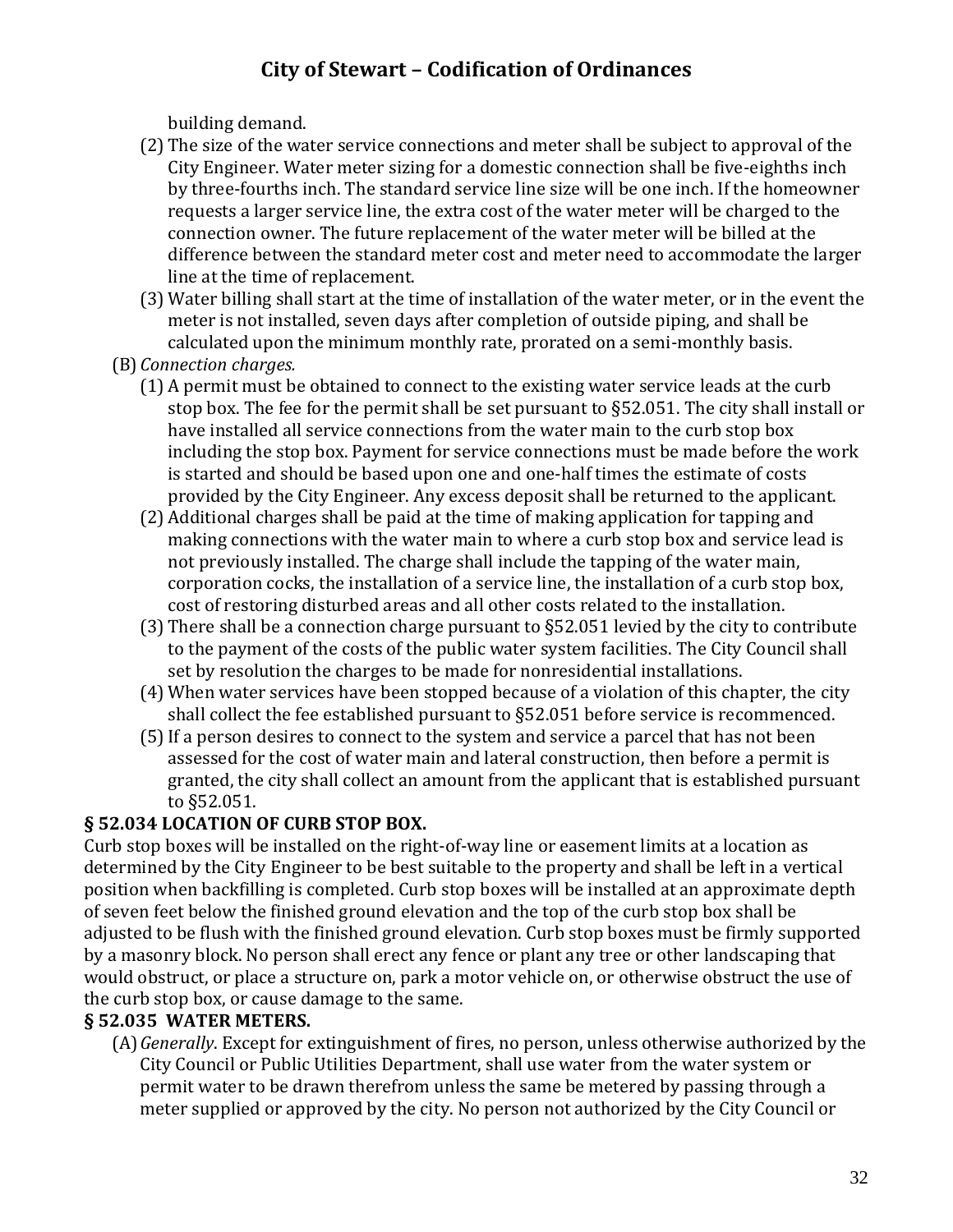building demand.

(2) The size of the water service connections and meter shall be subject to approval of the City Engineer. Water meter sizing for a domestic connection shall be five-eighths inch by three-fourths inch. The standard service line size will be one inch. If the homeowner requests a larger service line, the extra cost of the water meter will be charged to the connection owner. The future replacement of the water meter will be billed at the difference between the standard meter cost and meter need to accommodate the larger line at the time of replacement.

(3) Water billing shall start at the time of installation of the water meter, or in the event the meter is not installed, seven days after completion of outside piping, and shall be calculated upon the minimum monthly rate, prorated on a semi-monthly basis.

(B) *Connection charges.*

(1) A permit must be obtained to connect to the existing water service leads at the curb stop box. The fee for the permit shall be set pursuant to §52.051. The city shall install or have installed all service connections from the water main to the curb stop box including the stop box. Payment for service connections must be made before the work is started and should be based upon one and one-half times the estimate of costs provided by the City Engineer. Any excess deposit shall be returned to the applicant.

(2) Additional charges shall be paid at the time of making application for tapping and making connections with the water main to where a curb stop box and service lead is not previously installed. The charge shall include the tapping of the water main, corporation cocks, the installation of a service line, the installation of a curb stop box, cost of restoring disturbed areas and all other costs related to the installation.

(3) There shall be a connection charge pursuant to §52.051 levied by the city to contribute to the payment of the costs of the public water system facilities. The City Council shall set by resolution the charges to be made for nonresidential installations.

(4) When water services have been stopped because of a violation of this chapter, the city shall collect the fee established pursuant to §52.051 before service is recommenced.

(5) If a person desires to connect to the system and service a parcel that has not been assessed for the cost of water main and lateral construction, then before a permit is granted, the city shall collect an amount from the applicant that is established pursuant to §52.051.

**§ 52.034 LOCATION OF CURB STOP BOX.**

Curb stop boxes will be installed on the right-of-way line or easement limits at a location as determined by the City Engineer to be best suitable to the property and shall be left in a vertical position when backfilling is completed. Curb stop boxes will be installed at an approximate depth of seven feet below the finished ground elevation and the top of the curb stop box shall be adjusted to be flush with the finished ground elevation. Curb stop boxes must be firmly supported by a masonry block. No person shall erect any fence or plant any tree or other landscaping that would obstruct, or place a structure on, park a motor vehicle on, or otherwise obstruct the use of the curb stop box, or cause damage to the same.

**§ 52.035 WATER METERS.**

(A) *Generally*. Except for extinguishment of fires, no person, unless otherwise authorized by the City Council or Public Utilities Department, shall use water from the water system or permit water to be drawn therefrom unless the same be metered by passing through a meter supplied or approved by the city. No person not authorized by the City Council or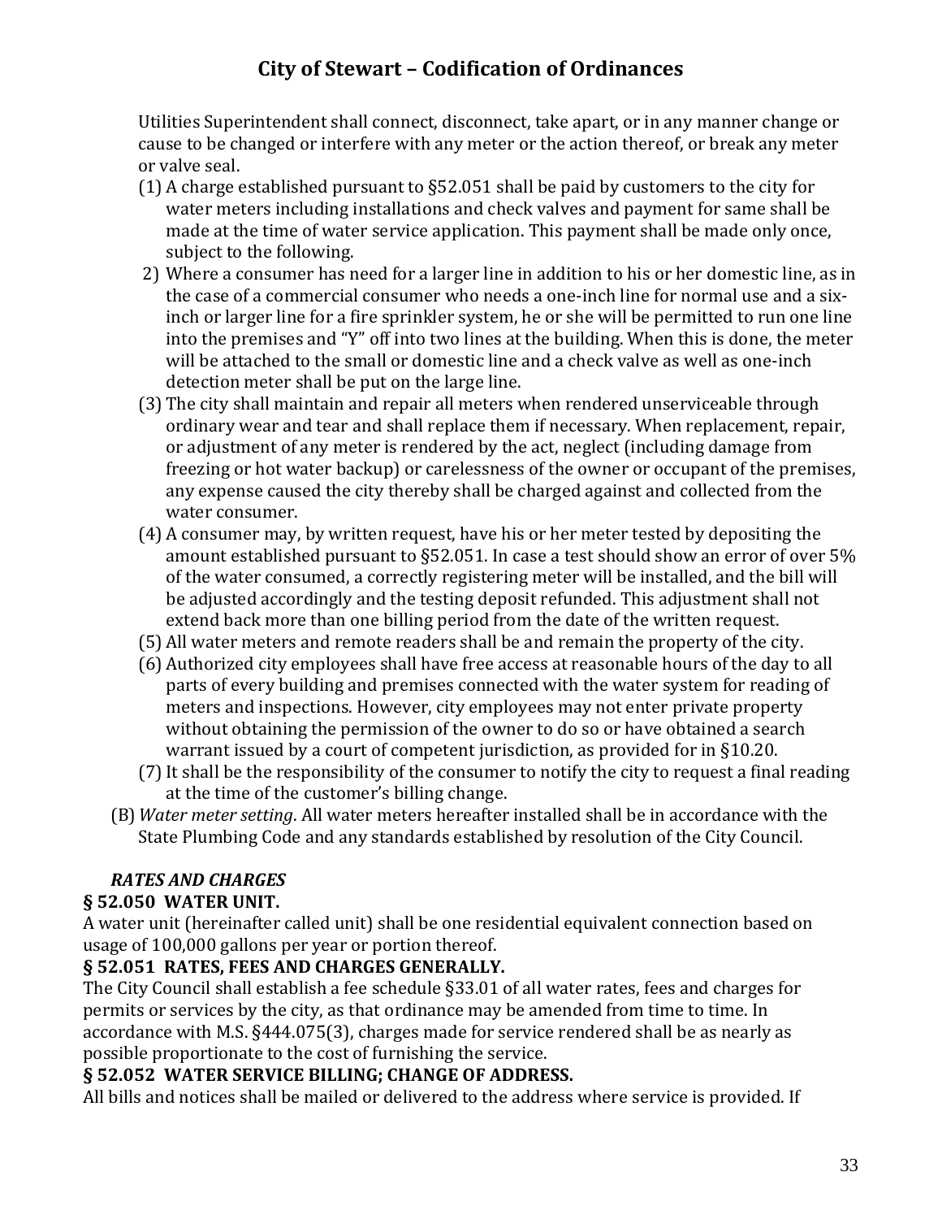Utilities Superintendent shall connect, disconnect, take apart, or in any manner change or cause to be changed or interfere with any meter or the action thereof, or break any meter or valve seal.

(1) A charge established pursuant to §52.051 shall be paid by customers to the city for water meters including installations and check valves and payment for same shall be made at the time of water service application. This payment shall be made only once, subject to the following.

2) Where a consumer has need for a larger line in addition to his or her domestic line, as in the case of a commercial consumer who needs a one-inch line for normal use and a six-inch or larger line for a fire sprinkler system, he or she will be permitted to run one line into the premises and "Y" off into two lines at the building. When this is done, the meter will be attached to the small or domestic line and a check valve as well as one-inch detection meter shall be put on the large line.

(3) The city shall maintain and repair all meters when rendered unserviceable through ordinary wear and tear and shall replace them if necessary. When replacement, repair, or adjustment of any meter is rendered by the act, neglect (including damage from freezing or hot water backup) or carelessness of the owner or occupant of the premises, any expense caused the city thereby shall be charged against and collected from the water consumer.

(4) A consumer may, by written request, have his or her meter tested by depositing the amount established pursuant to §52.051. In case a test should show an error of over 5% of the water consumed, a correctly registering meter will be installed, and the bill will be adjusted accordingly and the testing deposit refunded. This adjustment shall not extend back more than one billing period from the date of the written request.

(5) All water meters and remote readers shall be and remain the property of the city.

(6) Authorized city employees shall have free access at reasonable hours of the day to all parts of every building and premises connected with the water system for reading of meters and inspections. However, city employees may not enter private property without obtaining the permission of the owner to do so or have obtained a search warrant issued by a court of competent jurisdiction, as provided for in §10.20.

(7) It shall be the responsibility of the consumer to notify the city to request a final reading at the time of the customer's billing change.

(B) *Water meter setting*. All water meters hereafter installed shall be in accordance with the State Plumbing Code and any standards established by resolution of the City Council.

***RATES AND CHARGES***

**§ 52.050 WATER UNIT.**

A water unit (hereinafter called unit) shall be one residential equivalent connection based on usage of 100,000 gallons per year or portion thereof.

**§ 52.051 RATES, FEES AND CHARGES GENERALLY.**

The City Council shall establish a fee schedule §33.01 of all water rates, fees and charges for permits or services by the city, as that ordinance may be amended from time to time. In accordance with M.S. §444.075(3), charges made for service rendered shall be as nearly as possible proportionate to the cost of furnishing the service.

**§ 52.052 WATER SERVICE BILLING; CHANGE OF ADDRESS.**

All bills and notices shall be mailed or delivered to the address where service is provided. If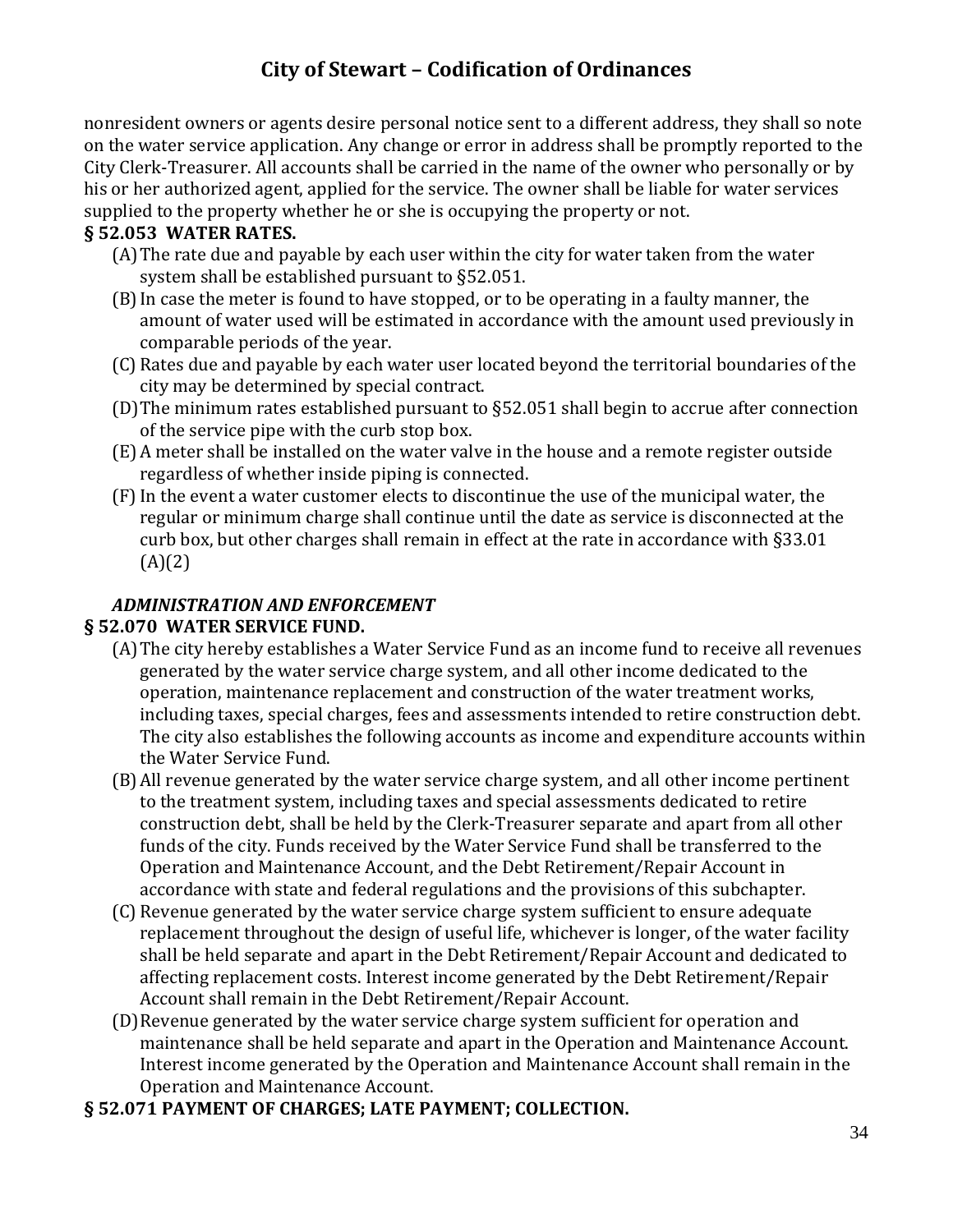nonresident owners or agents desire personal notice sent to a different address, they shall so note on the water service application. Any change or error in address shall be promptly reported to the City Clerk-Treasurer. All accounts shall be carried in the name of the owner who personally or by his or her authorized agent, applied for the service. The owner shall be liable for water services supplied to the property whether he or she is occupying the property or not.

**§ 52.053 WATER RATES.**

(A) The rate due and payable by each user within the city for water taken from the water system shall be established pursuant to §52.051.

(B) In case the meter is found to have stopped, or to be operating in a faulty manner, the amount of water used will be estimated in accordance with the amount used previously in comparable periods of the year.

(C) Rates due and payable by each water user located beyond the territorial boundaries of the city may be determined by special contract.

(D) The minimum rates established pursuant to §52.051 shall begin to accrue after connection of the service pipe with the curb stop box.

(E) A meter shall be installed on the water valve in the house and a remote register outside regardless of whether inside piping is connected.

(F) In the event a water customer elects to discontinue the use of the municipal water, the regular or minimum charge shall continue until the date as service is disconnected at the curb box, but other charges shall remain in effect at the rate in accordance with §33.01 (A)(2)

***ADMINISTRATION AND ENFORCEMENT***

**§ 52.070 WATER SERVICE FUND.**

(A) The city hereby establishes a Water Service Fund as an income fund to receive all revenues generated by the water service charge system, and all other income dedicated to the operation, maintenance replacement and construction of the water treatment works, including taxes, special charges, fees and assessments intended to retire construction debt. The city also establishes the following accounts as income and expenditure accounts within the Water Service Fund.

(B) All revenue generated by the water service charge system, and all other income pertinent to the treatment system, including taxes and special assessments dedicated to retire construction debt, shall be held by the Clerk-Treasurer separate and apart from all other funds of the city. Funds received by the Water Service Fund shall be transferred to the Operation and Maintenance Account, and the Debt Retirement/Repair Account in accordance with state and federal regulations and the provisions of this subchapter.

(C) Revenue generated by the water service charge system sufficient to ensure adequate replacement throughout the design of useful life, whichever is longer, of the water facility shall be held separate and apart in the Debt Retirement/Repair Account and dedicated to affecting replacement costs. Interest income generated by the Debt Retirement/Repair Account shall remain in the Debt Retirement/Repair Account.

(D) Revenue generated by the water service charge system sufficient for operation and maintenance shall be held separate and apart in the Operation and Maintenance Account. Interest income generated by the Operation and Maintenance Account shall remain in the Operation and Maintenance Account.

**§ 52.071 PAYMENT OF CHARGES; LATE PAYMENT; COLLECTION.**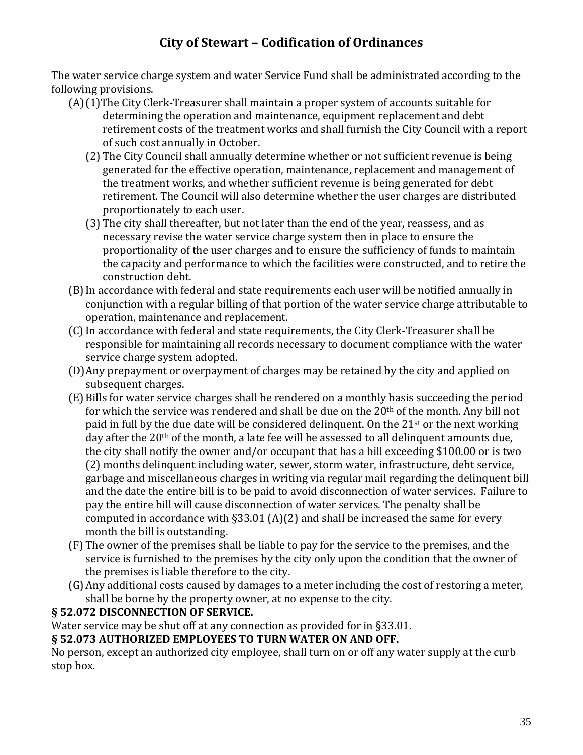The water service charge system and water Service Fund shall be administrated according to the following provisions.

(A) (1) The City Clerk-Treasurer shall maintain a proper system of accounts suitable for determining the operation and maintenance, equipment replacement and debt retirement costs of the treatment works and shall furnish the City Council with a report of such cost annually in October.

(2) The City Council shall annually determine whether or not sufficient revenue is being generated for the effective operation, maintenance, replacement and management of the treatment works, and whether sufficient revenue is being generated for debt retirement. The Council will also determine whether the user charges are distributed proportionately to each user.

(3) The city shall thereafter, but not later than the end of the year, reassess, and as necessary revise the water service charge system then in place to ensure the proportionality of the user charges and to ensure the sufficiency of funds to maintain the capacity and performance to which the facilities were constructed, and to retire the construction debt.

(B) In accordance with federal and state requirements each user will be notified annually in conjunction with a regular billing of that portion of the water service charge attributable to operation, maintenance and replacement.

(C) In accordance with federal and state requirements, the City Clerk-Treasurer shall be responsible for maintaining all records necessary to document compliance with the water service charge system adopted.

(D) Any prepayment or overpayment of charges may be retained by the city and applied on subsequent charges.

(E) Bills for water service charges shall be rendered on a monthly basis succeeding the period for which the service was rendered and shall be due on the 20th of the month. Any bill not paid in full by the due date will be considered delinquent. On the 21st or the next working day after the 20th of the month, a late fee will be assessed to all delinquent amounts due, the city shall notify the owner and/or occupant that has a bill exceeding $100.00 or is two (2) months delinquent including water, sewer, storm water, infrastructure, debt service, garbage and miscellaneous charges in writing via regular mail regarding the delinquent bill and the date the entire bill is to be paid to avoid disconnection of water services. Failure to pay the entire bill will cause disconnection of water services. The penalty shall be computed in accordance with §33.01 (A)(2) and shall be increased the same for every month the bill is outstanding.

(F) The owner of the premises shall be liable to pay for the service to the premises, and the service is furnished to the premises by the city only upon the condition that the owner of the premises is liable therefore to the city.

(G) Any additional costs caused by damages to a meter including the cost of restoring a meter, shall be borne by the property owner, at no expense to the city.

**§ 52.072 DISCONNECTION OF SERVICE.**

Water service may be shut off at any connection as provided for in §33.01.

**§ 52.073 AUTHORIZED EMPLOYEES TO TURN WATER ON AND OFF.**

No person, except an authorized city employee, shall turn on or off any water supply at the curb stop box.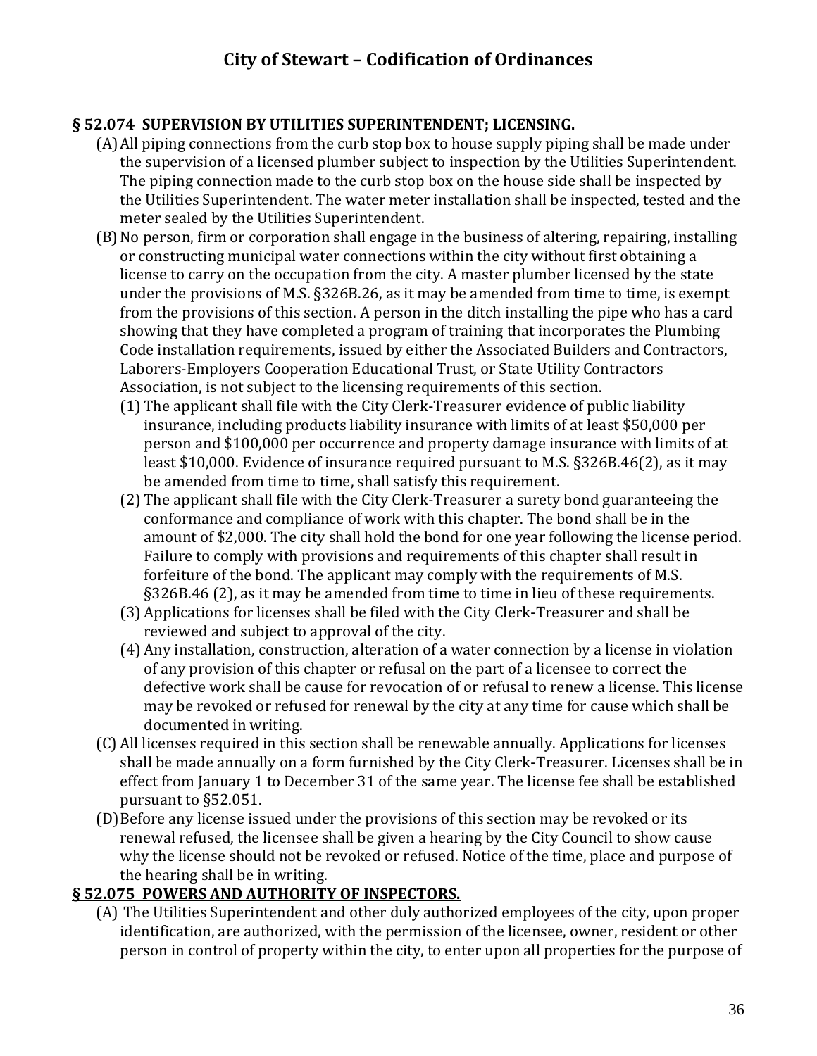### § 52.074 SUPERVISION BY UTILITIES SUPERINTENDENT; LICENSING.

(A) All piping connections from the curb stop box to house supply piping shall be made under the supervision of a licensed plumber subject to inspection by the Utilities Superintendent. The piping connection made to the curb stop box on the house side shall be inspected by the Utilities Superintendent. The water meter installation shall be inspected, tested and the meter sealed by the Utilities Superintendent.

(B) No person, firm or corporation shall engage in the business of altering, repairing, installing or constructing municipal water connections within the city without first obtaining a license to carry on the occupation from the city. A master plumber licensed by the state under the provisions of M.S. §326B.26, as it may be amended from time to time, is exempt from the provisions of this section. A person in the ditch installing the pipe who has a card showing that they have completed a program of training that incorporates the Plumbing Code installation requirements, issued by either the Associated Builders and Contractors, Laborers-Employers Cooperation Educational Trust, or State Utility Contractors Association, is not subject to the licensing requirements of this section.

(1) The applicant shall file with the City Clerk-Treasurer evidence of public liability insurance, including products liability insurance with limits of at least $50,000 per person and $100,000 per occurrence and property damage insurance with limits of at least $10,000. Evidence of insurance required pursuant to M.S. §326B.46(2), as it may be amended from time to time, shall satisfy this requirement.

(2) The applicant shall file with the City Clerk-Treasurer a surety bond guaranteeing the conformance and compliance of work with this chapter. The bond shall be in the amount of $2,000. The city shall hold the bond for one year following the license period. Failure to comply with provisions and requirements of this chapter shall result in forfeiture of the bond. The applicant may comply with the requirements of M.S. §326B.46 (2), as it may be amended from time to time in lieu of these requirements.

(3) Applications for licenses shall be filed with the City Clerk-Treasurer and shall be reviewed and subject to approval of the city.

(4) Any installation, construction, alteration of a water connection by a license in violation of any provision of this chapter or refusal on the part of a licensee to correct the defective work shall be cause for revocation of or refusal to renew a license. This license may be revoked or refused for renewal by the city at any time for cause which shall be documented in writing.

(C) All licenses required in this section shall be renewable annually. Applications for licenses shall be made annually on a form furnished by the City Clerk-Treasurer. Licenses shall be in effect from January 1 to December 31 of the same year. The license fee shall be established pursuant to §52.051.

(D) Before any license issued under the provisions of this section may be revoked or its renewal refused, the licensee shall be given a hearing by the City Council to show cause why the license should not be revoked or refused. Notice of the time, place and purpose of the hearing shall be in writing.

### § 52.075 POWERS AND AUTHORITY OF INSPECTORS.

(A) The Utilities Superintendent and other duly authorized employees of the city, upon proper identification, are authorized, with the permission of the licensee, owner, resident or other person in control of property within the city, to enter upon all properties for the purpose of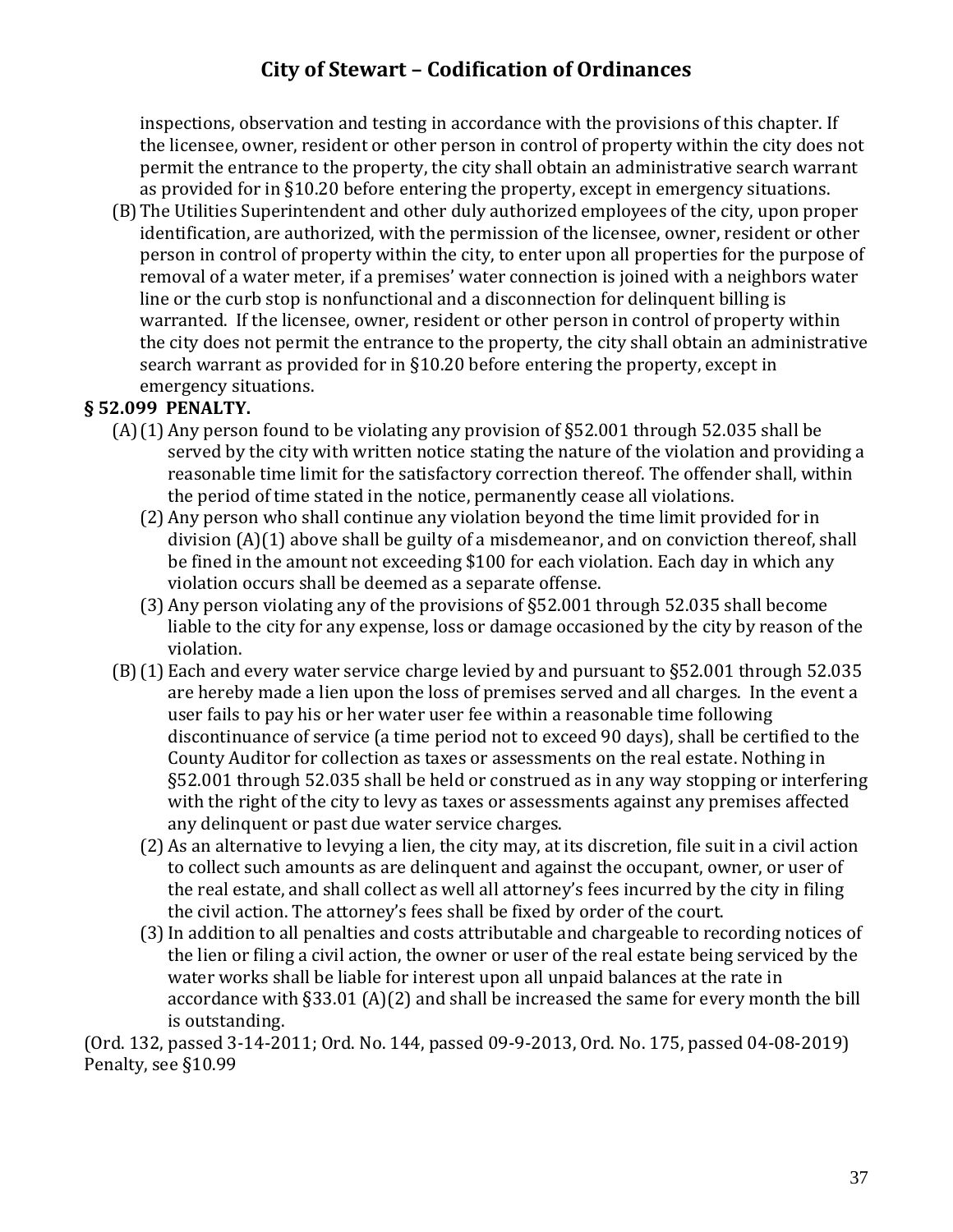inspections, observation and testing in accordance with the provisions of this chapter. If the licensee, owner, resident or other person in control of property within the city does not permit the entrance to the property, the city shall obtain an administrative search warrant as provided for in §10.20 before entering the property, except in emergency situations.

(B) The Utilities Superintendent and other duly authorized employees of the city, upon proper identification, are authorized, with the permission of the licensee, owner, resident or other person in control of property within the city, to enter upon all properties for the purpose of removal of a water meter, if a premises' water connection is joined with a neighbors water line or the curb stop is nonfunctional and a disconnection for delinquent billing is warranted. If the licensee, owner, resident or other person in control of property within the city does not permit the entrance to the property, the city shall obtain an administrative search warrant as provided for in §10.20 before entering the property, except in emergency situations.

**§ 52.099 PENALTY.**

(A) (1) Any person found to be violating any provision of §52.001 through 52.035 shall be served by the city with written notice stating the nature of the violation and providing a reasonable time limit for the satisfactory correction thereof. The offender shall, within the period of time stated in the notice, permanently cease all violations.

(2) Any person who shall continue any violation beyond the time limit provided for in division (A)(1) above shall be guilty of a misdemeanor, and on conviction thereof, shall be fined in the amount not exceeding $100 for each violation. Each day in which any violation occurs shall be deemed as a separate offense.

(3) Any person violating any of the provisions of §52.001 through 52.035 shall become liable to the city for any expense, loss or damage occasioned by the city by reason of the violation.

(B) (1) Each and every water service charge levied by and pursuant to §52.001 through 52.035 are hereby made a lien upon the loss of premises served and all charges. In the event a user fails to pay his or her water user fee within a reasonable time following discontinuance of service (a time period not to exceed 90 days), shall be certified to the County Auditor for collection as taxes or assessments on the real estate. Nothing in §52.001 through 52.035 shall be held or construed as in any way stopping or interfering with the right of the city to levy as taxes or assessments against any premises affected any delinquent or past due water service charges.

(2) As an alternative to levying a lien, the city may, at its discretion, file suit in a civil action to collect such amounts as are delinquent and against the occupant, owner, or user of the real estate, and shall collect as well all attorney's fees incurred by the city in filing the civil action. The attorney's fees shall be fixed by order of the court.

(3) In addition to all penalties and costs attributable and chargeable to recording notices of the lien or filing a civil action, the owner or user of the real estate being serviced by the water works shall be liable for interest upon all unpaid balances at the rate in accordance with §33.01 (A)(2) and shall be increased the same for every month the bill is outstanding.

(Ord. 132, passed 3-14-2011; Ord. No. 144, passed 09-9-2013, Ord. No. 175, passed 04-08-2019)
Penalty, see §10.99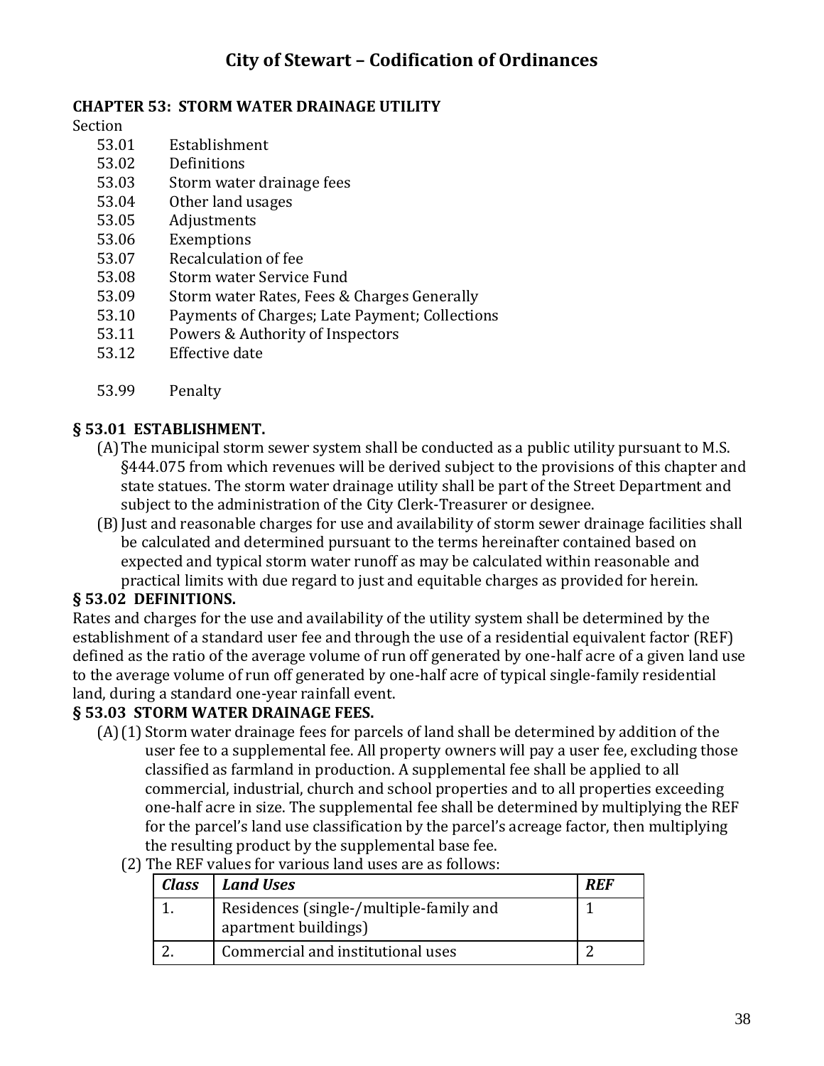# City of Stewart – Codification of Ordinances

## CHAPTER 53: STORM WATER DRAINAGE UTILITY

Section

53.01 Establishment
53.02 Definitions
53.03 Storm water drainage fees
53.04 Other land usages
53.05 Adjustments
53.06 Exemptions
53.07 Recalculation of fee
53.08 Storm water Service Fund
53.09 Storm water Rates, Fees & Charges Generally
53.10 Payments of Charges; Late Payment; Collections
53.11 Powers & Authority of Inspectors
53.12 Effective date

53.99 Penalty

### § 53.01 ESTABLISHMENT.

(A) The municipal storm sewer system shall be conducted as a public utility pursuant to M.S. §444.075 from which revenues will be derived subject to the provisions of this chapter and state statues. The storm water drainage utility shall be part of the Street Department and subject to the administration of the City Clerk-Treasurer or designee.

(B) Just and reasonable charges for use and availability of storm sewer drainage facilities shall be calculated and determined pursuant to the terms hereinafter contained based on expected and typical storm water runoff as may be calculated within reasonable and practical limits with due regard to just and equitable charges as provided for herein.

### § 53.02 DEFINITIONS.

Rates and charges for the use and availability of the utility system shall be determined by the establishment of a standard user fee and through the use of a residential equivalent factor (REF) defined as the ratio of the average volume of run off generated by one-half acre of a given land use to the average volume of run off generated by one-half acre of typical single-family residential land, during a standard one-year rainfall event.

### § 53.03 STORM WATER DRAINAGE FEES.

(A) (1) Storm water drainage fees for parcels of land shall be determined by addition of the user fee to a supplemental fee. All property owners will pay a user fee, excluding those classified as farmland in production. A supplemental fee shall be applied to all commercial, industrial, church and school properties and to all properties exceeding one-half acre in size. The supplemental fee shall be determined by multiplying the REF for the parcel's land use classification by the parcel's acreage factor, then multiplying the resulting product by the supplemental base fee.

(2) The REF values for various land uses are as follows:

| ***Class*** | ***Land Uses*** | ***REF*** |
|---|---|---|
| 1. | Residences (single-/multiple-family and apartment buildings) | 1 |
| 2. | Commercial and institutional uses | 2 |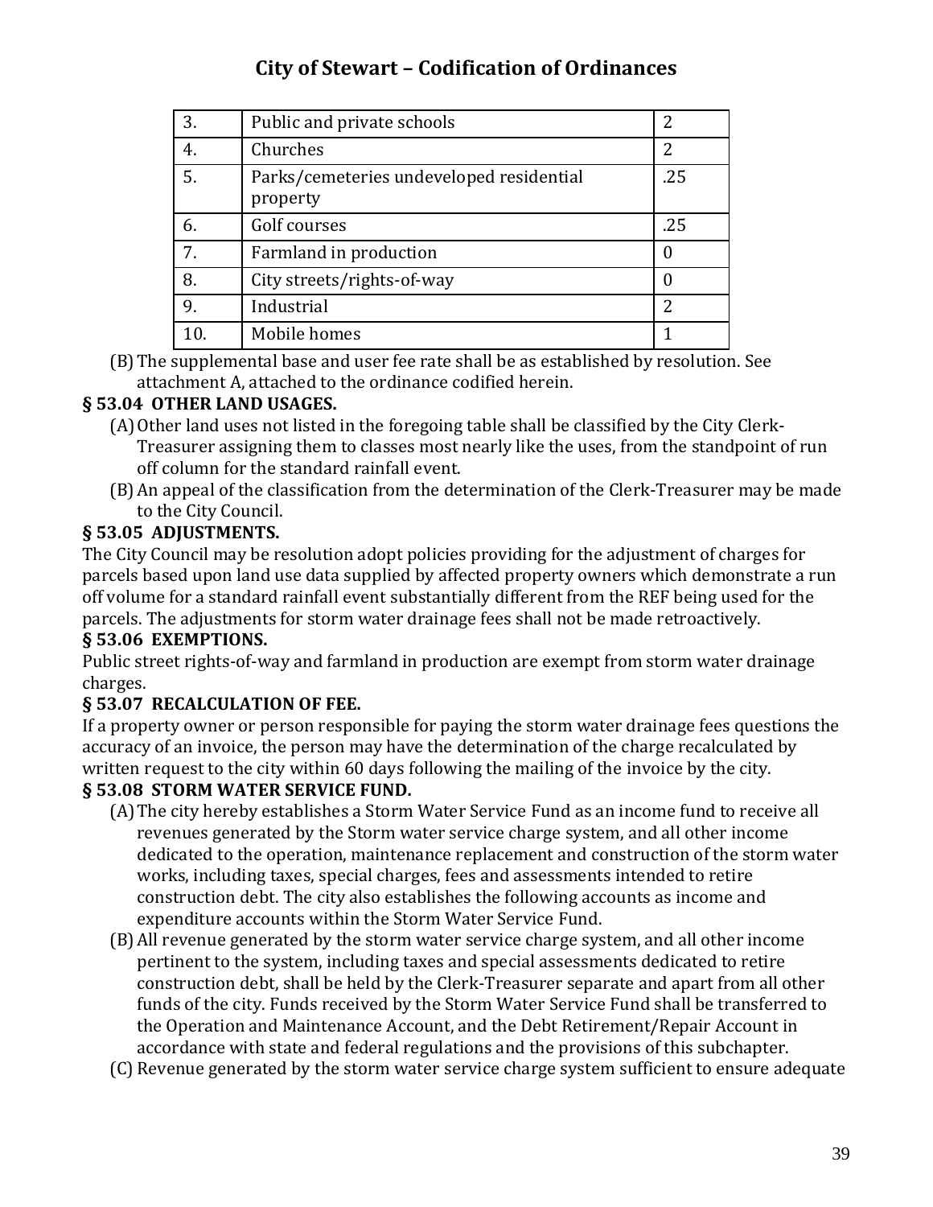| | | |
|---|---|---|
| 3. | Public and private schools | 2 |
| 4. | Churches | 2 |
| 5. | Parks/cemeteries undeveloped residential property | .25 |
| 6. | Golf courses | .25 |
| 7. | Farmland in production | 0 |
| 8. | City streets/rights-of-way | 0 |
| 9. | Industrial | 2 |
| 10. | Mobile homes | 1 |

(B) The supplemental base and user fee rate shall be as established by resolution. See attachment A, attached to the ordinance codified herein.

**§ 53.04 OTHER LAND USAGES.**

(A) Other land uses not listed in the foregoing table shall be classified by the City Clerk-Treasurer assigning them to classes most nearly like the uses, from the standpoint of run off column for the standard rainfall event.

(B) An appeal of the classification from the determination of the Clerk-Treasurer may be made to the City Council.

**§ 53.05 ADJUSTMENTS.**

The City Council may be resolution adopt policies providing for the adjustment of charges for parcels based upon land use data supplied by affected property owners which demonstrate a run off volume for a standard rainfall event substantially different from the REF being used for the parcels. The adjustments for storm water drainage fees shall not be made retroactively.

**§ 53.06 EXEMPTIONS.**

Public street rights-of-way and farmland in production are exempt from storm water drainage charges.

**§ 53.07 RECALCULATION OF FEE.**

If a property owner or person responsible for paying the storm water drainage fees questions the accuracy of an invoice, the person may have the determination of the charge recalculated by written request to the city within 60 days following the mailing of the invoice by the city.

**§ 53.08 STORM WATER SERVICE FUND.**

(A) The city hereby establishes a Storm Water Service Fund as an income fund to receive all revenues generated by the Storm water service charge system, and all other income dedicated to the operation, maintenance replacement and construction of the storm water works, including taxes, special charges, fees and assessments intended to retire construction debt. The city also establishes the following accounts as income and expenditure accounts within the Storm Water Service Fund.

(B) All revenue generated by the storm water service charge system, and all other income pertinent to the system, including taxes and special assessments dedicated to retire construction debt, shall be held by the Clerk-Treasurer separate and apart from all other funds of the city. Funds received by the Storm Water Service Fund shall be transferred to the Operation and Maintenance Account, and the Debt Retirement/Repair Account in accordance with state and federal regulations and the provisions of this subchapter.

(C) Revenue generated by the storm water service charge system sufficient to ensure adequate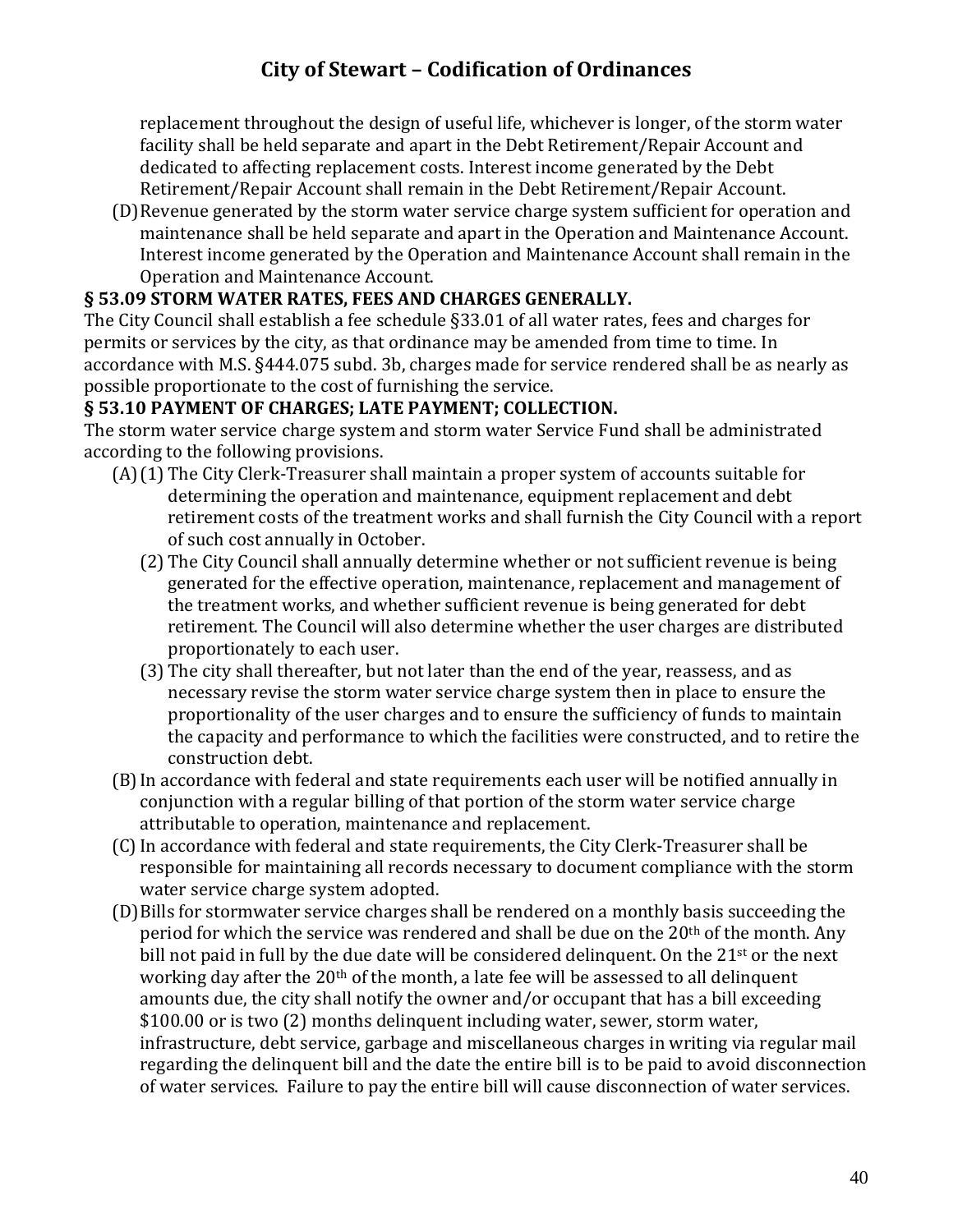replacement throughout the design of useful life, whichever is longer, of the storm water facility shall be held separate and apart in the Debt Retirement/Repair Account and dedicated to affecting replacement costs. Interest income generated by the Debt Retirement/Repair Account shall remain in the Debt Retirement/Repair Account.

(D) Revenue generated by the storm water service charge system sufficient for operation and maintenance shall be held separate and apart in the Operation and Maintenance Account. Interest income generated by the Operation and Maintenance Account shall remain in the Operation and Maintenance Account.

**§ 53.09 STORM WATER RATES, FEES AND CHARGES GENERALLY.**

The City Council shall establish a fee schedule §33.01 of all water rates, fees and charges for permits or services by the city, as that ordinance may be amended from time to time. In accordance with M.S. §444.075 subd. 3b, charges made for service rendered shall be as nearly as possible proportionate to the cost of furnishing the service.

**§ 53.10 PAYMENT OF CHARGES; LATE PAYMENT; COLLECTION.**

The storm water service charge system and storm water Service Fund shall be administrated according to the following provisions.

(A) (1) The City Clerk-Treasurer shall maintain a proper system of accounts suitable for determining the operation and maintenance, equipment replacement and debt retirement costs of the treatment works and shall furnish the City Council with a report of such cost annually in October.

(2) The City Council shall annually determine whether or not sufficient revenue is being generated for the effective operation, maintenance, replacement and management of the treatment works, and whether sufficient revenue is being generated for debt retirement. The Council will also determine whether the user charges are distributed proportionately to each user.

(3) The city shall thereafter, but not later than the end of the year, reassess, and as necessary revise the storm water service charge system then in place to ensure the proportionality of the user charges and to ensure the sufficiency of funds to maintain the capacity and performance to which the facilities were constructed, and to retire the construction debt.

(B) In accordance with federal and state requirements each user will be notified annually in conjunction with a regular billing of that portion of the storm water service charge attributable to operation, maintenance and replacement.

(C) In accordance with federal and state requirements, the City Clerk-Treasurer shall be responsible for maintaining all records necessary to document compliance with the storm water service charge system adopted.

(D) Bills for stormwater service charges shall be rendered on a monthly basis succeeding the period for which the service was rendered and shall be due on the 20th of the month. Any bill not paid in full by the due date will be considered delinquent. On the 21st or the next working day after the 20th of the month, a late fee will be assessed to all delinquent amounts due, the city shall notify the owner and/or occupant that has a bill exceeding $100.00 or is two (2) months delinquent including water, sewer, storm water, infrastructure, debt service, garbage and miscellaneous charges in writing via regular mail regarding the delinquent bill and the date the entire bill is to be paid to avoid disconnection of water services. Failure to pay the entire bill will cause disconnection of water services.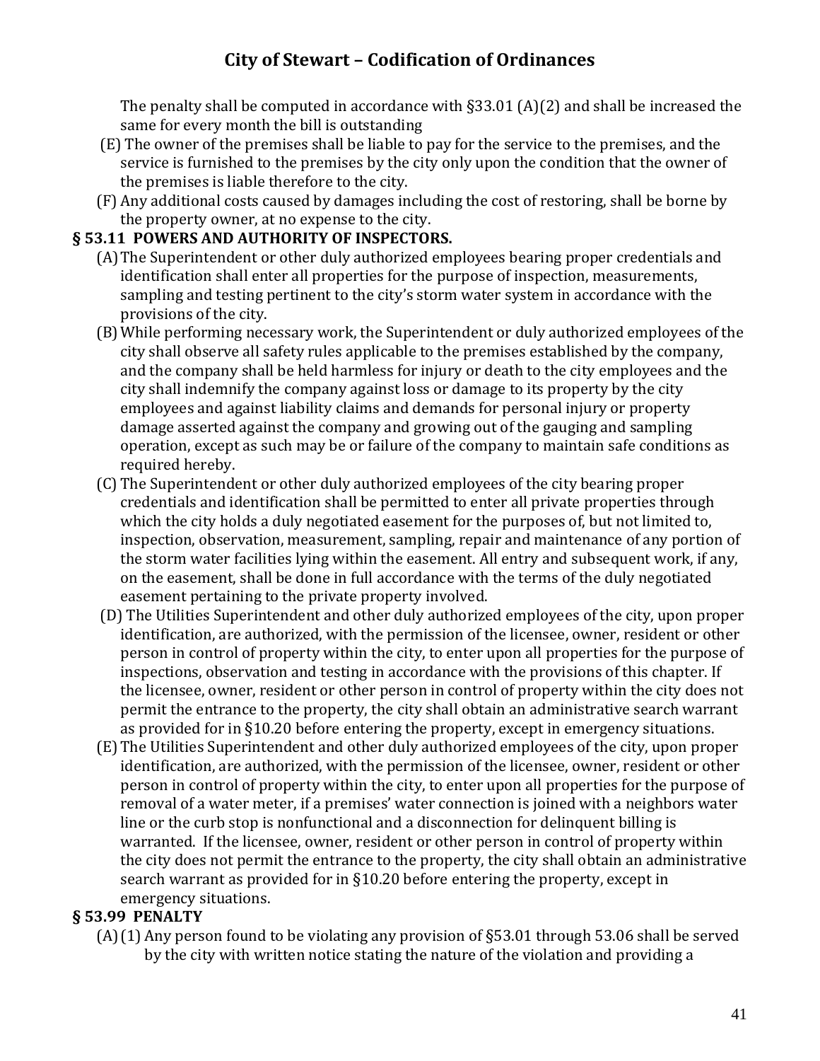The penalty shall be computed in accordance with §33.01 (A)(2) and shall be increased the same for every month the bill is outstanding

(E) The owner of the premises shall be liable to pay for the service to the premises, and the service is furnished to the premises by the city only upon the condition that the owner of the premises is liable therefore to the city.

(F) Any additional costs caused by damages including the cost of restoring, shall be borne by the property owner, at no expense to the city.

## § 53.11 POWERS AND AUTHORITY OF INSPECTORS.

(A) The Superintendent or other duly authorized employees bearing proper credentials and identification shall enter all properties for the purpose of inspection, measurements, sampling and testing pertinent to the city's storm water system in accordance with the provisions of the city.

(B) While performing necessary work, the Superintendent or duly authorized employees of the city shall observe all safety rules applicable to the premises established by the company, and the company shall be held harmless for injury or death to the city employees and the city shall indemnify the company against loss or damage to its property by the city employees and against liability claims and demands for personal injury or property damage asserted against the company and growing out of the gauging and sampling operation, except as such may be or failure of the company to maintain safe conditions as required hereby.

(C) The Superintendent or other duly authorized employees of the city bearing proper credentials and identification shall be permitted to enter all private properties through which the city holds a duly negotiated easement for the purposes of, but not limited to, inspection, observation, measurement, sampling, repair and maintenance of any portion of the storm water facilities lying within the easement. All entry and subsequent work, if any, on the easement, shall be done in full accordance with the terms of the duly negotiated easement pertaining to the private property involved.

(D) The Utilities Superintendent and other duly authorized employees of the city, upon proper identification, are authorized, with the permission of the licensee, owner, resident or other person in control of property within the city, to enter upon all properties for the purpose of inspections, observation and testing in accordance with the provisions of this chapter. If the licensee, owner, resident or other person in control of property within the city does not permit the entrance to the property, the city shall obtain an administrative search warrant as provided for in §10.20 before entering the property, except in emergency situations.

(E) The Utilities Superintendent and other duly authorized employees of the city, upon proper identification, are authorized, with the permission of the licensee, owner, resident or other person in control of property within the city, to enter upon all properties for the purpose of removal of a water meter, if a premises' water connection is joined with a neighbors water line or the curb stop is nonfunctional and a disconnection for delinquent billing is warranted. If the licensee, owner, resident or other person in control of property within the city does not permit the entrance to the property, the city shall obtain an administrative search warrant as provided for in §10.20 before entering the property, except in emergency situations.

## § 53.99 PENALTY

(A) (1) Any person found to be violating any provision of §53.01 through 53.06 shall be served by the city with written notice stating the nature of the violation and providing a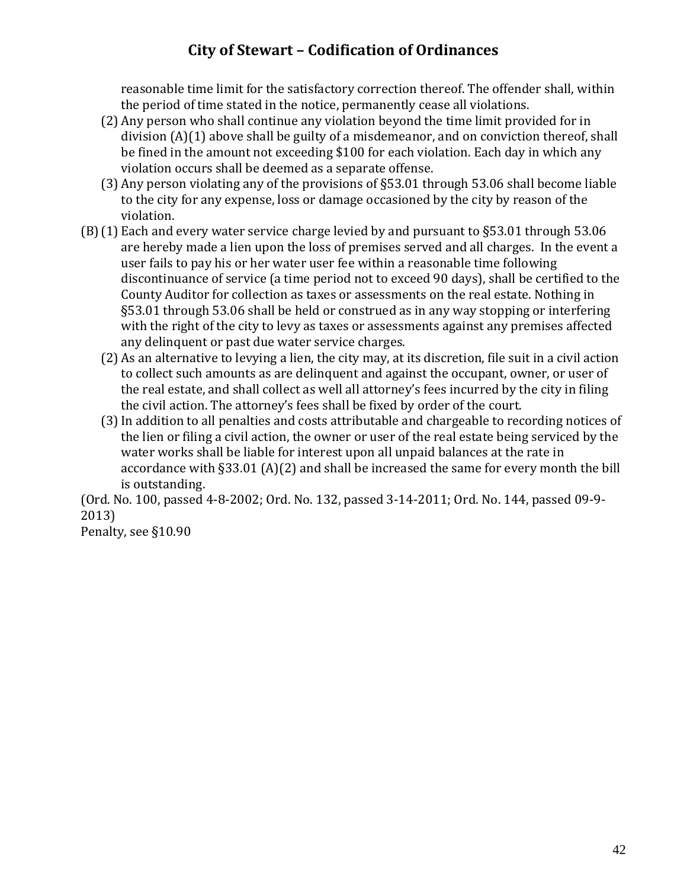reasonable time limit for the satisfactory correction thereof. The offender shall, within the period of time stated in the notice, permanently cease all violations.

(2) Any person who shall continue any violation beyond the time limit provided for in division (A)(1) above shall be guilty of a misdemeanor, and on conviction thereof, shall be fined in the amount not exceeding $100 for each violation. Each day in which any violation occurs shall be deemed as a separate offense.

(3) Any person violating any of the provisions of §53.01 through 53.06 shall become liable to the city for any expense, loss or damage occasioned by the city by reason of the violation.

(B) (1) Each and every water service charge levied by and pursuant to §53.01 through 53.06 are hereby made a lien upon the loss of premises served and all charges. In the event a user fails to pay his or her water user fee within a reasonable time following discontinuance of service (a time period not to exceed 90 days), shall be certified to the County Auditor for collection as taxes or assessments on the real estate. Nothing in §53.01 through 53.06 shall be held or construed as in any way stopping or interfering with the right of the city to levy as taxes or assessments against any premises affected any delinquent or past due water service charges.

(2) As an alternative to levying a lien, the city may, at its discretion, file suit in a civil action to collect such amounts as are delinquent and against the occupant, owner, or user of the real estate, and shall collect as well all attorney's fees incurred by the city in filing the civil action. The attorney's fees shall be fixed by order of the court.

(3) In addition to all penalties and costs attributable and chargeable to recording notices of the lien or filing a civil action, the owner or user of the real estate being serviced by the water works shall be liable for interest upon all unpaid balances at the rate in accordance with §33.01 (A)(2) and shall be increased the same for every month the bill is outstanding.

(Ord. No. 100, passed 4-8-2002; Ord. No. 132, passed 3-14-2011; Ord. No. 144, passed 09-9-2013)

Penalty, see §10.90